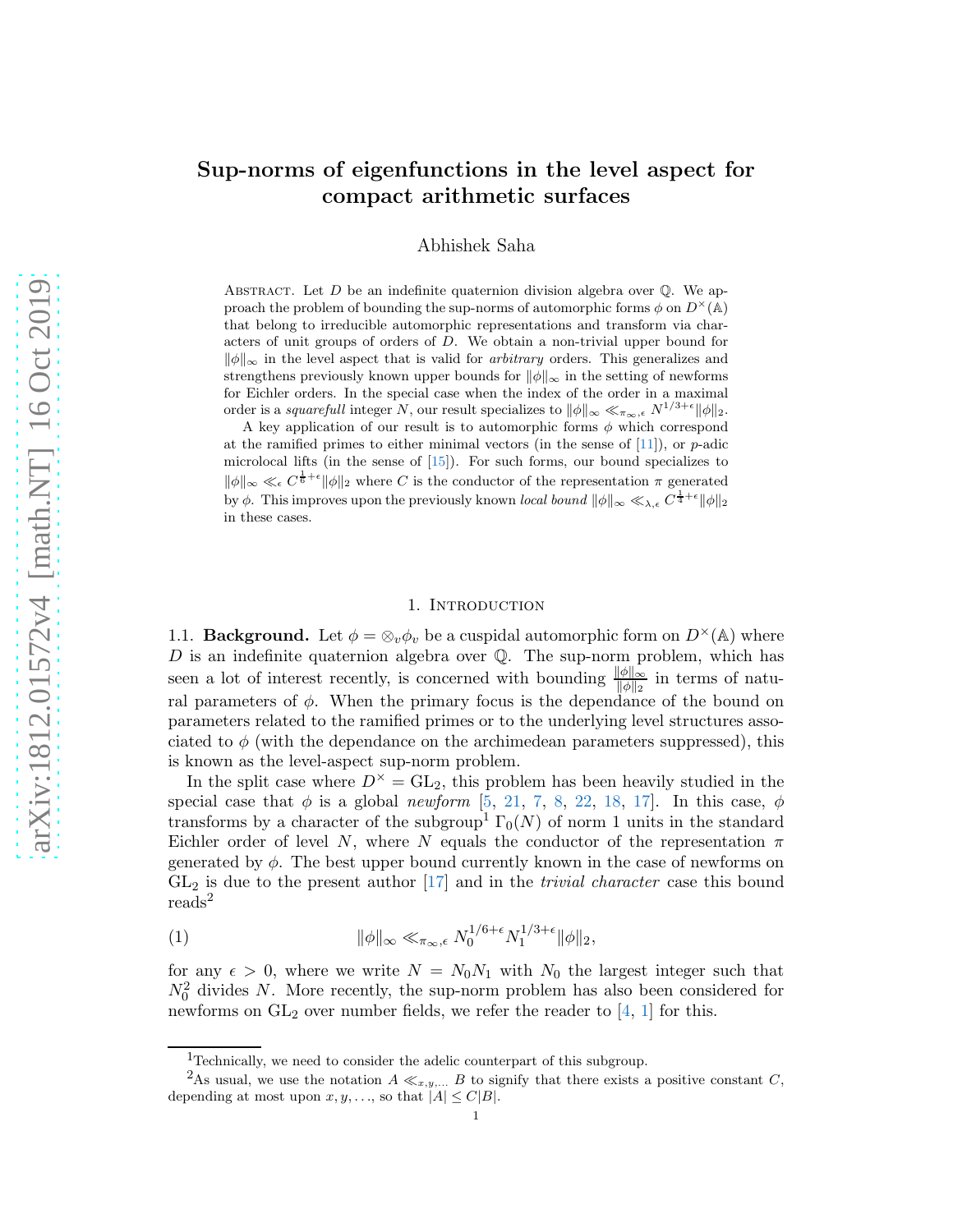# Sup-norms of eigenfunctions in the level aspect for compact arithmetic surfaces

Abhishek Saha

Abstract. Let $D$ be an indefinite quaternion division algebra over $\mathbb{Q}$. We approach the problem of bounding the sup-norms of automorphic forms $\phi$ on $D^\times(\mathbb{A})$ that belong to irreducible automorphic representations and transform via characters of unit groups of orders of $D$. We obtain a non-trivial upper bound for $\|\phi\|_\infty$ in the level aspect that is valid for *arbitrary* orders. This generalizes and strengthens previously known upper bounds for $\|\phi\|_\infty$ in the setting of newforms for Eichler orders. In the special case when the index of the order in a maximal order is a *squarefull* integer $N$, our result specializes to $\|\phi\|_\infty \ll_{\pi_\infty,\epsilon} N^{1/3+\epsilon}\|\phi\|_2$.

A key application of our result is to automorphic forms $\phi$ which correspond at the ramified primes to either minimal vectors (in the sense of [11]), or $p$-adic microlocal lifts (in the sense of [15]). For such forms, our bound specializes to $\|\phi\|_\infty \ll_\epsilon C^{\frac{1}{6}+\epsilon}\|\phi\|_2$ where $C$ is the conductor of the representation $\pi$ generated by $\phi$. This improves upon the previously known *local bound* $\|\phi\|_\infty \ll_{\lambda,\epsilon} C^{\frac{1}{4}+\epsilon}\|\phi\|_2$ in these cases.

## 1. Introduction

**1.1. Background.** Let $\phi = \otimes_v \phi_v$ be a cuspidal automorphic form on $D^\times(\mathbb{A})$ where $D$ is an indefinite quaternion algebra over $\mathbb{Q}$. The sup-norm problem, which has seen a lot of interest recently, is concerned with bounding $\frac{\|\phi\|_\infty}{\|\phi\|_2}$ in terms of natural parameters of $\phi$. When the primary focus is the dependance of the bound on parameters related to the ramified primes or to the underlying level structures associated to $\phi$ (with the dependance on the archimedean parameters suppressed), this is known as the level-aspect sup-norm problem.

In the split case where $D^\times = \mathrm{GL}_2$, this problem has been heavily studied in the special case that $\phi$ is a global *newform* [5, 21, 7, 8, 22, 18, 17]. In this case, $\phi$ transforms by a character of the subgroup[1] $\Gamma_0(N)$ of norm 1 units in the standard Eichler order of level $N$, where $N$ equals the conductor of the representation $\pi$ generated by $\phi$. The best upper bound currently known in the case of newforms on $\mathrm{GL}_2$ is due to the present author [17] and in the *trivial character* case this bound reads[2]

$$\|\phi\|_\infty \ll_{\pi_\infty,\epsilon} N_0^{1/6+\epsilon} N_1^{1/3+\epsilon}\|\phi\|_2, \tag{1}$$

for any $\epsilon > 0$, where we write $N = N_0 N_1$ with $N_0$ the largest integer such that $N_0^2$ divides $N$. More recently, the sup-norm problem has also been considered for newforms on $\mathrm{GL}_2$ over number fields, we refer the reader to [4, 1] for this.

[1] Technically, we need to consider the adelic counterpart of this subgroup.

[2] As usual, we use the notation $A \ll_{x,y,\ldots} B$ to signify that there exists a positive constant $C$, depending at most upon $x, y, \ldots$, so that $|A| \le C|B|$.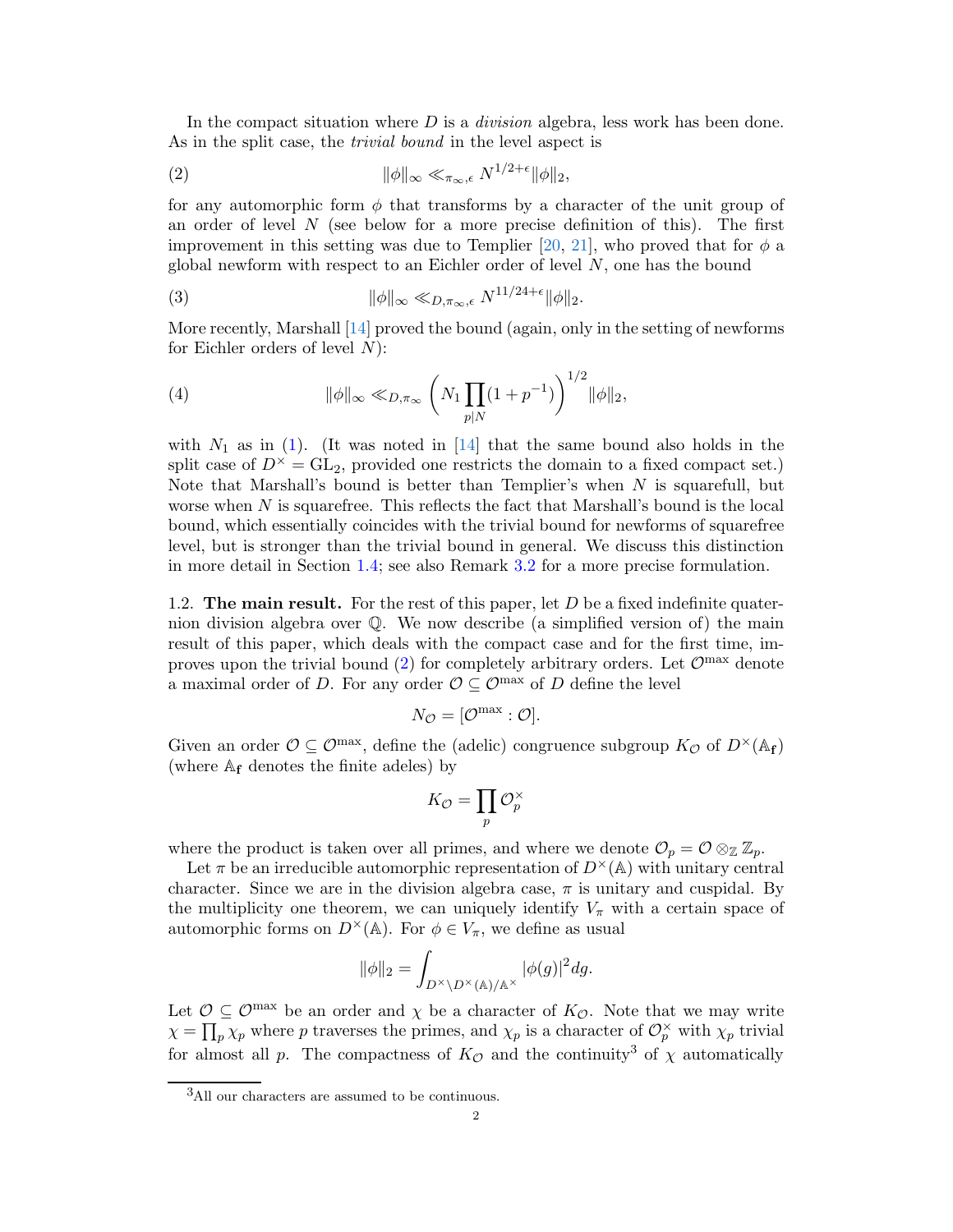In the compact situation where $D$ is a *division* algebra, less work has been done. As in the split case, the *trivial bound* in the level aspect is

$$\|\phi\|_\infty \ll_{\pi_\infty,\epsilon} N^{1/2+\epsilon}\|\phi\|_2, \tag{2}$$

for any automorphic form $\phi$ that transforms by a character of the unit group of an order of level $N$ (see below for a more precise definition of this). The first improvement in this setting was due to Templier [20, 21], who proved that for $\phi$ a global newform with respect to an Eichler order of level $N$, one has the bound

$$\|\phi\|_\infty \ll_{D,\pi_\infty,\epsilon} N^{11/24+\epsilon}\|\phi\|_2. \tag{3}$$

More recently, Marshall [14] proved the bound (again, only in the setting of newforms for Eichler orders of level $N$):

$$\|\phi\|_\infty \ll_{D,\pi_\infty} \left(N_1 \prod_{p|N}(1+p^{-1})\right)^{1/2}\|\phi\|_2, \tag{4}$$

with $N_1$ as in (1). (It was noted in [14] that the same bound also holds in the split case of $D^\times = \mathrm{GL}_2$, provided one restricts the domain to a fixed compact set.) Note that Marshall's bound is better than Templier's when $N$ is squarefull, but worse when $N$ is squarefree. This reflects the fact that Marshall's bound is the local bound, which essentially coincides with the trivial bound for newforms of squarefree level, but is stronger than the trivial bound in general. We discuss this distinction in more detail in Section 1.4; see also Remark 3.2 for a more precise formulation.

1.2. **The main result.** For the rest of this paper, let $D$ be a fixed indefinite quaternion division algebra over $\mathbb{Q}$. We now describe (a simplified version of) the main result of this paper, which deals with the compact case and for the first time, improves upon the trivial bound (2) for completely arbitrary orders. Let $\mathcal{O}^{\max}$ denote a maximal order of $D$. For any order $\mathcal{O} \subseteq \mathcal{O}^{\max}$ of $D$ define the level

$$N_{\mathcal{O}} = [\mathcal{O}^{\max} : \mathcal{O}].$$

Given an order $\mathcal{O} \subseteq \mathcal{O}^{\max}$, define the (adelic) congruence subgroup $K_{\mathcal{O}}$ of $D^\times(\mathbb{A}_{\mathbf{f}})$ (where $\mathbb{A}_{\mathbf{f}}$ denotes the finite adeles) by

$$K_{\mathcal{O}} = \prod_p \mathcal{O}_p^\times$$

where the product is taken over all primes, and where we denote $\mathcal{O}_p = \mathcal{O} \otimes_{\mathbb{Z}} \mathbb{Z}_p$.

Let $\pi$ be an irreducible automorphic representation of $D^\times(\mathbb{A})$ with unitary central character. Since we are in the division algebra case, $\pi$ is unitary and cuspidal. By the multiplicity one theorem, we can uniquely identify $V_\pi$ with a certain space of automorphic forms on $D^\times(\mathbb{A})$. For $\phi \in V_\pi$, we define as usual

$$\|\phi\|_2 = \int_{D^\times \backslash D^\times(\mathbb{A})/\mathbb{A}^\times} |\phi(g)|^2 dg.$$

Let $\mathcal{O} \subseteq \mathcal{O}^{\max}$ be an order and $\chi$ be a character of $K_{\mathcal{O}}$. Note that we may write $\chi = \prod_p \chi_p$ where $p$ traverses the primes, and $\chi_p$ is a character of $\mathcal{O}_p^\times$ with $\chi_p$ trivial for almost all $p$. The compactness of $K_{\mathcal{O}}$ and the continuity[3] of $\chi$ automatically

[3] All our characters are assumed to be continuous.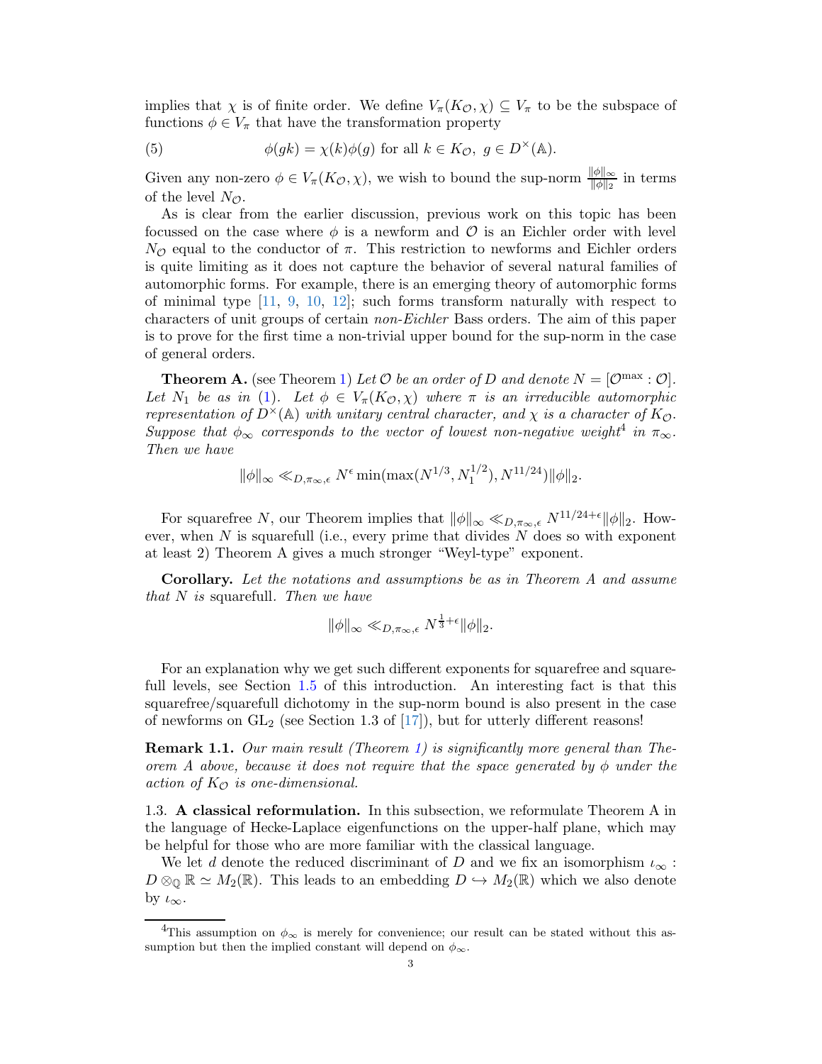implies that $\chi$ is of finite order. We define $V_\pi(K_\mathcal{O},\chi) \subseteq V_\pi$ to be the subspace of functions $\phi \in V_\pi$ that have the transformation property

$$\phi(gk) = \chi(k)\phi(g) \text{ for all } k \in K_\mathcal{O},\ g \in D^\times(\mathbb{A}). \tag{5}$$

Given any non-zero $\phi \in V_\pi(K_\mathcal{O},\chi)$, we wish to bound the sup-norm $\frac{\|\phi\|_\infty}{\|\phi\|_2}$ in terms of the level $N_\mathcal{O}$.

As is clear from the earlier discussion, previous work on this topic has been focussed on the case where $\phi$ is a newform and $\mathcal{O}$ is an Eichler order with level $N_\mathcal{O}$ equal to the conductor of $\pi$. This restriction to newforms and Eichler orders is quite limiting as it does not capture the behavior of several natural families of automorphic forms. For example, there is an emerging theory of automorphic forms of minimal type [11, 9, 10, 12]; such forms transform naturally with respect to characters of unit groups of certain *non-Eichler* Bass orders. The aim of this paper is to prove for the first time a non-trivial upper bound for the sup-norm in the case of general orders.

**Theorem A.** (see Theorem 1) *Let $\mathcal{O}$ be an order of $D$ and denote $N = [\mathcal{O}^{\max} : \mathcal{O}]$. Let $N_1$ be as in (1). Let $\phi \in V_\pi(K_\mathcal{O},\chi)$ where $\pi$ is an irreducible automorphic representation of $D^\times(\mathbb{A})$ with unitary central character, and $\chi$ is a character of $K_\mathcal{O}$. Suppose that $\phi_\infty$ corresponds to the vector of lowest non-negative weight*[4] *in $\pi_\infty$. Then we have*

$$\|\phi\|_\infty \ll_{D,\pi_\infty,\epsilon} N^\epsilon \min(\max(N^{1/3}, N_1^{1/2}), N^{11/24})\|\phi\|_2.$$

For squarefree $N$, our Theorem implies that $\|\phi\|_\infty \ll_{D,\pi_\infty,\epsilon} N^{11/24+\epsilon}\|\phi\|_2$. However, when $N$ is squarefull (i.e., every prime that divides $N$ does so with exponent at least 2) Theorem A gives a much stronger "Weyl-type" exponent.

**Corollary.** *Let the notations and assumptions be as in Theorem A and assume that $N$ is* squarefull. *Then we have*

$$\|\phi\|_\infty \ll_{D,\pi_\infty,\epsilon} N^{\frac{1}{3}+\epsilon}\|\phi\|_2.$$

For an explanation why we get such different exponents for squarefree and squarefull levels, see Section 1.5 of this introduction. An interesting fact is that this squarefree/squarefull dichotomy in the sup-norm bound is also present in the case of newforms on $\mathrm{GL}_2$ (see Section 1.3 of [17]), but for utterly different reasons!

**Remark 1.1.** *Our main result (Theorem 1) is significantly more general than Theorem A above, because it does not require that the space generated by $\phi$ under the action of $K_\mathcal{O}$ is one-dimensional.*

### 1.3. A classical reformulation.

In this subsection, we reformulate Theorem A in the language of Hecke-Laplace eigenfunctions on the upper-half plane, which may be helpful for those who are more familiar with the classical language.

We let $d$ denote the reduced discriminant of $D$ and we fix an isomorphism $\iota_\infty : D \otimes_\mathbb{Q} \mathbb{R} \simeq M_2(\mathbb{R})$. This leads to an embedding $D \hookrightarrow M_2(\mathbb{R})$ which we also denote by $\iota_\infty$.

[4] This assumption on $\phi_\infty$ is merely for convenience; our result can be stated without this assumption but then the implied constant will depend on $\phi_\infty$.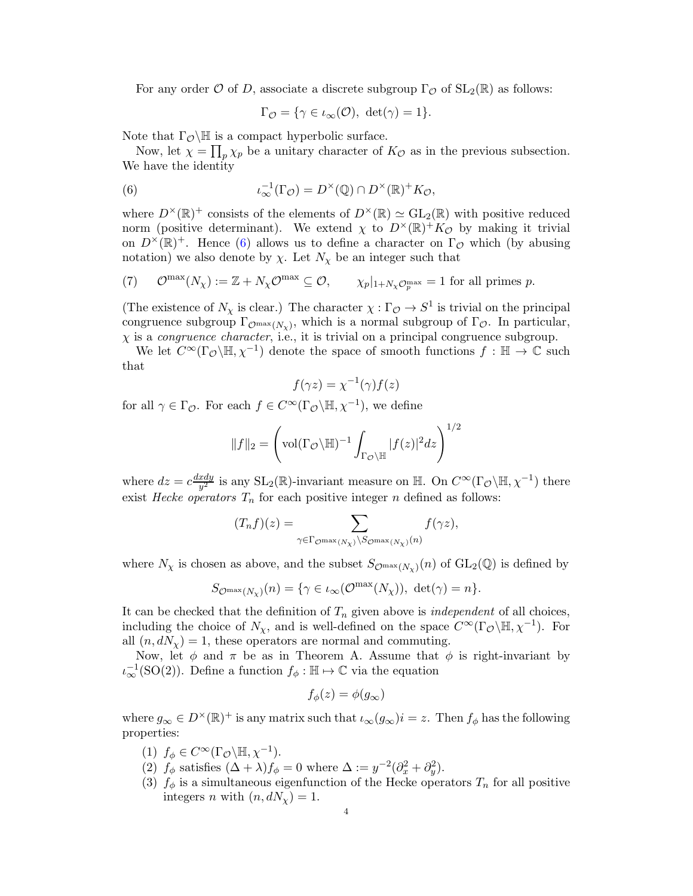For any order $\mathcal{O}$ of $D$, associate a discrete subgroup $\Gamma_{\mathcal{O}}$ of $\mathrm{SL}_2(\mathbb{R})$ as follows:

$$\Gamma_{\mathcal{O}} = \{\gamma \in \iota_\infty(\mathcal{O}),\ \det(\gamma) = 1\}.$$

Note that $\Gamma_{\mathcal{O}}\backslash\mathbb{H}$ is a compact hyperbolic surface.

Now, let $\chi = \prod_p \chi_p$ be a unitary character of $K_{\mathcal{O}}$ as in the previous subsection. We have the identity

$$\iota_\infty^{-1}(\Gamma_{\mathcal{O}}) = D^\times(\mathbb{Q}) \cap D^\times(\mathbb{R})^+ K_{\mathcal{O}}, \tag{6}$$

where $D^\times(\mathbb{R})^+$ consists of the elements of $D^\times(\mathbb{R}) \simeq \mathrm{GL}_2(\mathbb{R})$ with positive reduced norm (positive determinant). We extend $\chi$ to $D^\times(\mathbb{R})^+ K_{\mathcal{O}}$ by making it trivial on $D^\times(\mathbb{R})^+$. Hence (6) allows us to define a character on $\Gamma_{\mathcal{O}}$ which (by abusing notation) we also denote by $\chi$. Let $N_\chi$ be an integer such that

$$\mathcal{O}^{\max}(N_\chi) := \mathbb{Z} + N_\chi \mathcal{O}^{\max} \subseteq \mathcal{O}, \qquad \chi_p|_{1+N_\chi \mathcal{O}_p^{\max}} = 1 \text{ for all primes } p. \tag{7}$$

(The existence of $N_\chi$ is clear.) The character $\chi : \Gamma_{\mathcal{O}} \to S^1$ is trivial on the principal congruence subgroup $\Gamma_{\mathcal{O}^{\max}(N_\chi)}$, which is a normal subgroup of $\Gamma_{\mathcal{O}}$. In particular, $\chi$ is a *congruence character*, i.e., it is trivial on a principal congruence subgroup.

We let $C^\infty(\Gamma_{\mathcal{O}}\backslash\mathbb{H}, \chi^{-1})$ denote the space of smooth functions $f : \mathbb{H} \to \mathbb{C}$ such that

$$f(\gamma z) = \chi^{-1}(\gamma) f(z)$$

for all $\gamma \in \Gamma_{\mathcal{O}}$. For each $f \in C^\infty(\Gamma_{\mathcal{O}}\backslash\mathbb{H}, \chi^{-1})$, we define

$$\|f\|_2 = \left(\mathrm{vol}(\Gamma_{\mathcal{O}}\backslash\mathbb{H})^{-1} \int_{\Gamma_{\mathcal{O}}\backslash\mathbb{H}} |f(z)|^2 dz\right)^{1/2}$$

where $dz = c\frac{dxdy}{y^2}$ is any $\mathrm{SL}_2(\mathbb{R})$-invariant measure on $\mathbb{H}$. On $C^\infty(\Gamma_{\mathcal{O}}\backslash\mathbb{H}, \chi^{-1})$ there exist *Hecke operators* $T_n$ for each positive integer $n$ defined as follows:

$$(T_n f)(z) = \sum_{\gamma \in \Gamma_{\mathcal{O}^{\max}(N_\chi)} \backslash S_{\mathcal{O}^{\max}(N_\chi)}(n)} f(\gamma z),$$

where $N_\chi$ is chosen as above, and the subset $S_{\mathcal{O}^{\max}(N_\chi)}(n)$ of $\mathrm{GL}_2(\mathbb{Q})$ is defined by

$$S_{\mathcal{O}^{\max}(N_\chi)}(n) = \{\gamma \in \iota_\infty(\mathcal{O}^{\max}(N_\chi)),\ \det(\gamma) = n\}.$$

It can be checked that the definition of $T_n$ given above is *independent* of all choices, including the choice of $N_\chi$, and is well-defined on the space $C^\infty(\Gamma_{\mathcal{O}}\backslash\mathbb{H}, \chi^{-1})$. For all $(n, dN_\chi) = 1$, these operators are normal and commuting.

Now, let $\phi$ and $\pi$ be as in Theorem A. Assume that $\phi$ is right-invariant by $\iota_\infty^{-1}(\mathrm{SO}(2))$. Define a function $f_\phi : \mathbb{H} \mapsto \mathbb{C}$ via the equation

$$f_\phi(z) = \phi(g_\infty)$$

where $g_\infty \in D^\times(\mathbb{R})^+$ is any matrix such that $\iota_\infty(g_\infty)i = z$. Then $f_\phi$ has the following properties:

1. $f_\phi \in C^\infty(\Gamma_{\mathcal{O}}\backslash\mathbb{H}, \chi^{-1})$.
2. $f_\phi$ satisfies $(\Delta + \lambda) f_\phi = 0$ where $\Delta := y^{-2}(\partial_x^2 + \partial_y^2)$.
3. $f_\phi$ is a simultaneous eigenfunction of the Hecke operators $T_n$ for all positive integers $n$ with $(n, dN_\chi) = 1$.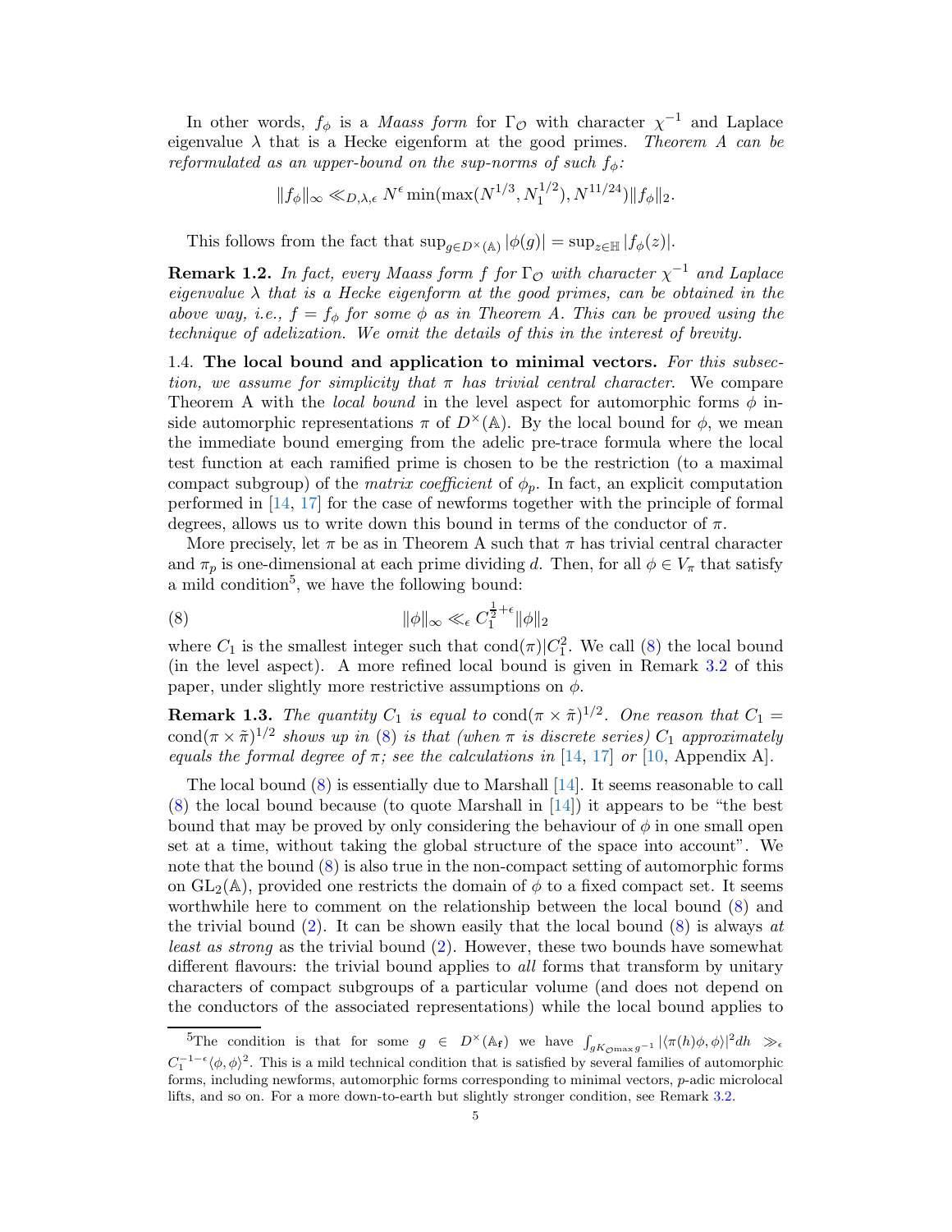In other words, $f_\phi$ is a *Maass form* for $\Gamma_{\mathcal{O}}$ with character $\chi^{-1}$ and Laplace eigenvalue $\lambda$ that is a Hecke eigenform at the good primes. *Theorem A can be reformulated as an upper-bound on the sup-norms of such* $f_\phi$*:*

$$\|f_\phi\|_\infty \ll_{D,\lambda,\epsilon} N^\epsilon \min(\max(N^{1/3}, N_1^{1/2}), N^{11/24})\|f_\phi\|_2.$$

This follows from the fact that $\sup_{g\in D^\times(\mathbb{A})}|\phi(g)| = \sup_{z\in\mathbb{H}}|f_\phi(z)|$.

**Remark 1.2.** *In fact, every Maass form $f$ for $\Gamma_{\mathcal{O}}$ with character $\chi^{-1}$ and Laplace eigenvalue $\lambda$ that is a Hecke eigenform at the good primes, can be obtained in the above way, i.e., $f = f_\phi$ for some $\phi$ as in Theorem A. This can be proved using the technique of adelization. We omit the details of this in the interest of brevity.*

1.4. **The local bound and application to minimal vectors.** *For this subsection, we assume for simplicity that $\pi$ has trivial central character.* We compare Theorem A with the *local bound* in the level aspect for automorphic forms $\phi$ inside automorphic representations $\pi$ of $D^\times(\mathbb{A})$. By the local bound for $\phi$, we mean the immediate bound emerging from the adelic pre-trace formula where the local test function at each ramified prime is chosen to be the restriction (to a maximal compact subgroup) of the *matrix coefficient* of $\phi_p$. In fact, an explicit computation performed in [14, 17] for the case of newforms together with the principle of formal degrees, allows us to write down this bound in terms of the conductor of $\pi$.

More precisely, let $\pi$ be as in Theorem A such that $\pi$ has trivial central character and $\pi_p$ is one-dimensional at each prime dividing $d$. Then, for all $\phi \in V_\pi$ that satisfy a mild condition[5], we have the following bound:

$$\|\phi\|_\infty \ll_\epsilon C_1^{\frac{1}{2}+\epsilon}\|\phi\|_2 \tag{8}$$

where $C_1$ is the smallest integer such that $\mathrm{cond}(\pi)|C_1^2$. We call (8) the local bound (in the level aspect). A more refined local bound is given in Remark 3.2 of this paper, under slightly more restrictive assumptions on $\phi$.

**Remark 1.3.** *The quantity $C_1$ is equal to $\mathrm{cond}(\pi\times\tilde{\pi})^{1/2}$. One reason that $C_1 = \mathrm{cond}(\pi\times\tilde{\pi})^{1/2}$ shows up in (8) is that (when $\pi$ is discrete series) $C_1$ approximately equals the formal degree of $\pi$; see the calculations in* [14, 17] *or* [10, Appendix A].

The local bound (8) is essentially due to Marshall [14]. It seems reasonable to call (8) the local bound because (to quote Marshall in [14]) it appears to be "the best bound that may be proved by only considering the behaviour of $\phi$ in one small open set at a time, without taking the global structure of the space into account". We note that the bound (8) is also true in the non-compact setting of automorphic forms on $\mathrm{GL}_2(\mathbb{A})$, provided one restricts the domain of $\phi$ to a fixed compact set. It seems worthwhile here to comment on the relationship between the local bound (8) and the trivial bound (2). It can be shown easily that the local bound (8) is always *at least as strong* as the trivial bound (2). However, these two bounds have somewhat different flavours: the trivial bound applies to *all* forms that transform by unitary characters of compact subgroups of a particular volume (and does not depend on the conductors of the associated representations) while the local bound applies to

[5] The condition is that for some $g \in D^\times(\mathbb{A}_\mathbf{f})$ we have $\int_{gK_{\mathcal{O}_{\max}}g^{-1}}|\langle\pi(h)\phi,\phi\rangle|^2dh \gg_\epsilon C_1^{-1-\epsilon}\langle\phi,\phi\rangle^2$. This is a mild technical condition that is satisfied by several families of automorphic forms, including newforms, automorphic forms corresponding to minimal vectors, $p$-adic microlocal lifts, and so on. For a more down-to-earth but slightly stronger condition, see Remark 3.2.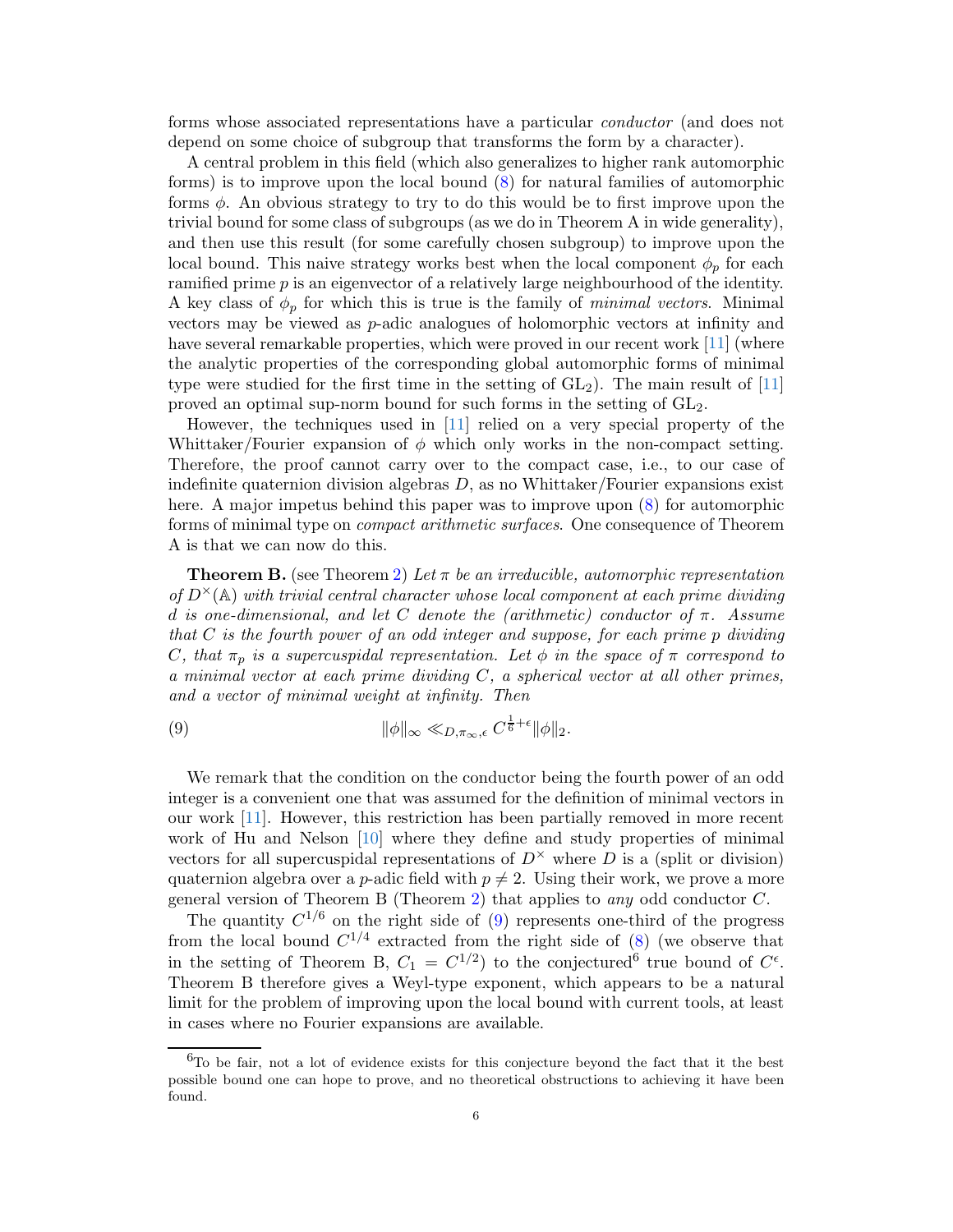forms whose associated representations have a particular *conductor* (and does not depend on some choice of subgroup that transforms the form by a character).

A central problem in this field (which also generalizes to higher rank automorphic forms) is to improve upon the local bound (8) for natural families of automorphic forms $\phi$. An obvious strategy to try to do this would be to first improve upon the trivial bound for some class of subgroups (as we do in Theorem A in wide generality), and then use this result (for some carefully chosen subgroup) to improve upon the local bound. This naive strategy works best when the local component $\phi_p$ for each ramified prime $p$ is an eigenvector of a relatively large neighbourhood of the identity. A key class of $\phi_p$ for which this is true is the family of *minimal vectors*. Minimal vectors may be viewed as $p$-adic analogues of holomorphic vectors at infinity and have several remarkable properties, which were proved in our recent work [11] (where the analytic properties of the corresponding global automorphic forms of minimal type were studied for the first time in the setting of $\mathrm{GL}_2$). The main result of [11] proved an optimal sup-norm bound for such forms in the setting of $\mathrm{GL}_2$.

However, the techniques used in [11] relied on a very special property of the Whittaker/Fourier expansion of $\phi$ which only works in the non-compact setting. Therefore, the proof cannot carry over to the compact case, i.e., to our case of indefinite quaternion division algebras $D$, as no Whittaker/Fourier expansions exist here. A major impetus behind this paper was to improve upon (8) for automorphic forms of minimal type on *compact arithmetic surfaces*. One consequence of Theorem A is that we can now do this.

**Theorem B.** (see Theorem 2) *Let $\pi$ be an irreducible, automorphic representation of $D^\times(\mathbb{A})$ with trivial central character whose local component at each prime dividing $d$ is one-dimensional, and let $C$ denote the (arithmetic) conductor of $\pi$. Assume that $C$ is the fourth power of an odd integer and suppose, for each prime $p$ dividing $C$, that $\pi_p$ is a supercuspidal representation. Let $\phi$ in the space of $\pi$ correspond to a minimal vector at each prime dividing $C$, a spherical vector at all other primes, and a vector of minimal weight at infinity. Then*

$$\|\phi\|_\infty \ll_{D,\pi_\infty,\epsilon} C^{\frac{1}{6}+\epsilon}\|\phi\|_2. \tag{9}$$

We remark that the condition on the conductor being the fourth power of an odd integer is a convenient one that was assumed for the definition of minimal vectors in our work [11]. However, this restriction has been partially removed in more recent work of Hu and Nelson [10] where they define and study properties of minimal vectors for all supercuspidal representations of $D^\times$ where $D$ is a (split or division) quaternion algebra over a $p$-adic field with $p \neq 2$. Using their work, we prove a more general version of Theorem B (Theorem 2) that applies to *any* odd conductor $C$.

The quantity $C^{1/6}$ on the right side of (9) represents one-third of the progress from the local bound $C^{1/4}$ extracted from the right side of (8) (we observe that in the setting of Theorem B, $C_1 = C^{1/2}$) to the conjectured[6] true bound of $C^\epsilon$. Theorem B therefore gives a Weyl-type exponent, which appears to be a natural limit for the problem of improving upon the local bound with current tools, at least in cases where no Fourier expansions are available.

[6] To be fair, not a lot of evidence exists for this conjecture beyond the fact that it the best possible bound one can hope to prove, and no theoretical obstructions to achieving it have been found.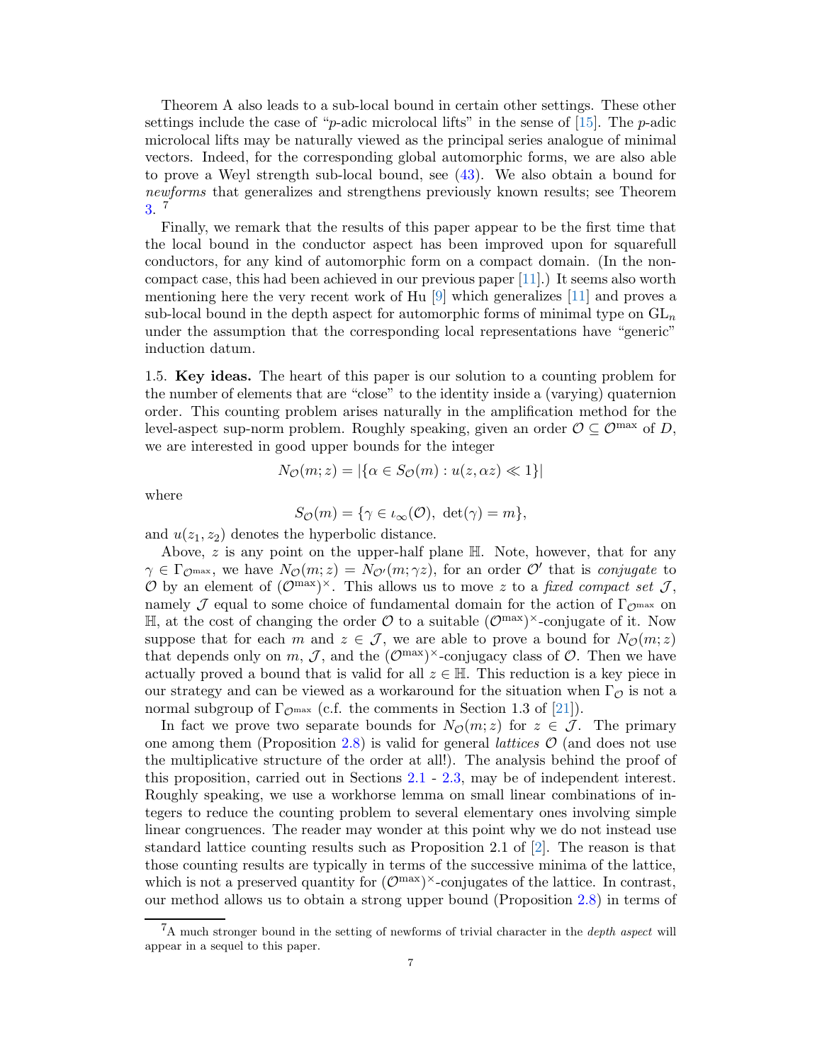Theorem A also leads to a sub-local bound in certain other settings. These other settings include the case of "$p$-adic microlocal lifts" in the sense of [15]. The $p$-adic microlocal lifts may be naturally viewed as the principal series analogue of minimal vectors. Indeed, for the corresponding global automorphic forms, we are also able to prove a Weyl strength sub-local bound, see (43). We also obtain a bound for *newforms* that generalizes and strengthens previously known results; see Theorem 3. [7]

Finally, we remark that the results of this paper appear to be the first time that the local bound in the conductor aspect has been improved upon for squarefull conductors, for any kind of automorphic form on a compact domain. (In the non-compact case, this had been achieved in our previous paper [11].) It seems also worth mentioning here the very recent work of Hu [9] which generalizes [11] and proves a sub-local bound in the depth aspect for automorphic forms of minimal type on $\mathrm{GL}_n$ under the assumption that the corresponding local representations have "generic" induction datum.

1.5. **Key ideas.** The heart of this paper is our solution to a counting problem for the number of elements that are "close" to the identity inside a (varying) quaternion order. This counting problem arises naturally in the amplification method for the level-aspect sup-norm problem. Roughly speaking, given an order $\mathcal{O} \subseteq \mathcal{O}^{\max}$ of $D$, we are interested in good upper bounds for the integer

$$N_{\mathcal{O}}(m; z) = |\{\alpha \in S_{\mathcal{O}}(m) : u(z, \alpha z) \ll 1\}|$$

where

$$S_{\mathcal{O}}(m) = \{\gamma \in \iota_\infty(\mathcal{O}),\ \det(\gamma) = m\},$$

and $u(z_1, z_2)$ denotes the hyperbolic distance.

Above, $z$ is any point on the upper-half plane $\mathbb{H}$. Note, however, that for any $\gamma \in \Gamma_{\mathcal{O}^{\max}}$, we have $N_{\mathcal{O}}(m; z) = N_{\mathcal{O}'}(m; \gamma z)$, for an order $\mathcal{O}'$ that is *conjugate* to $\mathcal{O}$ by an element of $(\mathcal{O}^{\max})^\times$. This allows us to move $z$ to a *fixed compact set* $\mathcal{J}$, namely $\mathcal{J}$ equal to some choice of fundamental domain for the action of $\Gamma_{\mathcal{O}^{\max}}$ on $\mathbb{H}$, at the cost of changing the order $\mathcal{O}$ to a suitable $(\mathcal{O}^{\max})^\times$-conjugate of it. Now suppose that for each $m$ and $z \in \mathcal{J}$, we are able to prove a bound for $N_{\mathcal{O}}(m; z)$ that depends only on $m$, $\mathcal{J}$, and the $(\mathcal{O}^{\max})^\times$-conjugacy class of $\mathcal{O}$. Then we have actually proved a bound that is valid for all $z \in \mathbb{H}$. This reduction is a key piece in our strategy and can be viewed as a workaround for the situation when $\Gamma_{\mathcal{O}}$ is not a normal subgroup of $\Gamma_{\mathcal{O}^{\max}}$ (c.f. the comments in Section 1.3 of [21]).

In fact we prove two separate bounds for $N_{\mathcal{O}}(m; z)$ for $z \in \mathcal{J}$. The primary one among them (Proposition 2.8) is valid for general *lattices* $\mathcal{O}$ (and does not use the multiplicative structure of the order at all!). The analysis behind the proof of this proposition, carried out in Sections 2.1 - 2.3, may be of independent interest. Roughly speaking, we use a workhorse lemma on small linear combinations of integers to reduce the counting problem to several elementary ones involving simple linear congruences. The reader may wonder at this point why we do not instead use standard lattice counting results such as Proposition 2.1 of [2]. The reason is that those counting results are typically in terms of the successive minima of the lattice, which is not a preserved quantity for $(\mathcal{O}^{\max})^\times$-conjugates of the lattice. In contrast, our method allows us to obtain a strong upper bound (Proposition 2.8) in terms of

[7] A much stronger bound in the setting of newforms of trivial character in the *depth aspect* will appear in a sequel to this paper.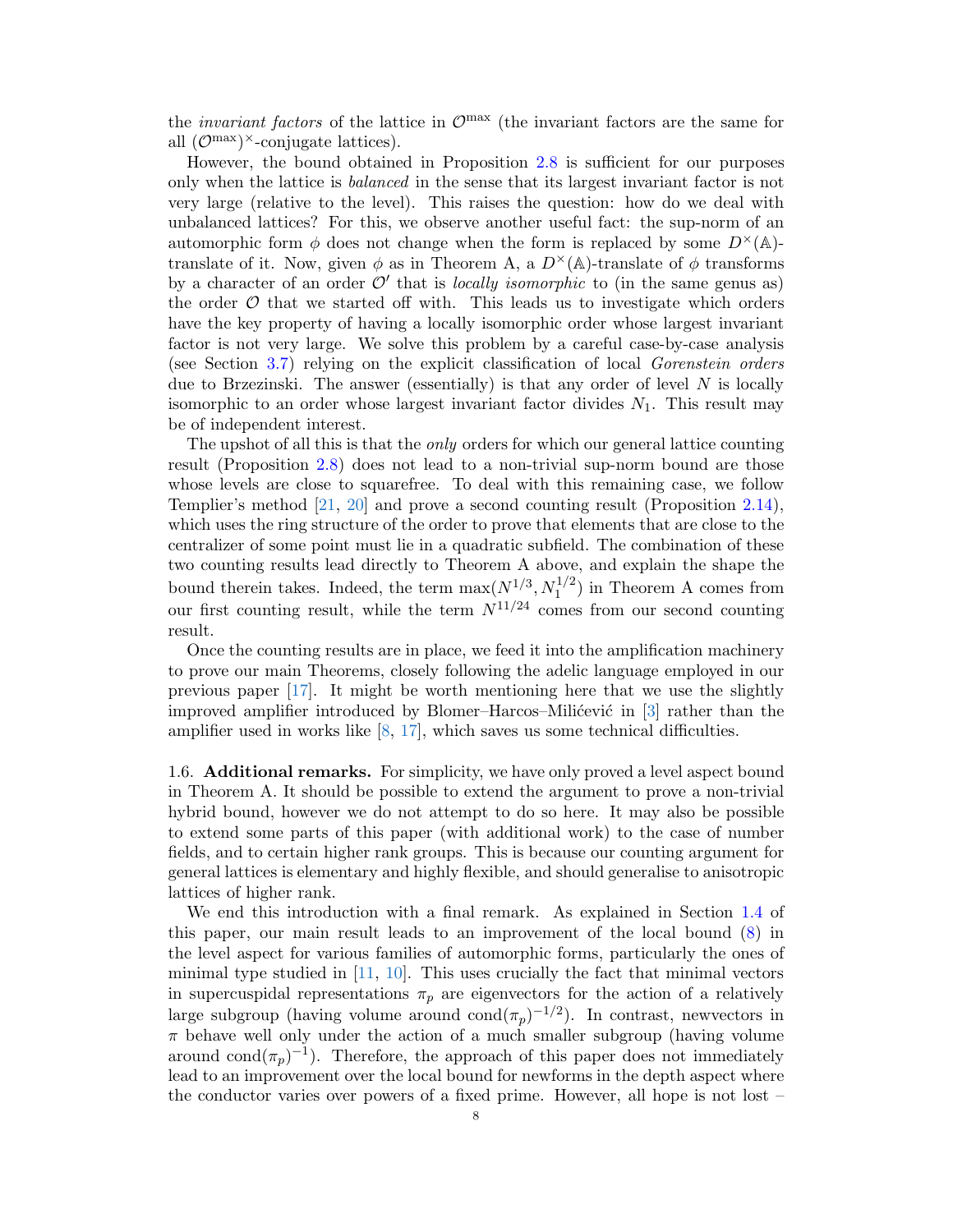the *invariant factors* of the lattice in $\mathcal{O}^{\max}$ (the invariant factors are the same for all $(\mathcal{O}^{\max})^\times$-conjugate lattices).

However, the bound obtained in Proposition 2.8 is sufficient for our purposes only when the lattice is *balanced* in the sense that its largest invariant factor is not very large (relative to the level). This raises the question: how do we deal with unbalanced lattices? For this, we observe another useful fact: the sup-norm of an automorphic form $\phi$ does not change when the form is replaced by some $D^\times(\mathbb{A})$-translate of it. Now, given $\phi$ as in Theorem A, a $D^\times(\mathbb{A})$-translate of $\phi$ transforms by a character of an order $\mathcal{O}'$ that is *locally isomorphic* to (in the same genus as) the order $\mathcal{O}$ that we started off with. This leads us to investigate which orders have the key property of having a locally isomorphic order whose largest invariant factor is not very large. We solve this problem by a careful case-by-case analysis (see Section 3.7) relying on the explicit classification of local *Gorenstein orders* due to Brzezinski. The answer (essentially) is that any order of level $N$ is locally isomorphic to an order whose largest invariant factor divides $N_1$. This result may be of independent interest.

The upshot of all this is that the *only* orders for which our general lattice counting result (Proposition 2.8) does not lead to a non-trivial sup-norm bound are those whose levels are close to squarefree. To deal with this remaining case, we follow Templier's method [21, 20] and prove a second counting result (Proposition 2.14), which uses the ring structure of the order to prove that elements that are close to the centralizer of some point must lie in a quadratic subfield. The combination of these two counting results lead directly to Theorem A above, and explain the shape the bound therein takes. Indeed, the term $\max(N^{1/3}, N_1^{1/2})$ in Theorem A comes from our first counting result, while the term $N^{11/24}$ comes from our second counting result.

Once the counting results are in place, we feed it into the amplification machinery to prove our main Theorems, closely following the adelic language employed in our previous paper [17]. It might be worth mentioning here that we use the slightly improved amplifier introduced by Blomer–Harcos–Milićević in [3] rather than the amplifier used in works like [8, 17], which saves us some technical difficulties.

1.6. **Additional remarks.** For simplicity, we have only proved a level aspect bound in Theorem A. It should be possible to extend the argument to prove a non-trivial hybrid bound, however we do not attempt to do so here. It may also be possible to extend some parts of this paper (with additional work) to the case of number fields, and to certain higher rank groups. This is because our counting argument for general lattices is elementary and highly flexible, and should generalise to anisotropic lattices of higher rank.

We end this introduction with a final remark. As explained in Section 1.4 of this paper, our main result leads to an improvement of the local bound (8) in the level aspect for various families of automorphic forms, particularly the ones of minimal type studied in [11, 10]. This uses crucially the fact that minimal vectors in supercuspidal representations $\pi_p$ are eigenvectors for the action of a relatively large subgroup (having volume around $\mathrm{cond}(\pi_p)^{-1/2}$). In contrast, newvectors in $\pi$ behave well only under the action of a much smaller subgroup (having volume around $\mathrm{cond}(\pi_p)^{-1}$). Therefore, the approach of this paper does not immediately lead to an improvement over the local bound for newforms in the depth aspect where the conductor varies over powers of a fixed prime. However, all hope is not lost –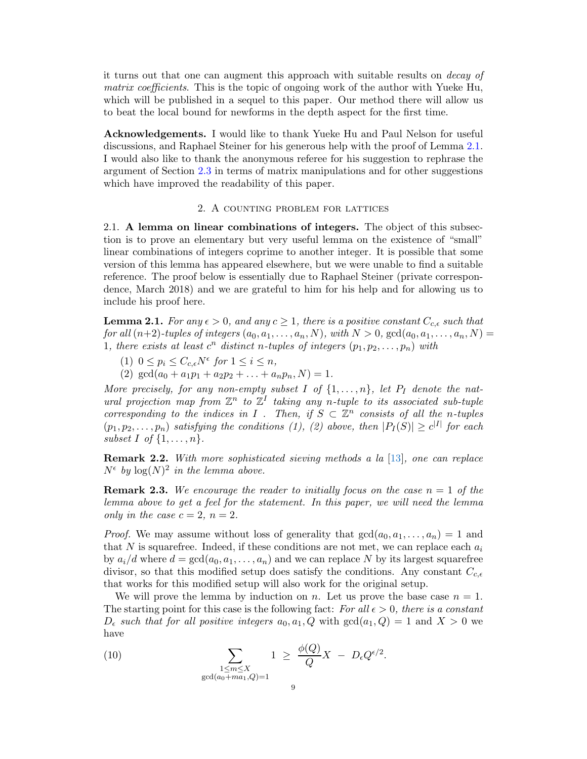it turns out that one can augment this approach with suitable results on *decay of matrix coefficients*. This is the topic of ongoing work of the author with Yueke Hu, which will be published in a sequel to this paper. Our method there will allow us to beat the local bound for newforms in the depth aspect for the first time.

**Acknowledgements.** I would like to thank Yueke Hu and Paul Nelson for useful discussions, and Raphael Steiner for his generous help with the proof of Lemma 2.1. I would also like to thank the anonymous referee for his suggestion to rephrase the argument of Section 2.3 in terms of matrix manipulations and for other suggestions which have improved the readability of this paper.

## 2. A counting problem for lattices

**2.1. A lemma on linear combinations of integers.** The object of this subsection is to prove an elementary but very useful lemma on the existence of "small" linear combinations of integers coprime to another integer. It is possible that some version of this lemma has appeared elsewhere, but we were unable to find a suitable reference. The proof below is essentially due to Raphael Steiner (private correspondence, March 2018) and we are grateful to him for his help and for allowing us to include his proof here.

**Lemma 2.1.** *For any $\epsilon > 0$, and any $c \geq 1$, there is a positive constant $C_{c,\epsilon}$ such that for all $(n+2)$-tuples of integers $(a_0, a_1, \ldots, a_n, N)$, with $N > 0$, $\gcd(a_0, a_1, \ldots, a_n, N) = 1$, there exists at least $c^n$ distinct $n$-tuples of integers $(p_1, p_2, \ldots, p_n)$ with*

1. *$0 \leq p_i \leq C_{c,\epsilon} N^\epsilon$ for $1 \leq i \leq n$,*
2. *$\gcd(a_0 + a_1 p_1 + a_2 p_2 + \ldots + a_n p_n, N) = 1$.*

*More precisely, for any non-empty subset $I$ of $\{1, \ldots, n\}$, let $P_I$ denote the natural projection map from $\mathbb{Z}^n$ to $\mathbb{Z}^I$ taking any $n$-tuple to its associated sub-tuple corresponding to the indices in $I$. Then, if $S \subset \mathbb{Z}^n$ consists of all the $n$-tuples $(p_1, p_2, \ldots, p_n)$ satisfying the conditions (1), (2) above, then $|P_I(S)| \geq c^{|I|}$ for each subset $I$ of $\{1, \ldots, n\}$.*

**Remark 2.2.** *With more sophisticated sieving methods a la [13], one can replace $N^\epsilon$ by $\log(N)^2$ in the lemma above.*

**Remark 2.3.** *We encourage the reader to initially focus on the case $n = 1$ of the lemma above to get a feel for the statement. In this paper, we will need the lemma only in the case $c = 2$, $n = 2$.*

*Proof.* We may assume without loss of generality that $\gcd(a_0, a_1, \ldots, a_n) = 1$ and that $N$ is squarefree. Indeed, if these conditions are not met, we can replace each $a_i$ by $a_i/d$ where $d = \gcd(a_0, a_1, \ldots, a_n)$ and we can replace $N$ by its largest squarefree divisor, so that this modified setup does satisfy the conditions. Any constant $C_{c,\epsilon}$ that works for this modified setup will also work for the original setup.

We will prove the lemma by induction on $n$. Let us prove the base case $n = 1$. The starting point for this case is the following fact: *For all $\epsilon > 0$, there is a constant $D_\epsilon$ such that for all positive integers $a_0, a_1, Q$* with $\gcd(a_1, Q) = 1$ and $X > 0$ we have

$$\sum_{\substack{1 \leq m \leq X \\ \gcd(a_0 + m a_1, Q) = 1}} 1 \ \geq \ \frac{\phi(Q)}{Q} X \ - \ D_\epsilon Q^{\epsilon/2}. \tag{10}$$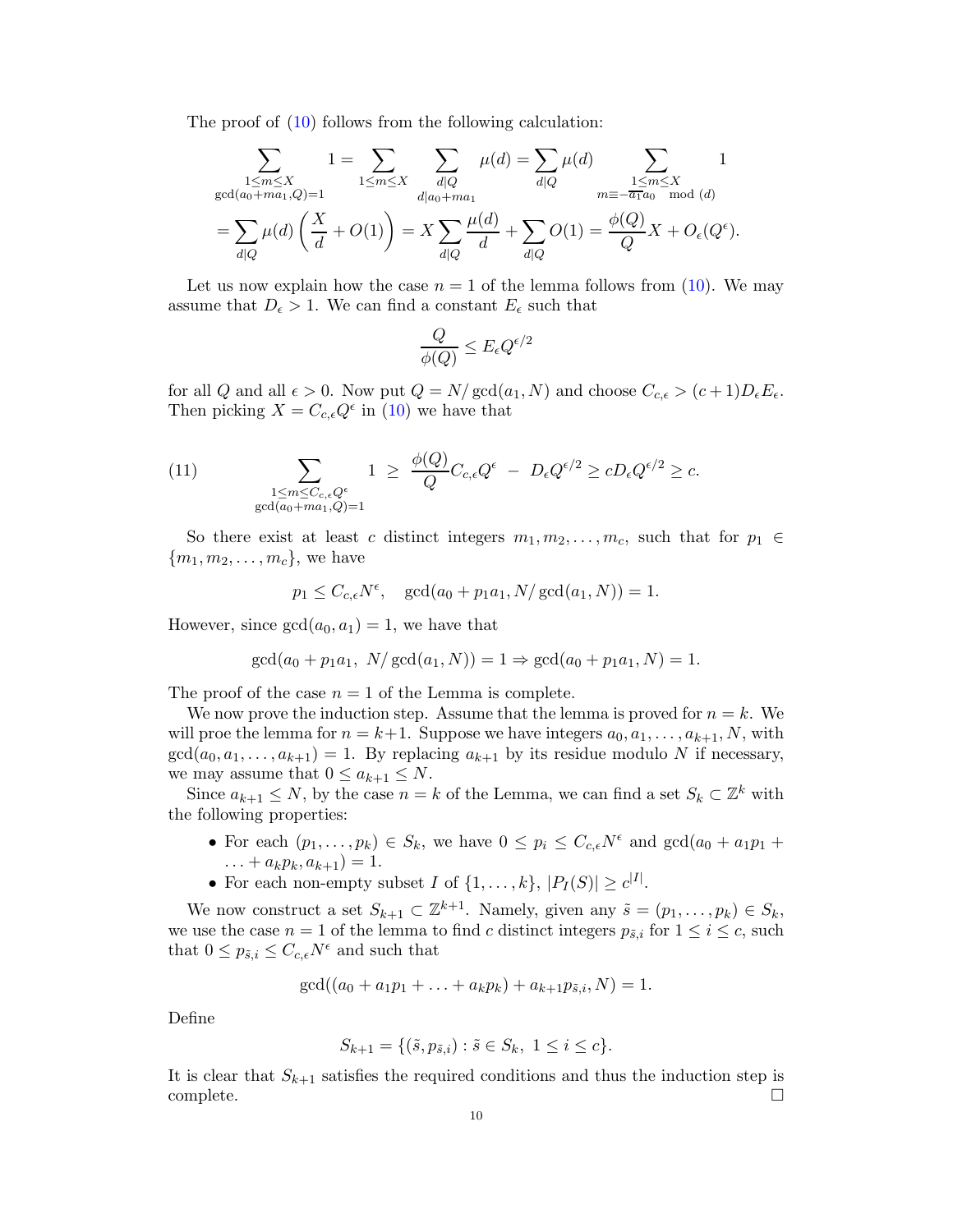The proof of (10) follows from the following calculation:

$$\sum_{\substack{1\le m\le X\\ \gcd(a_0+ma_1,Q)=1}} 1 = \sum_{1\le m\le X} \sum_{\substack{d|Q\\ d|a_0+ma_1}} \mu(d) = \sum_{d|Q}\mu(d) \sum_{\substack{1\le m\le X\\ m\equiv -\overline{a_1}a_0 \mod (d)}} 1$$

$$= \sum_{d|Q}\mu(d)\left(\frac{X}{d}+O(1)\right) = X\sum_{d|Q}\frac{\mu(d)}{d} + \sum_{d|Q}O(1) = \frac{\phi(Q)}{Q}X + O_\epsilon(Q^\epsilon).$$

Let us now explain how the case $n=1$ of the lemma follows from (10). We may assume that $D_\epsilon > 1$. We can find a constant $E_\epsilon$ such that

$$\frac{Q}{\phi(Q)} \le E_\epsilon Q^{\epsilon/2}$$

for all $Q$ and all $\epsilon > 0$. Now put $Q = N/\gcd(a_1,N)$ and choose $C_{c,\epsilon} > (c+1)D_\epsilon E_\epsilon$. Then picking $X = C_{c,\epsilon}Q^\epsilon$ in (10) we have that

$$\sum_{\substack{1\le m\le C_{c,\epsilon}Q^\epsilon\\ \gcd(a_0+ma_1,Q)=1}} 1 \;\ge\; \frac{\phi(Q)}{Q}C_{c,\epsilon}Q^\epsilon \;-\; D_\epsilon Q^{\epsilon/2} \ge cD_\epsilon Q^{\epsilon/2} \ge c. \tag{11}$$

So there exist at least $c$ distinct integers $m_1, m_2, \ldots, m_c$, such that for $p_1 \in \{m_1, m_2, \ldots, m_c\}$, we have

$$p_1 \le C_{c,\epsilon}N^\epsilon, \quad \gcd(a_0 + p_1a_1, N/\gcd(a_1,N)) = 1.$$

However, since $\gcd(a_0,a_1) = 1$, we have that

$$\gcd(a_0 + p_1a_1,\ N/\gcd(a_1,N)) = 1 \Rightarrow \gcd(a_0 + p_1a_1, N) = 1.$$

The proof of the case $n=1$ of the Lemma is complete.

We now prove the induction step. Assume that the lemma is proved for $n=k$. We will proe the lemma for $n=k+1$. Suppose we have integers $a_0, a_1, \ldots, a_{k+1}, N$, with $\gcd(a_0, a_1, \ldots, a_{k+1}) = 1$. By replacing $a_{k+1}$ by its residue modulo $N$ if necessary, we may assume that $0 \le a_{k+1} \le N$.

Since $a_{k+1} \le N$, by the case $n=k$ of the Lemma, we can find a set $S_k \subset \mathbb{Z}^k$ with the following properties:

- For each $(p_1, \ldots, p_k) \in S_k$, we have $0 \le p_i \le C_{c,\epsilon}N^\epsilon$ and $\gcd(a_0 + a_1p_1 + \ldots + a_kp_k, a_{k+1}) = 1$.
- For each non-empty subset $I$ of $\{1, \ldots, k\}$, $|P_I(S)| \ge c^{|I|}$.

We now construct a set $S_{k+1} \subset \mathbb{Z}^{k+1}$. Namely, given any $\tilde{s} = (p_1, \ldots, p_k) \in S_k$, we use the case $n=1$ of the lemma to find $c$ distinct integers $p_{\tilde{s},i}$ for $1 \le i \le c$, such that $0 \le p_{\tilde{s},i} \le C_{c,\epsilon}N^\epsilon$ and such that

$$\gcd((a_0 + a_1p_1 + \ldots + a_kp_k) + a_{k+1}p_{\tilde{s},i}, N) = 1.$$

Define

$$S_{k+1} = \{(\tilde{s}, p_{\tilde{s},i}) : \tilde{s} \in S_k,\ 1 \le i \le c\}.$$

It is clear that $S_{k+1}$ satisfies the required conditions and thus the induction step is complete. $\square$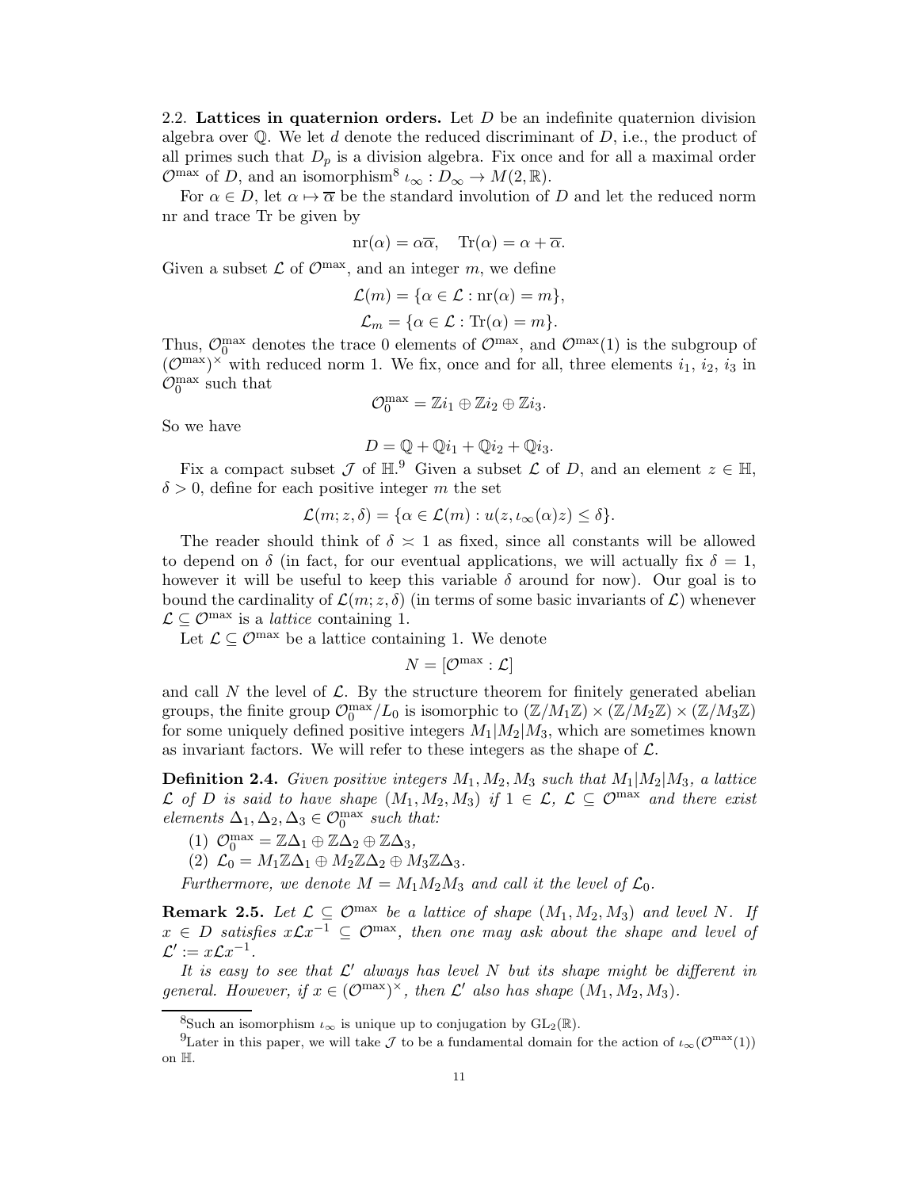2.2. **Lattices in quaternion orders.** Let $D$ be an indefinite quaternion division algebra over $\mathbb{Q}$. We let $d$ denote the reduced discriminant of $D$, i.e., the product of all primes such that $D_p$ is a division algebra. Fix once and for all a maximal order $\mathcal{O}^{\max}$ of $D$, and an isomorphism[8] $\iota_\infty : D_\infty \to M(2, \mathbb{R})$.

For $\alpha \in D$, let $\alpha \mapsto \overline{\alpha}$ be the standard involution of $D$ and let the reduced norm nr and trace Tr be given by

$$\mathrm{nr}(\alpha) = \alpha\overline{\alpha}, \quad \mathrm{Tr}(\alpha) = \alpha + \overline{\alpha}.$$

Given a subset $\mathcal{L}$ of $\mathcal{O}^{\max}$, and an integer $m$, we define

$$\mathcal{L}(m) = \{\alpha \in \mathcal{L} : \mathrm{nr}(\alpha) = m\},$$

$$\mathcal{L}_m = \{\alpha \in \mathcal{L} : \mathrm{Tr}(\alpha) = m\}.$$

Thus, $\mathcal{O}^{\max}_0$ denotes the trace 0 elements of $\mathcal{O}^{\max}$, and $\mathcal{O}^{\max}(1)$ is the subgroup of $(\mathcal{O}^{\max})^\times$ with reduced norm 1. We fix, once and for all, three elements $i_1$, $i_2$, $i_3$ in $\mathcal{O}^{\max}_0$ such that

$$\mathcal{O}^{\max}_0 = \mathbb{Z}i_1 \oplus \mathbb{Z}i_2 \oplus \mathbb{Z}i_3.$$

So we have

$$D = \mathbb{Q} + \mathbb{Q}i_1 + \mathbb{Q}i_2 + \mathbb{Q}i_3.$$

Fix a compact subset $\mathcal{J}$ of $\mathbb{H}$.[9] Given a subset $\mathcal{L}$ of $D$, and an element $z \in \mathbb{H}$, $\delta > 0$, define for each positive integer $m$ the set

$$\mathcal{L}(m; z, \delta) = \{\alpha \in \mathcal{L}(m) : u(z, \iota_\infty(\alpha)z) \leq \delta\}.$$

The reader should think of $\delta \asymp 1$ as fixed, since all constants will be allowed to depend on $\delta$ (in fact, for our eventual applications, we will actually fix $\delta = 1$, however it will be useful to keep this variable $\delta$ around for now). Our goal is to bound the cardinality of $\mathcal{L}(m; z, \delta)$ (in terms of some basic invariants of $\mathcal{L}$) whenever $\mathcal{L} \subseteq \mathcal{O}^{\max}$ is a *lattice* containing 1.

Let $\mathcal{L} \subseteq \mathcal{O}^{\max}$ be a lattice containing 1. We denote

$$N = [\mathcal{O}^{\max} : \mathcal{L}]$$

and call $N$ the level of $\mathcal{L}$. By the structure theorem for finitely generated abelian groups, the finite group $\mathcal{O}^{\max}_0/L_0$ is isomorphic to $(\mathbb{Z}/M_1\mathbb{Z}) \times (\mathbb{Z}/M_2\mathbb{Z}) \times (\mathbb{Z}/M_3\mathbb{Z})$ for some uniquely defined positive integers $M_1|M_2|M_3$, which are sometimes known as invariant factors. We will refer to these integers as the shape of $\mathcal{L}$.

**Definition 2.4.** *Given positive integers $M_1, M_2, M_3$ such that $M_1|M_2|M_3$, a lattice $\mathcal{L}$ of $D$ is said to have shape $(M_1, M_2, M_3)$ if $1 \in \mathcal{L}$, $\mathcal{L} \subseteq \mathcal{O}^{\max}$ and there exist elements $\Delta_1, \Delta_2, \Delta_3 \in \mathcal{O}^{\max}_0$ such that:*

1. $\mathcal{O}^{\max}_0 = \mathbb{Z}\Delta_1 \oplus \mathbb{Z}\Delta_2 \oplus \mathbb{Z}\Delta_3$,
2. $\mathcal{L}_0 = M_1\mathbb{Z}\Delta_1 \oplus M_2\mathbb{Z}\Delta_2 \oplus M_3\mathbb{Z}\Delta_3$.

*Furthermore, we denote $M = M_1M_2M_3$ and call it the level of $\mathcal{L}_0$.*

**Remark 2.5.** *Let $\mathcal{L} \subseteq \mathcal{O}^{\max}$ be a lattice of shape $(M_1, M_2, M_3)$ and level $N$. If $x \in D$ satisfies $x\mathcal{L}x^{-1} \subseteq \mathcal{O}^{\max}$, then one may ask about the shape and level of $\mathcal{L}' := x\mathcal{L}x^{-1}$.*

*It is easy to see that $\mathcal{L}'$ always has level $N$ but its shape might be different in general. However, if $x \in (\mathcal{O}^{\max})^\times$, then $\mathcal{L}'$ also has shape $(M_1, M_2, M_3)$.*

[8] Such an isomorphism $\iota_\infty$ is unique up to conjugation by $\mathrm{GL}_2(\mathbb{R})$.

[9] Later in this paper, we will take $\mathcal{J}$ to be a fundamental domain for the action of $\iota_\infty(\mathcal{O}^{\max}(1))$ on $\mathbb{H}$.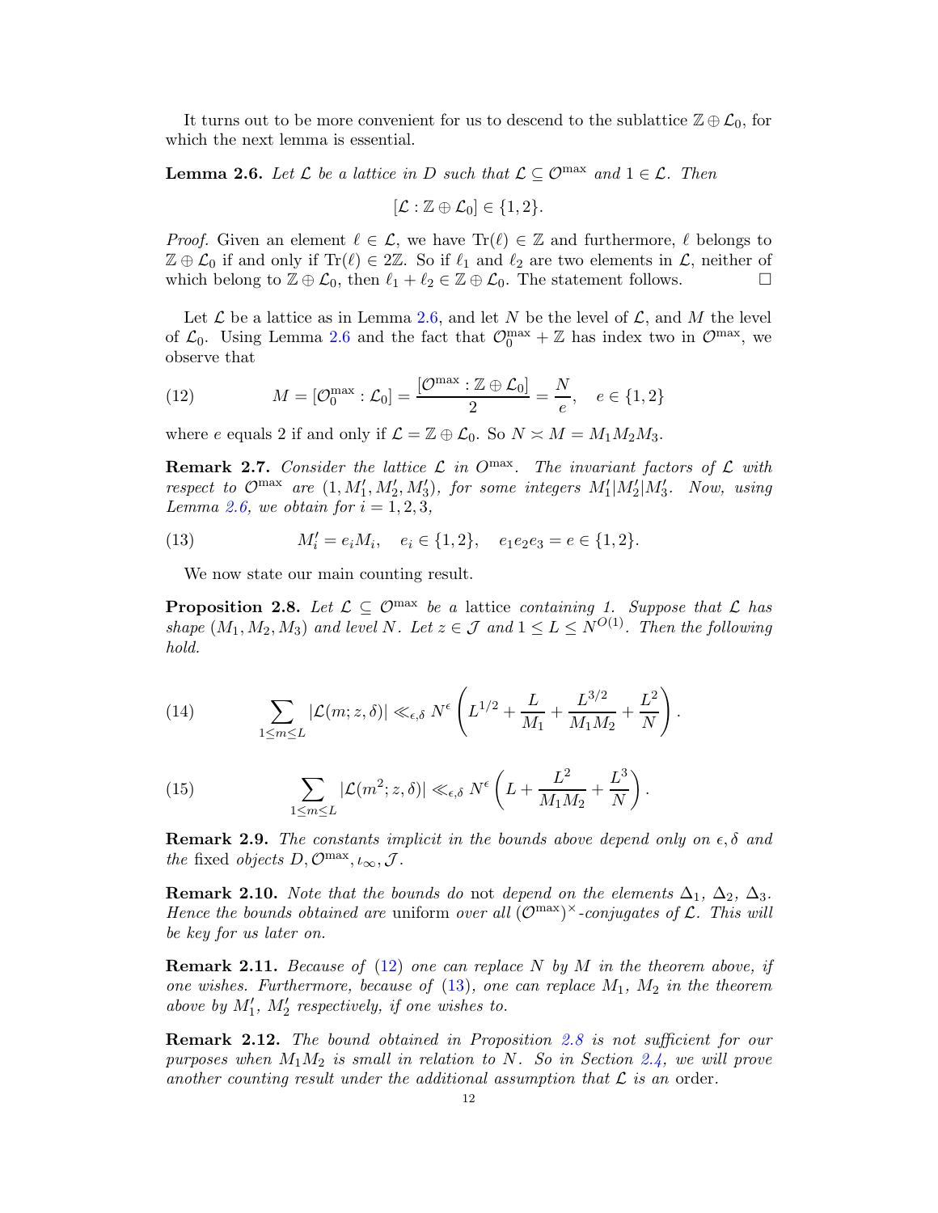It turns out to be more convenient for us to descend to the sublattice $\mathbb{Z} \oplus \mathcal{L}_0$, for which the next lemma is essential.

**Lemma 2.6.** *Let $\mathcal{L}$ be a lattice in $D$ such that $\mathcal{L} \subseteq \mathcal{O}^{\max}$ and $1 \in \mathcal{L}$. Then*

$$[\mathcal{L} : \mathbb{Z} \oplus \mathcal{L}_0] \in \{1, 2\}.$$

*Proof.* Given an element $\ell \in \mathcal{L}$, we have $\mathrm{Tr}(\ell) \in \mathbb{Z}$ and furthermore, $\ell$ belongs to $\mathbb{Z} \oplus \mathcal{L}_0$ if and only if $\mathrm{Tr}(\ell) \in 2\mathbb{Z}$. So if $\ell_1$ and $\ell_2$ are two elements in $\mathcal{L}$, neither of which belong to $\mathbb{Z} \oplus \mathcal{L}_0$, then $\ell_1 + \ell_2 \in \mathbb{Z} \oplus \mathcal{L}_0$. The statement follows. $\square$

Let $\mathcal{L}$ be a lattice as in Lemma 2.6, and let $N$ be the level of $\mathcal{L}$, and $M$ the level of $\mathcal{L}_0$. Using Lemma 2.6 and the fact that $\mathcal{O}_0^{\max} + \mathbb{Z}$ has index two in $\mathcal{O}^{\max}$, we observe that

$$M = [\mathcal{O}_0^{\max} : \mathcal{L}_0] = \frac{[\mathcal{O}^{\max} : \mathbb{Z} \oplus \mathcal{L}_0]}{2} = \frac{N}{e}, \quad e \in \{1, 2\} \tag{12}$$

where $e$ equals 2 if and only if $\mathcal{L} = \mathbb{Z} \oplus \mathcal{L}_0$. So $N \asymp M = M_1 M_2 M_3$.

**Remark 2.7.** *Consider the lattice $\mathcal{L}$ in $O^{\max}$. The invariant factors of $\mathcal{L}$ with respect to $\mathcal{O}^{\max}$ are $(1, M_1', M_2', M_3')$, for some integers $M_1' | M_2' | M_3'$. Now, using Lemma 2.6, we obtain for $i = 1, 2, 3$,*

$$M_i' = e_i M_i, \quad e_i \in \{1, 2\}, \quad e_1 e_2 e_3 = e \in \{1, 2\}. \tag{13}$$

We now state our main counting result.

**Proposition 2.8.** *Let $\mathcal{L} \subseteq \mathcal{O}^{\max}$ be a lattice containing 1. Suppose that $\mathcal{L}$ has shape $(M_1, M_2, M_3)$ and level $N$. Let $z \in \mathcal{J}$ and $1 \leq L \leq N^{O(1)}$. Then the following hold.*

$$\sum_{1 \leq m \leq L} |\mathcal{L}(m; z, \delta)| \ll_{\epsilon, \delta} N^{\epsilon} \left( L^{1/2} + \frac{L}{M_1} + \frac{L^{3/2}}{M_1 M_2} + \frac{L^2}{N} \right). \tag{14}$$

$$\sum_{1 \leq m \leq L} |\mathcal{L}(m^2; z, \delta)| \ll_{\epsilon, \delta} N^{\epsilon} \left( L + \frac{L^2}{M_1 M_2} + \frac{L^3}{N} \right). \tag{15}$$

**Remark 2.9.** *The constants implicit in the bounds above depend only on $\epsilon, \delta$ and the fixed objects $D, \mathcal{O}^{\max}, \iota_\infty, \mathcal{J}$.*

**Remark 2.10.** *Note that the bounds do not depend on the elements $\Delta_1$, $\Delta_2$, $\Delta_3$. Hence the bounds obtained are uniform over all $(\mathcal{O}^{\max})^\times$-conjugates of $\mathcal{L}$. This will be key for us later on.*

**Remark 2.11.** *Because of (12) one can replace $N$ by $M$ in the theorem above, if one wishes. Furthermore, because of (13), one can replace $M_1$, $M_2$ in the theorem above by $M_1'$, $M_2'$ respectively, if one wishes to.*

**Remark 2.12.** *The bound obtained in Proposition 2.8 is not sufficient for our purposes when $M_1 M_2$ is small in relation to $N$. So in Section 2.4, we will prove another counting result under the additional assumption that $\mathcal{L}$ is an order.*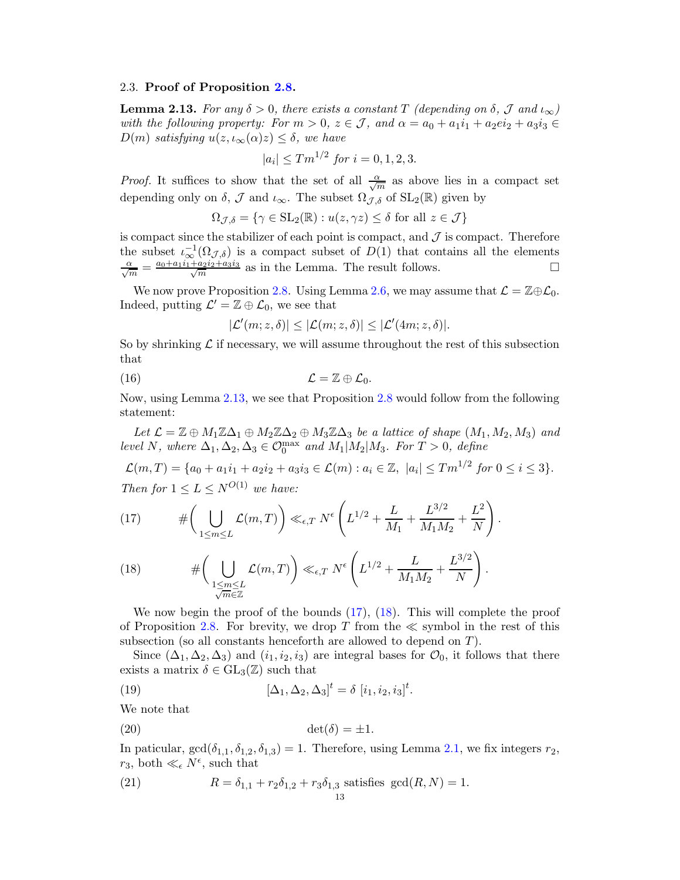### 2.3. **Proof of Proposition 2.8.**

**Lemma 2.13.** *For any $\delta > 0$, there exists a constant $T$ (depending on $\delta$, $\mathcal{J}$ and $\iota_\infty$) with the following property: For $m > 0$, $z \in \mathcal{J}$, and $\alpha = a_0 + a_1 i_1 + a_2 e i_2 + a_3 i_3 \in D(m)$ satisfying $u(z, \iota_\infty(\alpha) z) \leq \delta$, we have*

$$|a_i| \leq T m^{1/2} \text{ for } i = 0, 1, 2, 3.$$

*Proof.* It suffices to show that the set of all $\frac{\alpha}{\sqrt{m}}$ as above lies in a compact set depending only on $\delta$, $\mathcal{J}$ and $\iota_\infty$. The subset $\Omega_{\mathcal{J},\delta}$ of $\mathrm{SL}_2(\mathbb{R})$ given by

$$\Omega_{\mathcal{J},\delta} = \{\gamma \in \mathrm{SL}_2(\mathbb{R}) : u(z, \gamma z) \leq \delta \text{ for all } z \in \mathcal{J}\}$$

is compact since the stabilizer of each point is compact, and $\mathcal{J}$ is compact. Therefore the subset $\iota_\infty^{-1}(\Omega_{\mathcal{J},\delta})$ is a compact subset of $D(1)$ that contains all the elements $\frac{\alpha}{\sqrt{m}} = \frac{a_0 + a_1 i_1 + a_2 i_2 + a_3 i_3}{\sqrt{m}}$ as in the Lemma. The result follows. $\square$

We now prove Proposition 2.8. Using Lemma 2.6, we may assume that $\mathcal{L} = \mathbb{Z} \oplus \mathcal{L}_0$. Indeed, putting $\mathcal{L}' = \mathbb{Z} \oplus \mathcal{L}_0$, we see that

$$|\mathcal{L}'(m; z, \delta)| \leq |\mathcal{L}(m; z, \delta)| \leq |\mathcal{L}'(4m; z, \delta)|.$$

So by shrinking $\mathcal{L}$ if necessary, we will assume throughout the rest of this subsection that

$$\mathcal{L} = \mathbb{Z} \oplus \mathcal{L}_0. \tag{16}$$

Now, using Lemma 2.13, we see that Proposition 2.8 would follow from the following statement:

*Let $\mathcal{L} = \mathbb{Z} \oplus M_1 \mathbb{Z} \Delta_1 \oplus M_2 \mathbb{Z} \Delta_2 \oplus M_3 \mathbb{Z} \Delta_3$ be a lattice of shape $(M_1, M_2, M_3)$ and level $N$, where $\Delta_1, \Delta_2, \Delta_3 \in \mathcal{O}_0^{\max}$ and $M_1 | M_2 | M_3$. For $T > 0$, define*

$$\mathcal{L}(m, T) = \{a_0 + a_1 i_1 + a_2 i_2 + a_3 i_3 \in \mathcal{L}(m) : a_i \in \mathbb{Z},\ |a_i| \leq T m^{1/2} \text{ for } 0 \leq i \leq 3\}.$$

*Then for $1 \leq L \leq N^{O(1)}$ we have:*

$$\#\Bigg( \bigcup_{1 \leq m \leq L} \mathcal{L}(m, T) \Bigg) \ll_{\epsilon, T} N^\epsilon \left( L^{1/2} + \frac{L}{M_1} + \frac{L^{3/2}}{M_1 M_2} + \frac{L^2}{N} \right). \tag{17}$$

$$\#\Bigg( \bigcup_{\substack{1 \leq m \leq L \\ \sqrt{m} \in \mathbb{Z}}} \mathcal{L}(m, T) \Bigg) \ll_{\epsilon, T} N^\epsilon \left( L^{1/2} + \frac{L}{M_1 M_2} + \frac{L^{3/2}}{N} \right). \tag{18}$$

We now begin the proof of the bounds (17), (18). This will complete the proof of Proposition 2.8. For brevity, we drop $T$ from the $\ll$ symbol in the rest of this subsection (so all constants henceforth are allowed to depend on $T$).

Since $(\Delta_1, \Delta_2, \Delta_3)$ and $(i_1, i_2, i_3)$ are integral bases for $\mathcal{O}_0$, it follows that there exists a matrix $\delta \in \mathrm{GL}_3(\mathbb{Z})$ such that

$$[\Delta_1, \Delta_2, \Delta_3]^t = \delta \, [i_1, i_2, i_3]^t. \tag{19}$$

We note that

$$\det(\delta) = \pm 1. \tag{20}$$

In paticular, $\gcd(\delta_{1,1}, \delta_{1,2}, \delta_{1,3}) = 1$. Therefore, using Lemma 2.1, we fix integers $r_2$, $r_3$, both $\ll_\epsilon N^\epsilon$, such that

$$R = \delta_{1,1} + r_2 \delta_{1,2} + r_3 \delta_{1,3} \text{ satisfies } \gcd(R, N) = 1. \tag{21}$$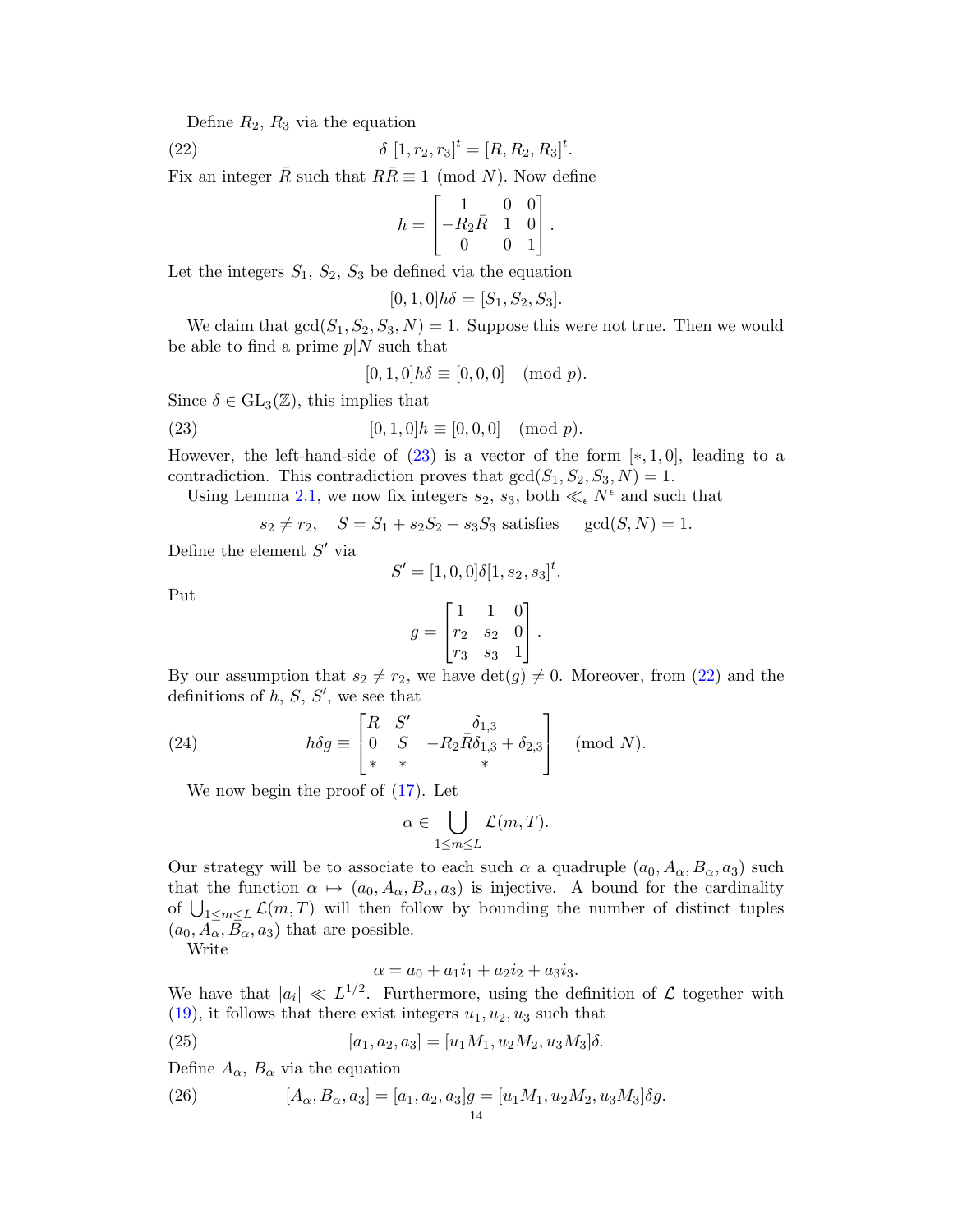Define $R_2$, $R_3$ via the equation

$$\delta\ [1, r_2, r_3]^t = [R, R_2, R_3]^t. \tag{22}$$

Fix an integer $\bar{R}$ such that $R\bar{R} \equiv 1 \pmod{N}$. Now define

$$h = \begin{bmatrix} 1 & 0 & 0 \\ -R_2\bar{R} & 1 & 0 \\ 0 & 0 & 1 \end{bmatrix}.$$

Let the integers $S_1$, $S_2$, $S_3$ be defined via the equation

$$[0, 1, 0]h\delta = [S_1, S_2, S_3].$$

We claim that $\gcd(S_1, S_2, S_3, N) = 1$. Suppose this were not true. Then we would be able to find a prime $p|N$ such that

$$[0, 1, 0]h\delta \equiv [0, 0, 0] \pmod{p}.$$

Since $\delta \in \mathrm{GL}_3(\mathbb{Z})$, this implies that

$$[0, 1, 0]h \equiv [0, 0, 0] \pmod{p}. \tag{23}$$

However, the left-hand-side of (23) is a vector of the form $[*, 1, 0]$, leading to a contradiction. This contradiction proves that $\gcd(S_1, S_2, S_3, N) = 1$.

Using Lemma 2.1, we now fix integers $s_2$, $s_3$, both $\ll_\epsilon N^\epsilon$ and such that

$$s_2 \neq r_2, \quad S = S_1 + s_2S_2 + s_3S_3 \text{ satisfies } \quad \gcd(S, N) = 1.$$

Define the element $S'$ via

$$S' = [1, 0, 0]\delta[1, s_2, s_3]^t.$$

Put

$$g = \begin{bmatrix} 1 & 1 & 0 \\ r_2 & s_2 & 0 \\ r_3 & s_3 & 1 \end{bmatrix}.$$

By our assumption that $s_2 \neq r_2$, we have $\det(g) \neq 0$. Moreover, from (22) and the definitions of $h$, $S$, $S'$, we see that

$$h\delta g \equiv \begin{bmatrix} R & S' & \delta_{1,3} \\ 0 & S & -R_2\bar{R}\delta_{1,3} + \delta_{2,3} \\ * & * & * \end{bmatrix} \pmod{N}. \tag{24}$$

We now begin the proof of (17). Let

$$\alpha \in \bigcup_{1 \leq m \leq L} \mathcal{L}(m, T).$$

Our strategy will be to associate to each such $\alpha$ a quadruple $(a_0, A_\alpha, B_\alpha, a_3)$ such that the function $\alpha \mapsto (a_0, A_\alpha, B_\alpha, a_3)$ is injective. A bound for the cardinality of $\bigcup_{1 \leq m \leq L} \mathcal{L}(m, T)$ will then follow by bounding the number of distinct tuples $(a_0, A_\alpha, B_\alpha, a_3)$ that are possible.

Write

$$\alpha = a_0 + a_1i_1 + a_2i_2 + a_3i_3.$$

We have that $|a_i| \ll L^{1/2}$. Furthermore, using the definition of $\mathcal{L}$ together with (19), it follows that there exist integers $u_1, u_2, u_3$ such that

$$[a_1, a_2, a_3] = [u_1M_1, u_2M_2, u_3M_3]\delta. \tag{25}$$

Define $A_\alpha$, $B_\alpha$ via the equation

$$[A_\alpha, B_\alpha, a_3] = [a_1, a_2, a_3]g = [u_1M_1, u_2M_2, u_3M_3]\delta g. \tag{26}$$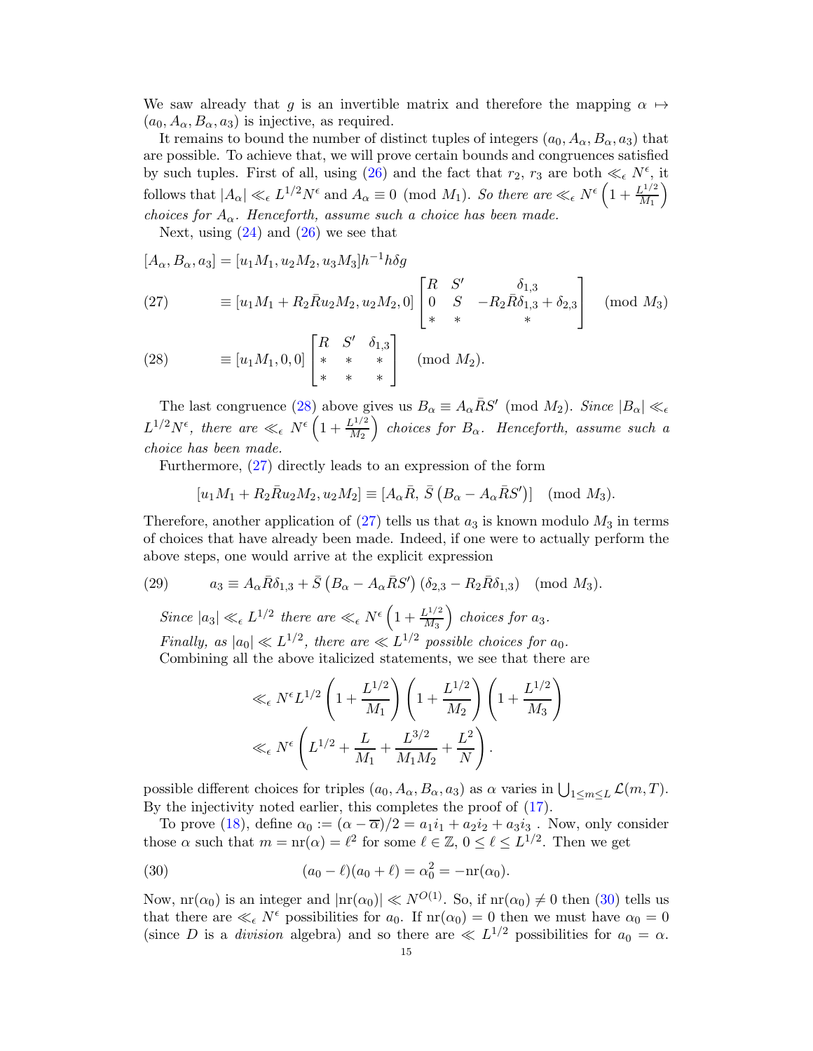We saw already that $g$ is an invertible matrix and therefore the mapping $\alpha \mapsto (a_0, A_\alpha, B_\alpha, a_3)$ is injective, as required.

It remains to bound the number of distinct tuples of integers $(a_0, A_\alpha, B_\alpha, a_3)$ that are possible. To achieve that, we will prove certain bounds and congruences satisfied by such tuples. First of all, using (26) and the fact that $r_2$, $r_3$ are both $\ll_\epsilon N^\epsilon$, it follows that $|A_\alpha| \ll_\epsilon L^{1/2} N^\epsilon$ and $A_\alpha \equiv 0 \pmod{M_1}$. *So there are* $\ll_\epsilon N^\epsilon \left(1 + \frac{L^{1/2}}{M_1}\right)$ *choices for* $A_\alpha$. *Henceforth, assume such a choice has been made.*

Next, using (24) and (26) we see that

$$
\begin{aligned}
[A_\alpha, B_\alpha, a_3] &= [u_1 M_1, u_2 M_2, u_3 M_3] h^{-1} h \delta g \\
&\equiv [u_1 M_1 + R_2 \bar{R} u_2 M_2, u_2 M_2, 0] \begin{bmatrix} R & S' & \delta_{1,3} \\ 0 & S & -R_2 \bar{R} \delta_{1,3} + \delta_{2,3} \\ * & * & * \end{bmatrix} \pmod{M_3} \qquad (27) \\
&\equiv [u_1 M_1, 0, 0] \begin{bmatrix} R & S' & \delta_{1,3} \\ * & * & * \\ * & * & * \end{bmatrix} \pmod{M_2}. \qquad (28)
\end{aligned}
$$

The last congruence (28) above gives us $B_\alpha \equiv A_\alpha \bar{R} S' \pmod{M_2}$. *Since* $|B_\alpha| \ll_\epsilon L^{1/2} N^\epsilon$*, there are* $\ll_\epsilon N^\epsilon \left(1 + \frac{L^{1/2}}{M_2}\right)$ *choices for* $B_\alpha$. *Henceforth, assume such a choice has been made.*

Furthermore, (27) directly leads to an expression of the form

$$
[u_1 M_1 + R_2 \bar{R} u_2 M_2, u_2 M_2] \equiv [A_\alpha \bar{R},\ \bar{S}\left(B_\alpha - A_\alpha \bar{R} S'\right)] \pmod{M_3}.
$$

Therefore, another application of (27) tells us that $a_3$ is known modulo $M_3$ in terms of choices that have already been made. Indeed, if one were to actually perform the above steps, one would arrive at the explicit expression

$$
a_3 \equiv A_\alpha \bar{R} \delta_{1,3} + \bar{S}\left(B_\alpha - A_\alpha \bar{R} S'\right)(\delta_{2,3} - R_2 \bar{R} \delta_{1,3}) \pmod{M_3}. \qquad (29)
$$

*Since* $|a_3| \ll_\epsilon L^{1/2}$ *there are* $\ll_\epsilon N^\epsilon \left(1 + \frac{L^{1/2}}{M_3}\right)$ *choices for* $a_3$.

*Finally, as* $|a_0| \ll L^{1/2}$*, there are* $\ll L^{1/2}$ *possible choices for* $a_0$.

Combining all the above italicized statements, we see that there are

$$
\begin{aligned}
&\ll_\epsilon N^\epsilon L^{1/2} \left(1 + \frac{L^{1/2}}{M_1}\right)\left(1 + \frac{L^{1/2}}{M_2}\right)\left(1 + \frac{L^{1/2}}{M_3}\right) \\
&\ll_\epsilon N^\epsilon \left(L^{1/2} + \frac{L}{M_1} + \frac{L^{3/2}}{M_1 M_2} + \frac{L^2}{N}\right).
\end{aligned}
$$

possible different choices for triples $(a_0, A_\alpha, B_\alpha, a_3)$ as $\alpha$ varies in $\bigcup_{1 \le m \le L} \mathcal{L}(m, T)$. By the injectivity noted earlier, this completes the proof of (17).

To prove (18), define $\alpha_0 := (\alpha - \overline{\alpha})/2 = a_1 i_1 + a_2 i_2 + a_3 i_3$ . Now, only consider those $\alpha$ such that $m = \mathrm{nr}(\alpha) = \ell^2$ for some $\ell \in \mathbb{Z}$, $0 \le \ell \le L^{1/2}$. Then we get

$$
(a_0 - \ell)(a_0 + \ell) = \alpha_0^2 = -\mathrm{nr}(\alpha_0). \qquad (30)
$$

Now, $\mathrm{nr}(\alpha_0)$ is an integer and $|\mathrm{nr}(\alpha_0)| \ll N^{O(1)}$. So, if $\mathrm{nr}(\alpha_0) \neq 0$ then (30) tells us that there are $\ll_\epsilon N^\epsilon$ possibilities for $a_0$. If $\mathrm{nr}(\alpha_0) = 0$ then we must have $\alpha_0 = 0$ (since $D$ is a *division* algebra) and so there are $\ll L^{1/2}$ possibilities for $a_0 = \alpha$.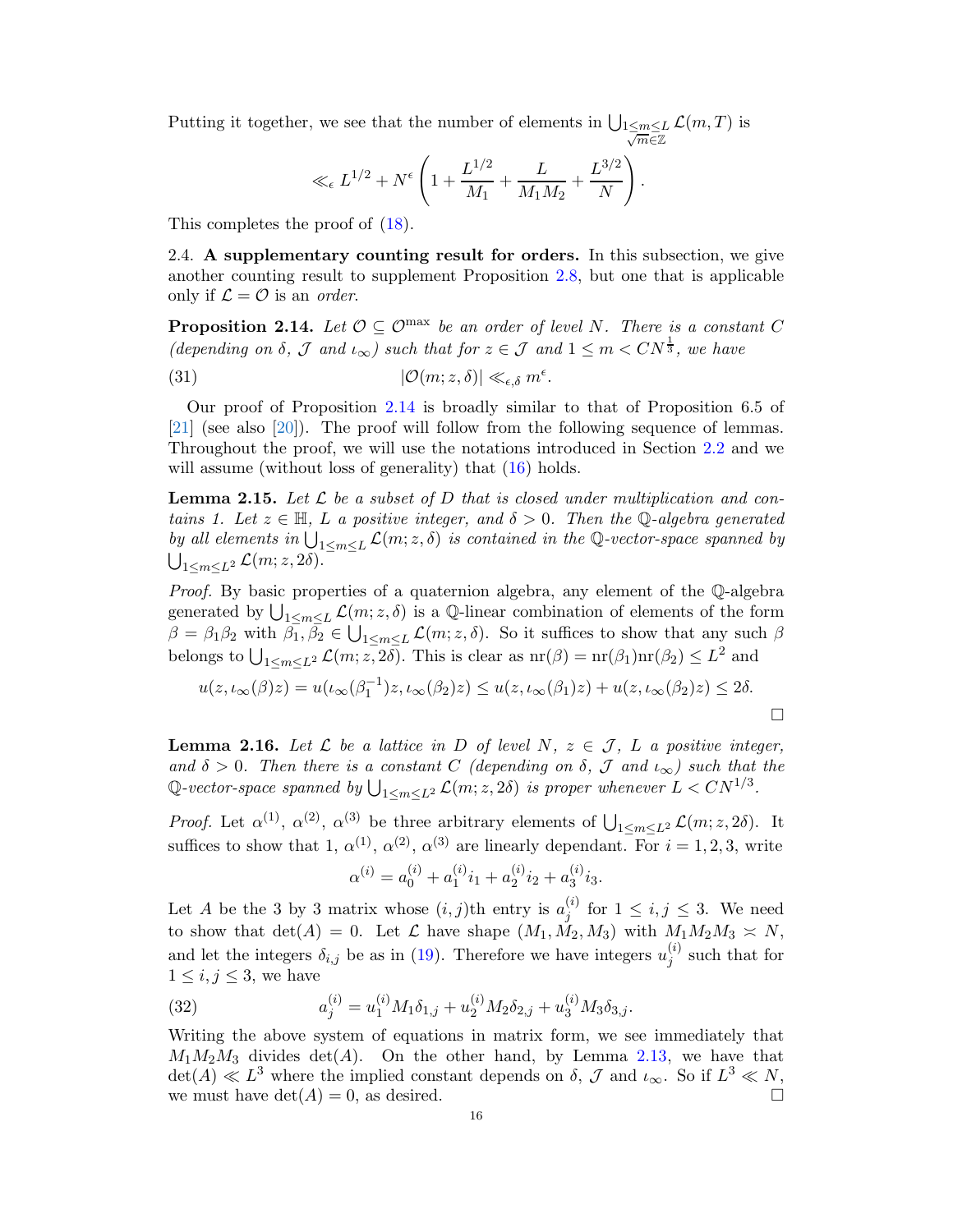Putting it together, we see that the number of elements in $\bigcup_{\substack{1\le m\le L\\ \sqrt{m}\in\mathbb{Z}}} \mathcal{L}(m,T)$ is

$$\ll_\epsilon L^{1/2} + N^\epsilon\left(1+\frac{L^{1/2}}{M_1}+\frac{L}{M_1M_2}+\frac{L^{3/2}}{N}\right).$$

This completes the proof of (18).

2.4. **A supplementary counting result for orders.** In this subsection, we give another counting result to supplement Proposition 2.8, but one that is applicable only if $\mathcal{L}=\mathcal{O}$ is an *order*.

**Proposition 2.14.** *Let $\mathcal{O}\subseteq\mathcal{O}^{\max}$ be an order of level $N$. There is a constant $C$ (depending on $\delta$, $\mathcal{J}$ and $\iota_\infty$) such that for $z\in\mathcal{J}$ and $1\le m < CN^{\frac{1}{3}}$, we have*

$$|\mathcal{O}(m;z,\delta)| \ll_{\epsilon,\delta} m^\epsilon. \tag{31}$$

Our proof of Proposition 2.14 is broadly similar to that of Proposition 6.5 of [21] (see also [20]). The proof will follow from the following sequence of lemmas. Throughout the proof, we will use the notations introduced in Section 2.2 and we will assume (without loss of generality) that (16) holds.

**Lemma 2.15.** *Let $\mathcal{L}$ be a subset of $D$ that is closed under multiplication and contains 1. Let $z\in\mathbb{H}$, $L$ a positive integer, and $\delta>0$. Then the $\mathbb{Q}$-algebra generated by all elements in $\bigcup_{1\le m\le L}\mathcal{L}(m;z,\delta)$ is contained in the $\mathbb{Q}$-vector-space spanned by $\bigcup_{1\le m\le L^2}\mathcal{L}(m;z,2\delta)$.*

*Proof.* By basic properties of a quaternion algebra, any element of the $\mathbb{Q}$-algebra generated by $\bigcup_{1\le m\le L}\mathcal{L}(m;z,\delta)$ is a $\mathbb{Q}$-linear combination of elements of the form $\beta=\beta_1\beta_2$ with $\beta_1,\beta_2\in\bigcup_{1\le m\le L}\mathcal{L}(m;z,\delta)$. So it suffices to show that any such $\beta$ belongs to $\bigcup_{1\le m\le L^2}\mathcal{L}(m;z,2\delta)$. This is clear as $\mathrm{nr}(\beta)=\mathrm{nr}(\beta_1)\mathrm{nr}(\beta_2)\le L^2$ and

$$u(z,\iota_\infty(\beta)z)=u(\iota_\infty(\beta_1^{-1})z,\iota_\infty(\beta_2)z)\le u(z,\iota_\infty(\beta_1)z)+u(z,\iota_\infty(\beta_2)z)\le 2\delta.$$

□

**Lemma 2.16.** *Let $\mathcal{L}$ be a lattice in $D$ of level $N$, $z\in\mathcal{J}$, $L$ a positive integer, and $\delta>0$. Then there is a constant $C$ (depending on $\delta$, $\mathcal{J}$ and $\iota_\infty$) such that the $\mathbb{Q}$-vector-space spanned by $\bigcup_{1\le m\le L^2}\mathcal{L}(m;z,2\delta)$ is proper whenever $L<CN^{1/3}$.*

*Proof.* Let $\alpha^{(1)}$, $\alpha^{(2)}$, $\alpha^{(3)}$ be three arbitrary elements of $\bigcup_{1\le m\le L^2}\mathcal{L}(m;z,2\delta)$. It suffices to show that $1$, $\alpha^{(1)}$, $\alpha^{(2)}$, $\alpha^{(3)}$ are linearly dependant. For $i=1,2,3$, write

$$\alpha^{(i)}=a_0^{(i)}+a_1^{(i)}i_1+a_2^{(i)}i_2+a_3^{(i)}i_3.$$

Let $A$ be the 3 by 3 matrix whose $(i,j)$th entry is $a_j^{(i)}$ for $1\le i,j\le 3$. We need to show that $\det(A)=0$. Let $\mathcal{L}$ have shape $(M_1,M_2,M_3)$ with $M_1M_2M_3\asymp N$, and let the integers $\delta_{i,j}$ be as in (19). Therefore we have integers $u_j^{(i)}$ such that for $1\le i,j\le 3$, we have

$$a_j^{(i)}=u_1^{(i)}M_1\delta_{1,j}+u_2^{(i)}M_2\delta_{2,j}+u_3^{(i)}M_3\delta_{3,j}. \tag{32}$$

Writing the above system of equations in matrix form, we see immediately that $M_1M_2M_3$ divides $\det(A)$. On the other hand, by Lemma 2.13, we have that $\det(A)\ll L^3$ where the implied constant depends on $\delta$, $\mathcal{J}$ and $\iota_\infty$. So if $L^3\ll N$, we must have $\det(A)=0$, as desired. □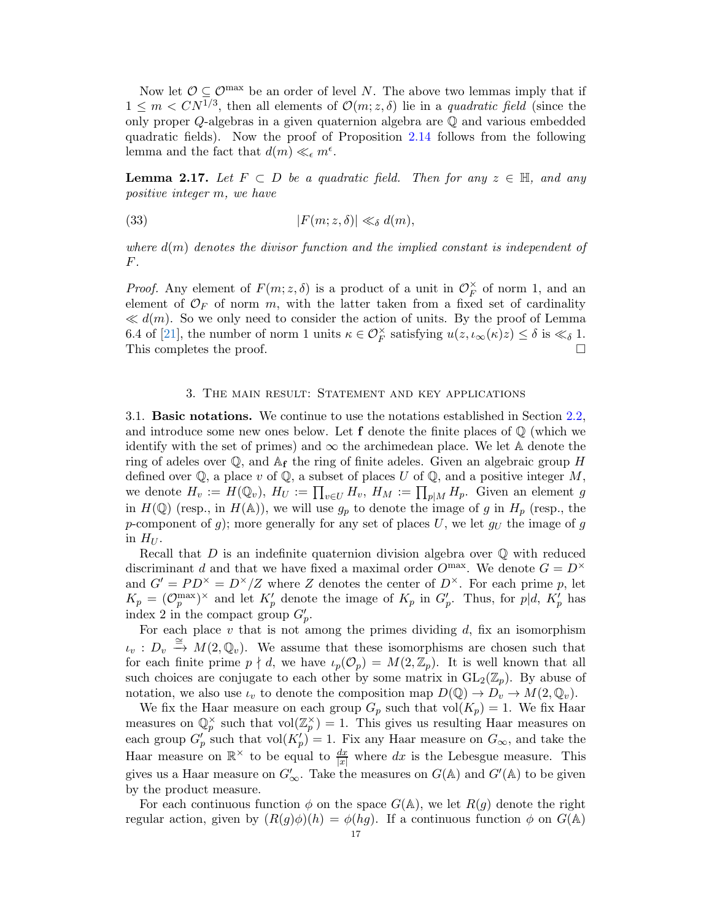Now let $\mathcal{O} \subseteq \mathcal{O}^{\max}$ be an order of level $N$. The above two lemmas imply that if $1 \le m < CN^{1/3}$, then all elements of $\mathcal{O}(m; z, \delta)$ lie in a *quadratic field* (since the only proper $Q$-algebras in a given quaternion algebra are $\mathbb{Q}$ and various embedded quadratic fields). Now the proof of Proposition 2.14 follows from the following lemma and the fact that $d(m) \ll_\epsilon m^\epsilon$.

**Lemma 2.17.** *Let $F \subset D$ be a quadratic field. Then for any $z \in \mathbb{H}$, and any positive integer $m$, we have*

$$|F(m; z, \delta)| \ll_\delta d(m), \tag{33}$$

*where $d(m)$ denotes the divisor function and the implied constant is independent of $F$.*

*Proof.* Any element of $F(m; z, \delta)$ is a product of a unit in $\mathcal{O}_F^\times$ of norm 1, and an element of $\mathcal{O}_F$ of norm $m$, with the latter taken from a fixed set of cardinality $\ll d(m)$. So we only need to consider the action of units. By the proof of Lemma 6.4 of [21], the number of norm 1 units $\kappa \in \mathcal{O}_F^\times$ satisfying $u(z, \iota_\infty(\kappa)z) \le \delta$ is $\ll_\delta 1$. This completes the proof. $\square$

## 3. The main result: Statement and key applications

### 3.1. Basic notations.

We continue to use the notations established in Section 2.2, and introduce some new ones below. Let $\mathbf{f}$ denote the finite places of $\mathbb{Q}$ (which we identify with the set of primes) and $\infty$ the archimedean place. We let $\mathbb{A}$ denote the ring of adeles over $\mathbb{Q}$, and $\mathbb{A}_\mathbf{f}$ the ring of finite adeles. Given an algebraic group $H$ defined over $\mathbb{Q}$, a place $v$ of $\mathbb{Q}$, a subset of places $U$ of $\mathbb{Q}$, and a positive integer $M$, we denote $H_v := H(\mathbb{Q}_v)$, $H_U := \prod_{v \in U} H_v$, $H_M := \prod_{p|M} H_p$. Given an element $g$ in $H(\mathbb{Q})$ (resp., in $H(\mathbb{A})$), we will use $g_p$ to denote the image of $g$ in $H_p$ (resp., the $p$-component of $g$); more generally for any set of places $U$, we let $g_U$ the image of $g$ in $H_U$.

Recall that $D$ is an indefinite quaternion division algebra over $\mathbb{Q}$ with reduced discriminant $d$ and that we have fixed a maximal order $O^{\max}$. We denote $G = D^\times$ and $G' = PD^\times = D^\times/Z$ where $Z$ denotes the center of $D^\times$. For each prime $p$, let $K_p = (\mathcal{O}_p^{\max})^\times$ and let $K_p'$ denote the image of $K_p$ in $G_p'$. Thus, for $p|d$, $K_p'$ has index 2 in the compact group $G_p'$.

For each place $v$ that is not among the primes dividing $d$, fix an isomorphism $\iota_v : D_v \xrightarrow{\cong} M(2, \mathbb{Q}_v)$. We assume that these isomorphisms are chosen such that for each finite prime $p \nmid d$, we have $\iota_p(\mathcal{O}_p) = M(2, \mathbb{Z}_p)$. It is well known that all such choices are conjugate to each other by some matrix in $\mathrm{GL}_2(\mathbb{Z}_p)$. By abuse of notation, we also use $\iota_v$ to denote the composition map $D(\mathbb{Q}) \to D_v \to M(2, \mathbb{Q}_v)$.

We fix the Haar measure on each group $G_p$ such that $\mathrm{vol}(K_p) = 1$. We fix Haar measures on $\mathbb{Q}_p^\times$ such that $\mathrm{vol}(\mathbb{Z}_p^\times) = 1$. This gives us resulting Haar measures on each group $G_p'$ such that $\mathrm{vol}(K_p') = 1$. Fix any Haar measure on $G_\infty$, and take the Haar measure on $\mathbb{R}^\times$ to be equal to $\frac{dx}{|x|}$ where $dx$ is the Lebesgue measure. This gives us a Haar measure on $G_\infty'$. Take the measures on $G(\mathbb{A})$ and $G'(\mathbb{A})$ to be given by the product measure.

For each continuous function $\phi$ on the space $G(\mathbb{A})$, we let $R(g)$ denote the right regular action, given by $(R(g)\phi)(h) = \phi(hg)$. If a continuous function $\phi$ on $G(\mathbb{A})$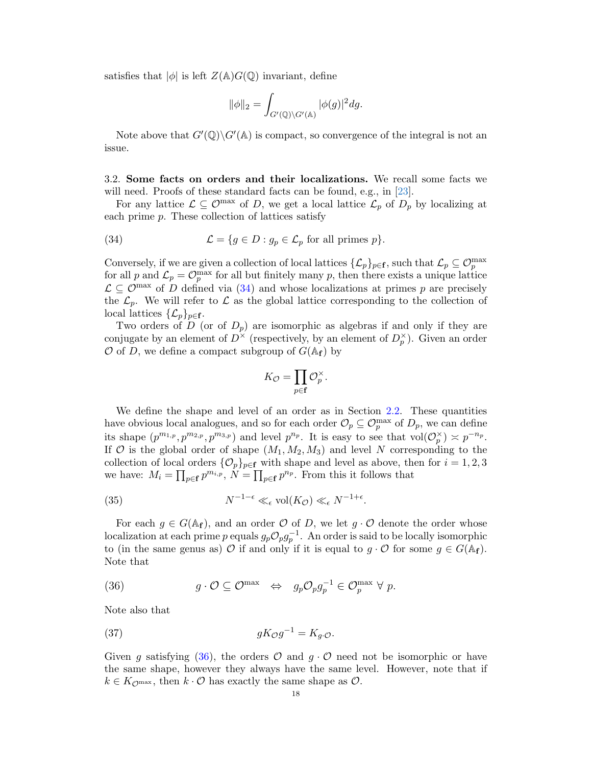satisfies that $|\phi|$ is left $Z(\mathbb{A})G(\mathbb{Q})$ invariant, define

$$\|\phi\|_2 = \int_{G'(\mathbb{Q})\backslash G'(\mathbb{A})} |\phi(g)|^2 dg.$$

Note above that $G'(\mathbb{Q})\backslash G'(\mathbb{A})$ is compact, so convergence of the integral is not an issue.

3.2. **Some facts on orders and their localizations.** We recall some facts we will need. Proofs of these standard facts can be found, e.g., in [23].

For any lattice $\mathcal{L} \subseteq \mathcal{O}^{\max}$ of $D$, we get a local lattice $\mathcal{L}_p$ of $D_p$ by localizing at each prime $p$. These collection of lattices satisfy

$$\mathcal{L} = \{g \in D : g_p \in \mathcal{L}_p \text{ for all primes } p\}. \tag{34}$$

Conversely, if we are given a collection of local lattices $\{\mathcal{L}_p\}_{p\in\mathbf{f}}$, such that $\mathcal{L}_p \subseteq \mathcal{O}_p^{\max}$ for all $p$ and $\mathcal{L}_p = \mathcal{O}_p^{\max}$ for all but finitely many $p$, then there exists a unique lattice $\mathcal{L} \subseteq \mathcal{O}^{\max}$ of $D$ defined via (34) and whose localizations at primes $p$ are precisely the $\mathcal{L}_p$. We will refer to $\mathcal{L}$ as the global lattice corresponding to the collection of local lattices $\{\mathcal{L}_p\}_{p\in\mathbf{f}}$.

Two orders of $D$ (or of $D_p$) are isomorphic as algebras if and only if they are conjugate by an element of $D^\times$ (respectively, by an element of $D_p^\times$). Given an order $\mathcal{O}$ of $D$, we define a compact subgroup of $G(\mathbb{A}_\mathbf{f})$ by

$$K_\mathcal{O} = \prod_{p\in\mathbf{f}} \mathcal{O}_p^\times.$$

We define the shape and level of an order as in Section 2.2. These quantities have obvious local analogues, and so for each order $\mathcal{O}_p \subseteq \mathcal{O}_p^{\max}$ of $D_p$, we can define its shape $(p^{m_{1,p}}, p^{m_{2,p}}, p^{m_{3,p}})$ and level $p^{n_p}$. It is easy to see that $\mathrm{vol}(\mathcal{O}_p^\times) \asymp p^{-n_p}$. If $\mathcal{O}$ is the global order of shape $(M_1, M_2, M_3)$ and level $N$ corresponding to the collection of local orders $\{\mathcal{O}_p\}_{p\in\mathbf{f}}$ with shape and level as above, then for $i = 1, 2, 3$ we have: $M_i = \prod_{p\in\mathbf{f}} p^{m_{i,p}}$, $N = \prod_{p\in\mathbf{f}} p^{n_p}$. From this it follows that

$$N^{-1-\epsilon} \ll_\epsilon \mathrm{vol}(K_\mathcal{O}) \ll_\epsilon N^{-1+\epsilon}. \tag{35}$$

For each $g \in G(\mathbb{A}_\mathbf{f})$, and an order $\mathcal{O}$ of $D$, we let $g \cdot \mathcal{O}$ denote the order whose localization at each prime $p$ equals $g_p \mathcal{O}_p g_p^{-1}$. An order is said to be locally isomorphic to (in the same genus as) $\mathcal{O}$ if and only if it is equal to $g \cdot \mathcal{O}$ for some $g \in G(\mathbb{A}_\mathbf{f})$. Note that

$$g \cdot \mathcal{O} \subseteq \mathcal{O}^{\max} \quad \Leftrightarrow \quad g_p \mathcal{O}_p g_p^{-1} \in \mathcal{O}_p^{\max} \ \forall\ p. \tag{36}$$

Note also that

$$g K_\mathcal{O} g^{-1} = K_{g\cdot\mathcal{O}}. \tag{37}$$

Given $g$ satisfying (36), the orders $\mathcal{O}$ and $g \cdot \mathcal{O}$ need not be isomorphic or have the same shape, however they always have the same level. However, note that if $k \in K_{\mathcal{O}^{\max}}$, then $k \cdot \mathcal{O}$ has exactly the same shape as $\mathcal{O}$.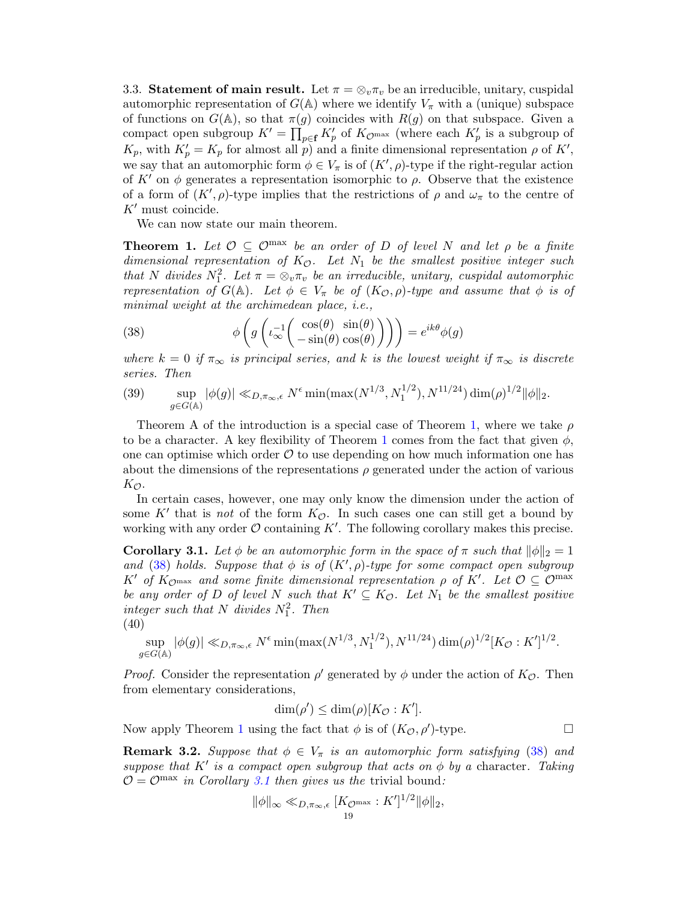3.3. **Statement of main result.** Let $\pi = \otimes_v \pi_v$ be an irreducible, unitary, cuspidal automorphic representation of $G(\mathbb{A})$ where we identify $V_\pi$ with a (unique) subspace of functions on $G(\mathbb{A})$, so that $\pi(g)$ coincides with $R(g)$ on that subspace. Given a compact open subgroup $K' = \prod_{p \in \mathbf{f}} K'_p$ of $K_{\mathcal{O}^{\max}}$ (where each $K'_p$ is a subgroup of $K_p$, with $K'_p = K_p$ for almost all $p$) and a finite dimensional representation $\rho$ of $K'$, we say that an automorphic form $\phi \in V_\pi$ is of $(K', \rho)$-type if the right-regular action of $K'$ on $\phi$ generates a representation isomorphic to $\rho$. Observe that the existence of a form of $(K', \rho)$-type implies that the restrictions of $\rho$ and $\omega_\pi$ to the centre of $K'$ must coincide.

We can now state our main theorem.

**Theorem 1.** *Let $\mathcal{O} \subseteq \mathcal{O}^{\max}$ be an order of $D$ of level $N$ and let $\rho$ be a finite dimensional representation of $K_{\mathcal{O}}$. Let $N_1$ be the smallest positive integer such that $N$ divides $N_1^2$. Let $\pi = \otimes_v \pi_v$ be an irreducible, unitary, cuspidal automorphic representation of $G(\mathbb{A})$. Let $\phi \in V_\pi$ be of $(K_{\mathcal{O}}, \rho)$-type and assume that $\phi$ is of minimal weight at the archimedean place, i.e.,*

$$\phi\left(g\left(\iota_\infty^{-1}\begin{pmatrix} \cos(\theta) & \sin(\theta) \\ -\sin(\theta) & \cos(\theta)\end{pmatrix}\right)\right) = e^{ik\theta}\phi(g) \tag{38}$$

*where $k = 0$ if $\pi_\infty$ is principal series, and $k$ is the lowest weight if $\pi_\infty$ is discrete series. Then*

$$\sup_{g \in G(\mathbb{A})} |\phi(g)| \ll_{D,\pi_\infty,\epsilon} N^\epsilon \min(\max(N^{1/3}, N_1^{1/2}), N^{11/24}) \dim(\rho)^{1/2} \|\phi\|_2. \tag{39}$$

Theorem A of the introduction is a special case of Theorem 1, where we take $\rho$ to be a character. A key flexibility of Theorem 1 comes from the fact that given $\phi$, one can optimise which order $\mathcal{O}$ to use depending on how much information one has about the dimensions of the representations $\rho$ generated under the action of various $K_{\mathcal{O}}$.

In certain cases, however, one may only know the dimension under the action of some $K'$ that is *not* of the form $K_{\mathcal{O}}$. In such cases one can still get a bound by working with any order $\mathcal{O}$ containing $K'$. The following corollary makes this precise.

**Corollary 3.1.** *Let $\phi$ be an automorphic form in the space of $\pi$ such that $\|\phi\|_2 = 1$ and (38) holds. Suppose that $\phi$ is of $(K', \rho)$-type for some compact open subgroup $K'$ of $K_{\mathcal{O}^{\max}}$ and some finite dimensional representation $\rho$ of $K'$. Let $\mathcal{O} \subseteq \mathcal{O}^{\max}$ be any order of $D$ of level $N$ such that $K' \subseteq K_{\mathcal{O}}$. Let $N_1$ be the smallest positive integer such that $N$ divides $N_1^2$. Then*

$$\sup_{g \in G(\mathbb{A})} |\phi(g)| \ll_{D,\pi_\infty,\epsilon} N^\epsilon \min(\max(N^{1/3}, N_1^{1/2}), N^{11/24}) \dim(\rho)^{1/2} [K_{\mathcal{O}} : K']^{1/2}. \tag{40}$$

*Proof.* Consider the representation $\rho'$ generated by $\phi$ under the action of $K_{\mathcal{O}}$. Then from elementary considerations,

$$\dim(\rho') \le \dim(\rho)[K_{\mathcal{O}} : K'].$$

Now apply Theorem 1 using the fact that $\phi$ is of $(K_{\mathcal{O}}, \rho')$-type. $\square$

**Remark 3.2.** *Suppose that $\phi \in V_\pi$ is an automorphic form satisfying (38) and suppose that $K'$ is a compact open subgroup that acts on $\phi$ by a* character. *Taking $\mathcal{O} = \mathcal{O}^{\max}$ in Corollary 3.1 then gives us the* trivial bound*:*

$$\|\phi\|_\infty \ll_{D,\pi_\infty,\epsilon} [K_{\mathcal{O}^{\max}} : K']^{1/2} \|\phi\|_2,$$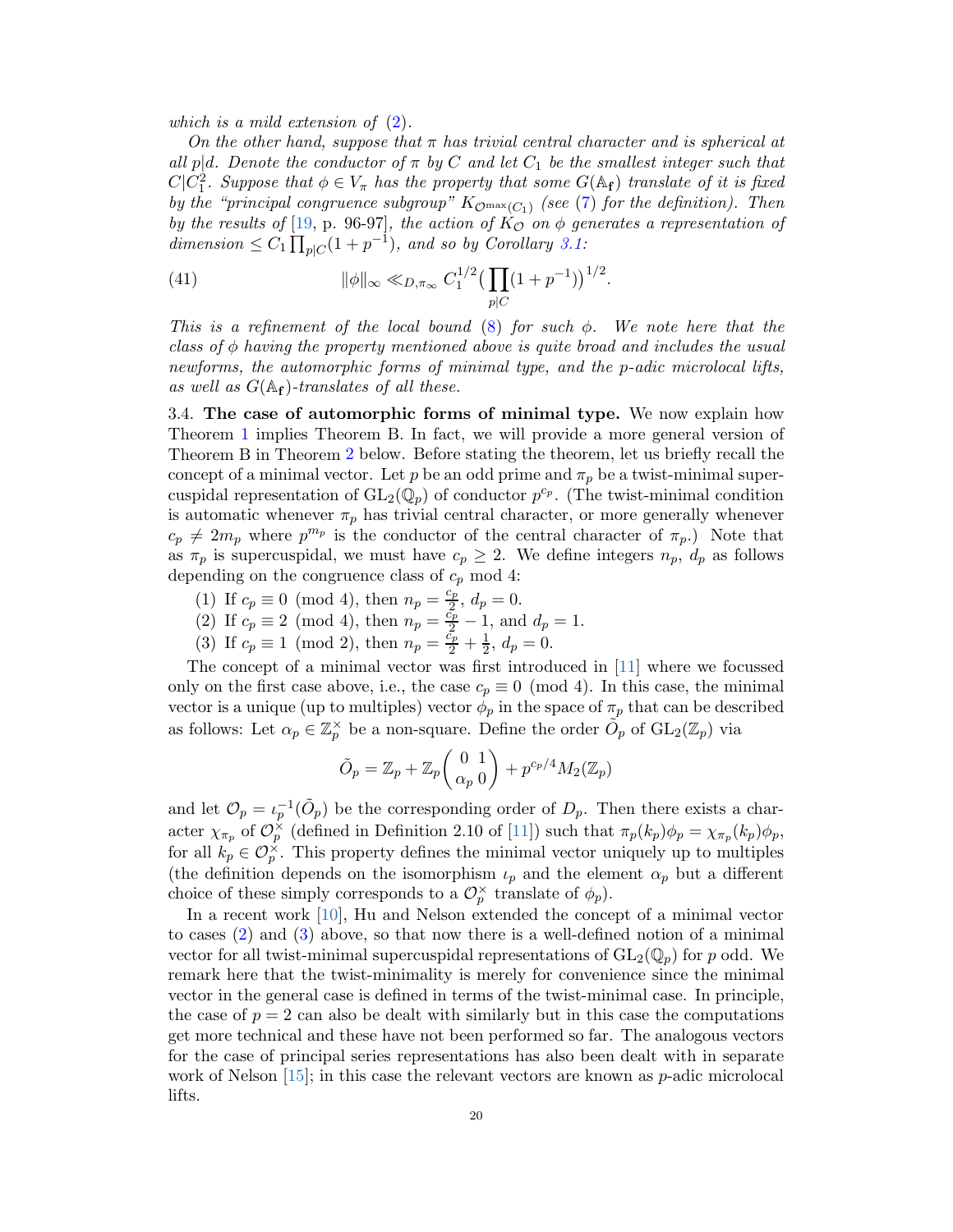*which is a mild extension of* (2).

*On the other hand, suppose that* $\pi$ *has trivial central character and is spherical at all* $p|d$. *Denote the conductor of* $\pi$ *by* $C$ *and let* $C_1$ *be the smallest integer such that* $C|C_1^2$. *Suppose that* $\phi \in V_\pi$ *has the property that some* $G(\mathbb{A}_\mathbf{f})$ *translate of it is fixed by the "principal congruence subgroup"* $K_{\mathcal{O}^{\max}(C_1)}$ *(see* (7) *for the definition). Then by the results of* [19, p. 96-97], *the action of* $K_\mathcal{O}$ *on* $\phi$ *generates a representation of dimension* $\leq C_1 \prod_{p|C}(1+p^{-1})$, *and so by Corollary 3.1:*

$$\|\phi\|_\infty \ll_{D,\pi_\infty} C_1^{1/2}\Big(\prod_{p|C}(1+p^{-1})\Big)^{1/2}. \tag{41}$$

*This is a refinement of the local bound* (8) *for such* $\phi$. *We note here that the class of* $\phi$ *having the property mentioned above is quite broad and includes the usual newforms, the automorphic forms of minimal type, and the* $p$*-adic microlocal lifts, as well as* $G(\mathbb{A}_\mathbf{f})$*-translates of all these.*

## 3.4. The case of automorphic forms of minimal type.

We now explain how Theorem 1 implies Theorem B. In fact, we will provide a more general version of Theorem B in Theorem 2 below. Before stating the theorem, let us briefly recall the concept of a minimal vector. Let $p$ be an odd prime and $\pi_p$ be a twist-minimal supercuspidal representation of $\mathrm{GL}_2(\mathbb{Q}_p)$ of conductor $p^{c_p}$. (The twist-minimal condition is automatic whenever $\pi_p$ has trivial central character, or more generally whenever $c_p \neq 2m_p$ where $p^{m_p}$ is the conductor of the central character of $\pi_p$.) Note that as $\pi_p$ is supercuspidal, we must have $c_p \geq 2$. We define integers $n_p$, $d_p$ as follows depending on the congruence class of $c_p$ mod 4:

1. If $c_p \equiv 0 \pmod 4$, then $n_p = \frac{c_p}{2}$, $d_p = 0$.
2. If $c_p \equiv 2 \pmod 4$, then $n_p = \frac{c_p}{2} - 1$, and $d_p = 1$.
3. If $c_p \equiv 1 \pmod 2$, then $n_p = \frac{c_p}{2} + \frac{1}{2}$, $d_p = 0$.

The concept of a minimal vector was first introduced in [11] where we focussed only on the first case above, i.e., the case $c_p \equiv 0 \pmod 4$. In this case, the minimal vector is a unique (up to multiples) vector $\phi_p$ in the space of $\pi_p$ that can be described as follows: Let $\alpha_p \in \mathbb{Z}_p^\times$ be a non-square. Define the order $\tilde{O}_p$ of $\mathrm{GL}_2(\mathbb{Z}_p)$ via

$$\tilde{O}_p = \mathbb{Z}_p + \mathbb{Z}_p\begin{pmatrix} 0 & 1 \\ \alpha_p & 0 \end{pmatrix} + p^{c_p/4}M_2(\mathbb{Z}_p)$$

and let $\mathcal{O}_p = \iota_p^{-1}(\tilde{O}_p)$ be the corresponding order of $D_p$. Then there exists a character $\chi_{\pi_p}$ of $\mathcal{O}_p^\times$ (defined in Definition 2.10 of [11]) such that $\pi_p(k_p)\phi_p = \chi_{\pi_p}(k_p)\phi_p$, for all $k_p \in \mathcal{O}_p^\times$. This property defines the minimal vector uniquely up to multiples (the definition depends on the isomorphism $\iota_p$ and the element $\alpha_p$ but a different choice of these simply corresponds to a $\mathcal{O}_p^\times$ translate of $\phi_p$).

In a recent work [10], Hu and Nelson extended the concept of a minimal vector to cases (2) and (3) above, so that now there is a well-defined notion of a minimal vector for all twist-minimal supercuspidal representations of $\mathrm{GL}_2(\mathbb{Q}_p)$ for $p$ odd. We remark here that the twist-minimality is merely for convenience since the minimal vector in the general case is defined in terms of the twist-minimal case. In principle, the case of $p = 2$ can also be dealt with similarly but in this case the computations get more technical and these have not been performed so far. The analogous vectors for the case of principal series representations has also been dealt with in separate work of Nelson [15]; in this case the relevant vectors are known as $p$-adic microlocal lifts.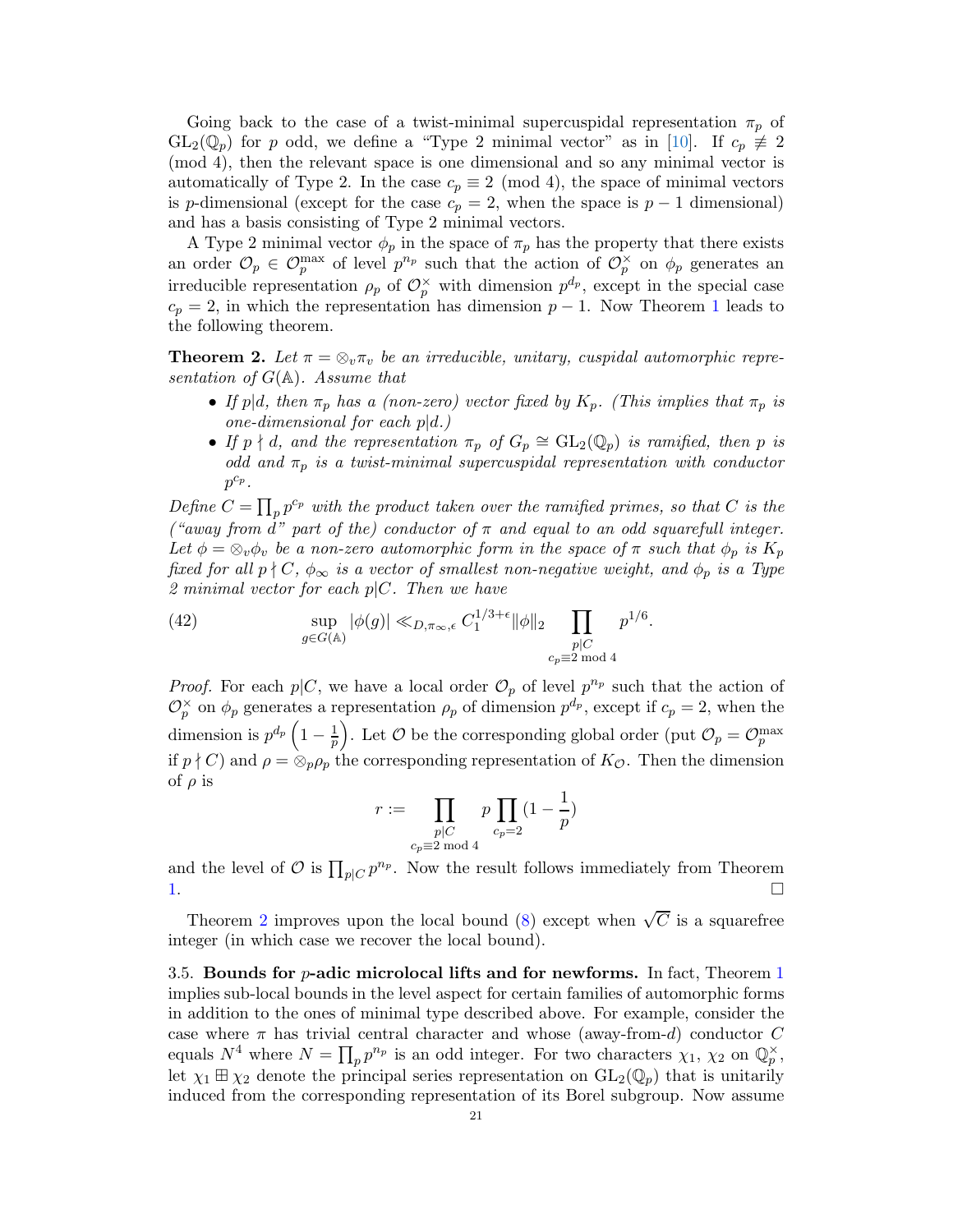Going back to the case of a twist-minimal supercuspidal representation $\pi_p$ of $\mathrm{GL}_2(\mathbb{Q}_p)$ for $p$ odd, we define a "Type 2 minimal vector" as in [10]. If $c_p \not\equiv 2 \pmod 4$, then the relevant space is one dimensional and so any minimal vector is automatically of Type 2. In the case $c_p \equiv 2 \pmod 4$, the space of minimal vectors is $p$-dimensional (except for the case $c_p = 2$, when the space is $p-1$ dimensional) and has a basis consisting of Type 2 minimal vectors.

A Type 2 minimal vector $\phi_p$ in the space of $\pi_p$ has the property that there exists an order $\mathcal{O}_p \in \mathcal{O}_p^{\max}$ of level $p^{n_p}$ such that the action of $\mathcal{O}_p^\times$ on $\phi_p$ generates an irreducible representation $\rho_p$ of $\mathcal{O}_p^\times$ with dimension $p^{d_p}$, except in the special case $c_p = 2$, in which the representation has dimension $p-1$. Now Theorem 1 leads to the following theorem.

**Theorem 2.** *Let $\pi = \otimes_v \pi_v$ be an irreducible, unitary, cuspidal automorphic representation of $G(\mathbb{A})$. Assume that*

- *If $p|d$, then $\pi_p$ has a (non-zero) vector fixed by $K_p$. (This implies that $\pi_p$ is one-dimensional for each $p|d$.)*
- *If $p \nmid d$, and the representation $\pi_p$ of $G_p \cong \mathrm{GL}_2(\mathbb{Q}_p)$ is ramified, then $p$ is odd and $\pi_p$ is a twist-minimal supercuspidal representation with conductor $p^{c_p}$.*

*Define $C = \prod_p p^{c_p}$ with the product taken over the ramified primes, so that $C$ is the ("away from $d$" part of the) conductor of $\pi$ and equal to an odd squarefull integer. Let $\phi = \otimes_v \phi_v$ be a non-zero automorphic form in the space of $\pi$ such that $\phi_p$ is $K_p$ fixed for all $p \nmid C$, $\phi_\infty$ is a vector of smallest non-negative weight, and $\phi_p$ is a Type 2 minimal vector for each $p|C$. Then we have*

$$\sup_{g \in G(\mathbb{A})} |\phi(g)| \ll_{D,\pi_\infty,\epsilon} C_1^{1/3+\epsilon} \|\phi\|_2 \prod_{\substack{p|C \\ c_p \equiv 2 \bmod 4}} p^{1/6}. \tag{42}$$

*Proof.* For each $p|C$, we have a local order $\mathcal{O}_p$ of level $p^{n_p}$ such that the action of $\mathcal{O}_p^\times$ on $\phi_p$ generates a representation $\rho_p$ of dimension $p^{d_p}$, except if $c_p = 2$, when the dimension is $p^{d_p}\left(1 - \frac{1}{p}\right)$. Let $\mathcal{O}$ be the corresponding global order (put $\mathcal{O}_p = \mathcal{O}_p^{\max}$ if $p \nmid C$) and $\rho = \otimes_p \rho_p$ the corresponding representation of $K_{\mathcal{O}}$. Then the dimension of $\rho$ is

$$r := \prod_{\substack{p|C \\ c_p \equiv 2 \bmod 4}} p \prod_{c_p = 2} (1 - \frac{1}{p})$$

and the level of $\mathcal{O}$ is $\prod_{p|C} p^{n_p}$. Now the result follows immediately from Theorem 1. □

Theorem 2 improves upon the local bound (8) except when $\sqrt{C}$ is a squarefree integer (in which case we recover the local bound).

### 3.5. Bounds for $p$-adic microlocal lifts and for newforms.

In fact, Theorem 1 implies sub-local bounds in the level aspect for certain families of automorphic forms in addition to the ones of minimal type described above. For example, consider the case where $\pi$ has trivial central character and whose (away-from-$d$) conductor $C$ equals $N^4$ where $N = \prod_p p^{n_p}$ is an odd integer. For two characters $\chi_1$, $\chi_2$ on $\mathbb{Q}_p^\times$, let $\chi_1 \boxplus \chi_2$ denote the principal series representation on $\mathrm{GL}_2(\mathbb{Q}_p)$ that is unitarily induced from the corresponding representation of its Borel subgroup. Now assume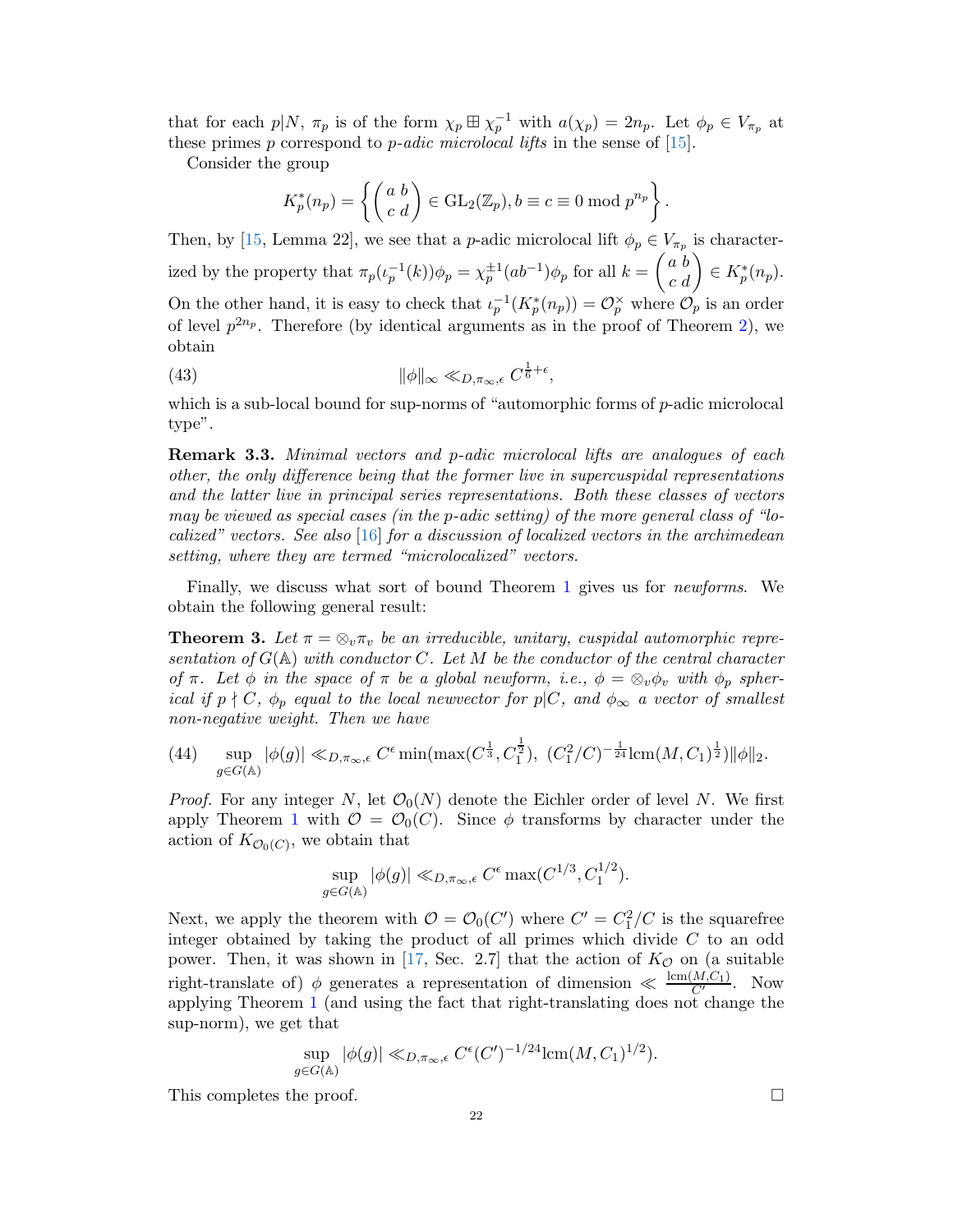that for each $p|N$, $\pi_p$ is of the form $\chi_p \boxplus \chi_p^{-1}$ with $a(\chi_p) = 2n_p$. Let $\phi_p \in V_{\pi_p}$ at these primes $p$ correspond to *p-adic microlocal lifts* in the sense of [15].

Consider the group

$$K_p^*(n_p) = \left\{ \begin{pmatrix} a & b \\ c & d \end{pmatrix} \in \mathrm{GL}_2(\mathbb{Z}_p), b \equiv c \equiv 0 \bmod p^{n_p} \right\}.$$

Then, by [15, Lemma 22], we see that a $p$-adic microlocal lift $\phi_p \in V_{\pi_p}$ is characterized by the property that $\pi_p(\iota_p^{-1}(k))\phi_p = \chi_p^{\pm 1}(ab^{-1})\phi_p$ for all $k = \begin{pmatrix} a & b \\ c & d \end{pmatrix} \in K_p^*(n_p)$. On the other hand, it is easy to check that $\iota_p^{-1}(K_p^*(n_p)) = \mathcal{O}_p^\times$ where $\mathcal{O}_p$ is an order of level $p^{2n_p}$. Therefore (by identical arguments as in the proof of Theorem 2), we obtain

$$\|\phi\|_\infty \ll_{D,\pi_\infty,\epsilon} C^{\frac{1}{6}+\epsilon}, \tag{43}$$

which is a sub-local bound for sup-norms of "automorphic forms of $p$-adic microlocal type".

**Remark 3.3.** *Minimal vectors and p-adic microlocal lifts are analogues of each other, the only difference being that the former live in supercuspidal representations and the latter live in principal series representations. Both these classes of vectors may be viewed as special cases (in the p-adic setting) of the more general class of "localized" vectors. See also [16] for a discussion of localized vectors in the archimedean setting, where they are termed "microlocalized" vectors.*

Finally, we discuss what sort of bound Theorem 1 gives us for *newforms*. We obtain the following general result:

**Theorem 3.** *Let $\pi = \otimes_v \pi_v$ be an irreducible, unitary, cuspidal automorphic representation of $G(\mathbb{A})$ with conductor $C$. Let $M$ be the conductor of the central character of $\pi$. Let $\phi$ in the space of $\pi$ be a global newform, i.e., $\phi = \otimes_v \phi_v$ with $\phi_p$ spherical if $p \nmid C$, $\phi_p$ equal to the local newvector for $p|C$, and $\phi_\infty$ a vector of smallest non-negative weight. Then we have*

$$\sup_{g\in G(\mathbb{A})} |\phi(g)| \ll_{D,\pi_\infty,\epsilon} C^\epsilon \min(\max(C^{\frac{1}{3}}, C_1^{\frac{1}{2}}),\ (C_1^2/C)^{-\frac{1}{24}} \mathrm{lcm}(M, C_1)^{\frac{1}{2}}) \|\phi\|_2. \tag{44}$$

*Proof.* For any integer $N$, let $\mathcal{O}_0(N)$ denote the Eichler order of level $N$. We first apply Theorem 1 with $\mathcal{O} = \mathcal{O}_0(C)$. Since $\phi$ transforms by character under the action of $K_{\mathcal{O}_0(C)}$, we obtain that

$$\sup_{g\in G(\mathbb{A})} |\phi(g)| \ll_{D,\pi_\infty,\epsilon} C^\epsilon \max(C^{1/3}, C_1^{1/2}).$$

Next, we apply the theorem with $\mathcal{O} = \mathcal{O}_0(C')$ where $C' = C_1^2/C$ is the squarefree integer obtained by taking the product of all primes which divide $C$ to an odd power. Then, it was shown in [17, Sec. 2.7] that the action of $K_\mathcal{O}$ on (a suitable right-translate of) $\phi$ generates a representation of dimension $\ll \frac{\mathrm{lcm}(M,C_1)}{C'}$. Now applying Theorem 1 (and using the fact that right-translating does not change the sup-norm), we get that

$$\sup_{g\in G(\mathbb{A})} |\phi(g)| \ll_{D,\pi_\infty,\epsilon} C^\epsilon (C')^{-1/24} \mathrm{lcm}(M, C_1)^{1/2}).$$

This completes the proof. $\square$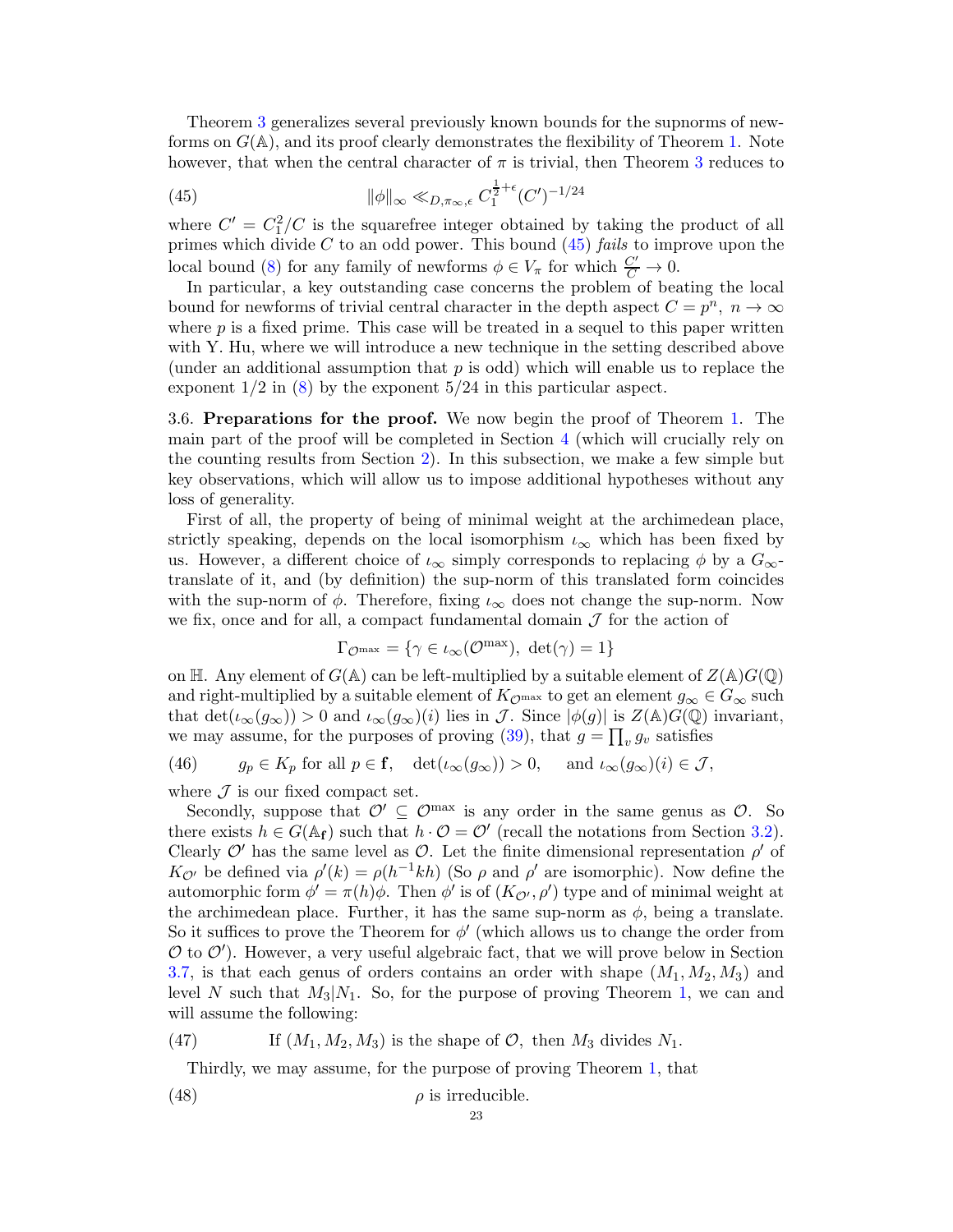Theorem 3 generalizes several previously known bounds for the supnorms of newforms on $G(\mathbb{A})$, and its proof clearly demonstrates the flexibility of Theorem 1. Note however, that when the central character of $\pi$ is trivial, then Theorem 3 reduces to

$$\|\phi\|_\infty \ll_{D,\pi_\infty,\epsilon} C_1^{\frac{1}{2}+\epsilon}(C')^{-1/24} \tag{45}$$

where $C' = C_1^2/C$ is the squarefree integer obtained by taking the product of all primes which divide $C$ to an odd power. This bound (45) *fails* to improve upon the local bound (8) for any family of newforms $\phi \in V_\pi$ for which $\frac{C'}{C} \to 0$.

In particular, a key outstanding case concerns the problem of beating the local bound for newforms of trivial central character in the depth aspect $C = p^n,\ n \to \infty$ where $p$ is a fixed prime. This case will be treated in a sequel to this paper written with Y. Hu, where we will introduce a new technique in the setting described above (under an additional assumption that $p$ is odd) which will enable us to replace the exponent $1/2$ in (8) by the exponent $5/24$ in this particular aspect.

**3.6. Preparations for the proof.** We now begin the proof of Theorem 1. The main part of the proof will be completed in Section 4 (which will crucially rely on the counting results from Section 2). In this subsection, we make a few simple but key observations, which will allow us to impose additional hypotheses without any loss of generality.

First of all, the property of being of minimal weight at the archimedean place, strictly speaking, depends on the local isomorphism $\iota_\infty$ which has been fixed by us. However, a different choice of $\iota_\infty$ simply corresponds to replacing $\phi$ by a $G_\infty$-translate of it, and (by definition) the sup-norm of this translated form coincides with the sup-norm of $\phi$. Therefore, fixing $\iota_\infty$ does not change the sup-norm. Now we fix, once and for all, a compact fundamental domain $\mathcal{J}$ for the action of

$$\Gamma_{\mathcal{O}^{\max}} = \{\gamma \in \iota_\infty(\mathcal{O}^{\max}),\ \det(\gamma) = 1\}$$

on $\mathbb{H}$. Any element of $G(\mathbb{A})$ can be left-multiplied by a suitable element of $Z(\mathbb{A})G(\mathbb{Q})$ and right-multiplied by a suitable element of $K_{\mathcal{O}^{\max}}$ to get an element $g_\infty \in G_\infty$ such that $\det(\iota_\infty(g_\infty)) > 0$ and $\iota_\infty(g_\infty)(i)$ lies in $\mathcal{J}$. Since $|\phi(g)|$ is $Z(\mathbb{A})G(\mathbb{Q})$ invariant, we may assume, for the purposes of proving (39), that $g = \prod_v g_v$ satisfies

$$g_p \in K_p \text{ for all } p \in \mathbf{f}, \quad \det(\iota_\infty(g_\infty)) > 0, \quad \text{ and } \iota_\infty(g_\infty)(i) \in \mathcal{J}, \tag{46}$$

where $\mathcal{J}$ is our fixed compact set.

Secondly, suppose that $\mathcal{O}' \subseteq \mathcal{O}^{\max}$ is any order in the same genus as $\mathcal{O}$. So there exists $h \in G(\mathbb{A}_\mathbf{f})$ such that $h \cdot \mathcal{O} = \mathcal{O}'$ (recall the notations from Section 3.2). Clearly $\mathcal{O}'$ has the same level as $\mathcal{O}$. Let the finite dimensional representation $\rho'$ of $K_{\mathcal{O}'}$ be defined via $\rho'(k) = \rho(h^{-1}kh)$ (So $\rho$ and $\rho'$ are isomorphic). Now define the automorphic form $\phi' = \pi(h)\phi$. Then $\phi'$ is of $(K_{\mathcal{O}'}, \rho')$ type and of minimal weight at the archimedean place. Further, it has the same sup-norm as $\phi$, being a translate. So it suffices to prove the Theorem for $\phi'$ (which allows us to change the order from $\mathcal{O}$ to $\mathcal{O}'$). However, a very useful algebraic fact, that we will prove below in Section 3.7, is that each genus of orders contains an order with shape $(M_1, M_2, M_3)$ and level $N$ such that $M_3 | N_1$. So, for the purpose of proving Theorem 1, we can and will assume the following:

$$\text{If } (M_1, M_2, M_3) \text{ is the shape of } \mathcal{O}, \text{ then } M_3 \text{ divides } N_1. \tag{47}$$

Thirdly, we may assume, for the purpose of proving Theorem 1, that

$$\rho \text{ is irreducible.} \tag{48}$$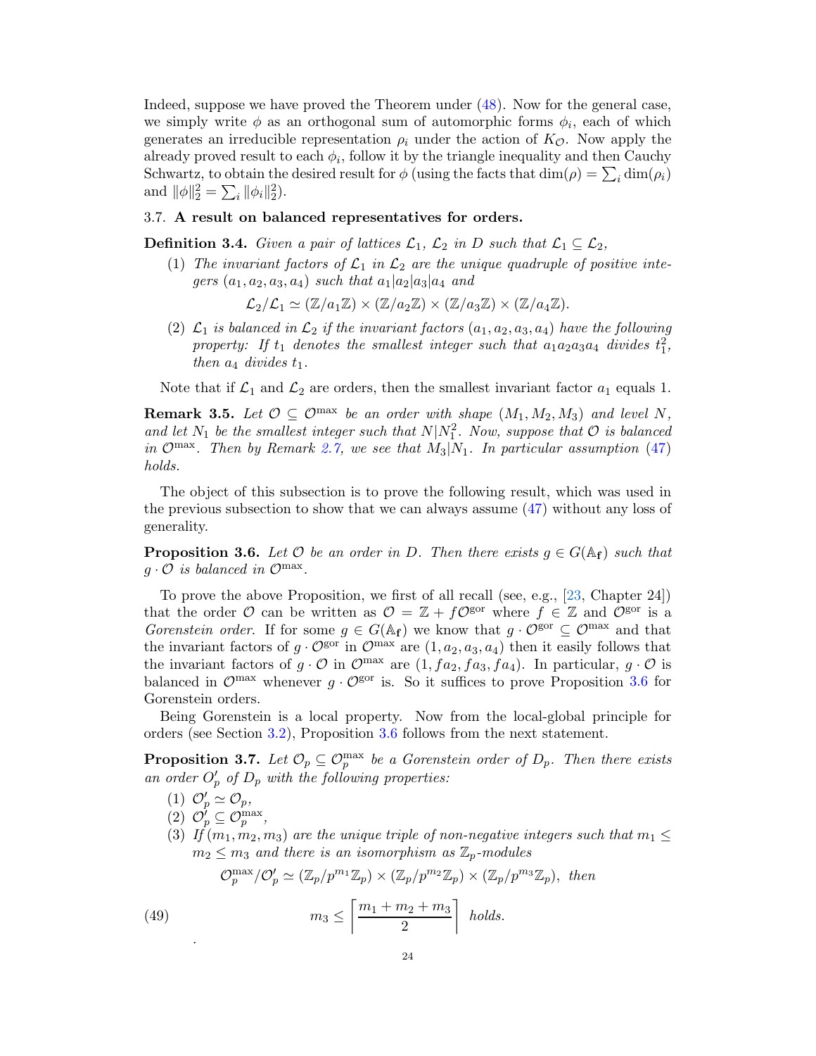Indeed, suppose we have proved the Theorem under (48). Now for the general case, we simply write $\phi$ as an orthogonal sum of automorphic forms $\phi_i$, each of which generates an irreducible representation $\rho_i$ under the action of $K_{\mathcal{O}}$. Now apply the already proved result to each $\phi_i$, follow it by the triangle inequality and then Cauchy Schwartz, to obtain the desired result for $\phi$ (using the facts that $\dim(\rho) = \sum_i \dim(\rho_i)$ and $\|\phi\|_2^2 = \sum_i \|\phi_i\|_2^2$).

### 3.7. A result on balanced representatives for orders.

**Definition 3.4.** *Given a pair of lattices $\mathcal{L}_1$, $\mathcal{L}_2$ in $D$ such that $\mathcal{L}_1 \subseteq \mathcal{L}_2$,*

1. *The invariant factors of $\mathcal{L}_1$ in $\mathcal{L}_2$ are the unique quadruple of positive integers $(a_1, a_2, a_3, a_4)$ such that $a_1|a_2|a_3|a_4$ and*
$$\mathcal{L}_2/\mathcal{L}_1 \simeq (\mathbb{Z}/a_1\mathbb{Z}) \times (\mathbb{Z}/a_2\mathbb{Z}) \times (\mathbb{Z}/a_3\mathbb{Z}) \times (\mathbb{Z}/a_4\mathbb{Z}).$$
2. *$\mathcal{L}_1$ is balanced in $\mathcal{L}_2$ if the invariant factors $(a_1, a_2, a_3, a_4)$ have the following property: If $t_1$ denotes the smallest integer such that $a_1a_2a_3a_4$ divides $t_1^2$, then $a_4$ divides $t_1$.*

Note that if $\mathcal{L}_1$ and $\mathcal{L}_2$ are orders, then the smallest invariant factor $a_1$ equals 1.

**Remark 3.5.** *Let $\mathcal{O} \subseteq \mathcal{O}^{\max}$ be an order with shape $(M_1, M_2, M_3)$ and level $N$, and let $N_1$ be the smallest integer such that $N|N_1^2$. Now, suppose that $\mathcal{O}$ is balanced in $\mathcal{O}^{\max}$. Then by Remark 2.7, we see that $M_3|N_1$. In particular assumption (47) holds.*

The object of this subsection is to prove the following result, which was used in the previous subsection to show that we can always assume (47) without any loss of generality.

**Proposition 3.6.** *Let $\mathcal{O}$ be an order in $D$. Then there exists $g \in G(\mathbb{A}_{\mathbf{f}})$ such that $g \cdot \mathcal{O}$ is balanced in $\mathcal{O}^{\max}$.*

To prove the above Proposition, we first of all recall (see, e.g., [23, Chapter 24]) that the order $\mathcal{O}$ can be written as $\mathcal{O} = \mathbb{Z} + f\mathcal{O}^{\rm gor}$ where $f \in \mathbb{Z}$ and $\mathcal{O}^{\rm gor}$ is a *Gorenstein order*. If for some $g \in G(\mathbb{A}_{\mathbf{f}})$ we know that $g \cdot \mathcal{O}^{\rm gor} \subseteq \mathcal{O}^{\max}$ and that the invariant factors of $g \cdot \mathcal{O}^{\rm gor}$ in $\mathcal{O}^{\max}$ are $(1, a_2, a_3, a_4)$ then it easily follows that the invariant factors of $g \cdot \mathcal{O}$ in $\mathcal{O}^{\max}$ are $(1, fa_2, fa_3, fa_4)$. In particular, $g \cdot \mathcal{O}$ is balanced in $\mathcal{O}^{\max}$ whenever $g \cdot \mathcal{O}^{\rm gor}$ is. So it suffices to prove Proposition 3.6 for Gorenstein orders.

Being Gorenstein is a local property. Now from the local-global principle for orders (see Section 3.2), Proposition 3.6 follows from the next statement.

**Proposition 3.7.** *Let $\mathcal{O}_p \subseteq \mathcal{O}_p^{\max}$ be a Gorenstein order of $D_p$. Then there exists an order $O_p'$ of $D_p$ with the following properties:*

1. *$\mathcal{O}_p' \simeq \mathcal{O}_p$,*
2. *$\mathcal{O}_p' \subseteq \mathcal{O}_p^{\max}$,*
3. *If $(m_1, m_2, m_3)$ are the unique triple of non-negative integers such that $m_1 \leq m_2 \leq m_3$ and there is an isomorphism as $\mathbb{Z}_p$-modules*
$$\mathcal{O}_p^{\max}/\mathcal{O}_p' \simeq (\mathbb{Z}_p/p^{m_1}\mathbb{Z}_p) \times (\mathbb{Z}_p/p^{m_2}\mathbb{Z}_p) \times (\mathbb{Z}_p/p^{m_3}\mathbb{Z}_p), \text{ then}$$
$$m_3 \leq \left\lceil \frac{m_1 + m_2 + m_3}{2} \right\rceil \text{ holds.} \tag{49}$$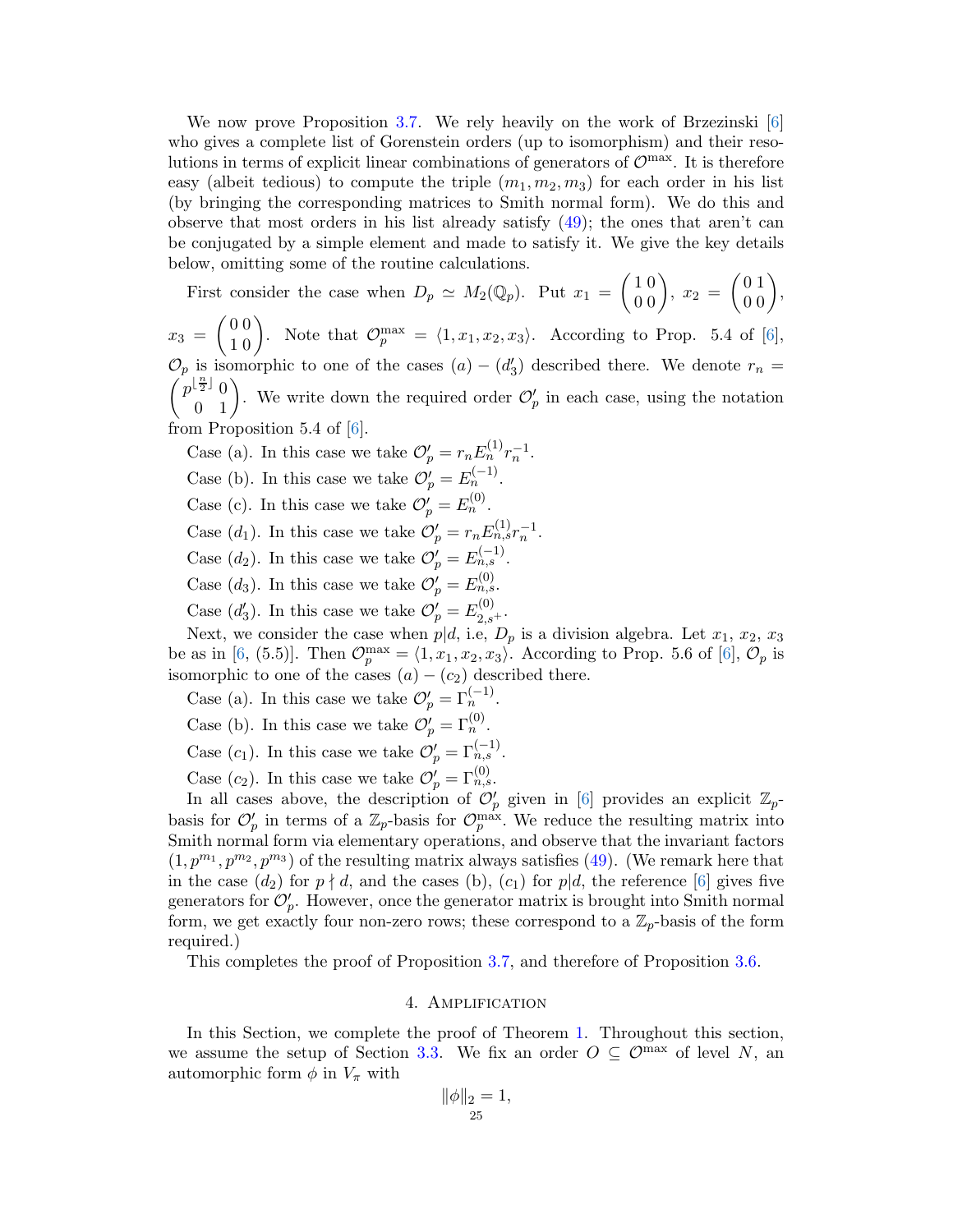We now prove Proposition 3.7. We rely heavily on the work of Brzezinski [6] who gives a complete list of Gorenstein orders (up to isomorphism) and their resolutions in terms of explicit linear combinations of generators of $\mathcal{O}^{\max}$. It is therefore easy (albeit tedious) to compute the triple $(m_1, m_2, m_3)$ for each order in his list (by bringing the corresponding matrices to Smith normal form). We do this and observe that most orders in his list already satisfy (49); the ones that aren't can be conjugated by a simple element and made to satisfy it. We give the key details below, omitting some of the routine calculations.

First consider the case when $D_p \simeq M_2(\mathbb{Q}_p)$. Put $x_1 = \begin{pmatrix} 1 & 0 \\ 0 & 0 \end{pmatrix}$, $x_2 = \begin{pmatrix} 0 & 1 \\ 0 & 0 \end{pmatrix}$, $x_3 = \begin{pmatrix} 0 & 0 \\ 1 & 0 \end{pmatrix}$. Note that $\mathcal{O}_p^{\max} = \langle 1, x_1, x_2, x_3 \rangle$. According to Prop. 5.4 of [6], $\mathcal{O}_p$ is isomorphic to one of the cases $(a) - (d_3')$ described there. We denote $r_n = \begin{pmatrix} p^{\lfloor \frac{n}{2} \rfloor} & 0 \\ 0 & 1 \end{pmatrix}$. We write down the required order $\mathcal{O}_p'$ in each case, using the notation from Proposition 5.4 of [6].

Case (a). In this case we take $\mathcal{O}_p' = r_n E_n^{(1)} r_n^{-1}$.

Case (b). In this case we take $\mathcal{O}_p' = E_n^{(-1)}$.

Case (c). In this case we take $\mathcal{O}_p' = E_n^{(0)}$.

Case $(d_1)$. In this case we take $\mathcal{O}_p' = r_n E_{n,s}^{(1)} r_n^{-1}$.

Case $(d_2)$. In this case we take $\mathcal{O}_p' = E_{n,s}^{(-1)}$.

Case $(d_3)$. In this case we take $\mathcal{O}_p' = E_{n,s}^{(0)}$.

Case $(d_3')$. In this case we take $\mathcal{O}_p' = E_{2,s^+}^{(0)}$.

Next, we consider the case when $p|d$, i.e, $D_p$ is a division algebra. Let $x_1$, $x_2$, $x_3$ be as in [6, (5.5)]. Then $\mathcal{O}_p^{\max} = \langle 1, x_1, x_2, x_3 \rangle$. According to Prop. 5.6 of [6], $\mathcal{O}_p$ is isomorphic to one of the cases $(a) - (c_2)$ described there.

Case (a). In this case we take $\mathcal{O}_p' = \Gamma_n^{(-1)}$.

Case (b). In this case we take $\mathcal{O}_p' = \Gamma_n^{(0)}$.

Case $(c_1)$. In this case we take $\mathcal{O}_p' = \Gamma_{n,s}^{(-1)}$.

Case $(c_2)$. In this case we take $\mathcal{O}_p' = \Gamma_{n,s}^{(0)}$.

In all cases above, the description of $\mathcal{O}_p'$ given in [6] provides an explicit $\mathbb{Z}_p$-basis for $\mathcal{O}_p'$ in terms of a $\mathbb{Z}_p$-basis for $\mathcal{O}_p^{\max}$. We reduce the resulting matrix into Smith normal form via elementary operations, and observe that the invariant factors $(1, p^{m_1}, p^{m_2}, p^{m_3})$ of the resulting matrix always satisfies (49). (We remark here that in the case $(d_2)$ for $p \nmid d$, and the cases (b), $(c_1)$ for $p|d$, the reference [6] gives five generators for $\mathcal{O}_p'$. However, once the generator matrix is brought into Smith normal form, we get exactly four non-zero rows; these correspond to a $\mathbb{Z}_p$-basis of the form required.)

This completes the proof of Proposition 3.7, and therefore of Proposition 3.6.

## 4. Amplification

In this Section, we complete the proof of Theorem 1. Throughout this section, we assume the setup of Section 3.3. We fix an order $O \subseteq \mathcal{O}^{\max}$ of level $N$, an automorphic form $\phi$ in $V_\pi$ with

$$\|\phi\|_2 = 1,$$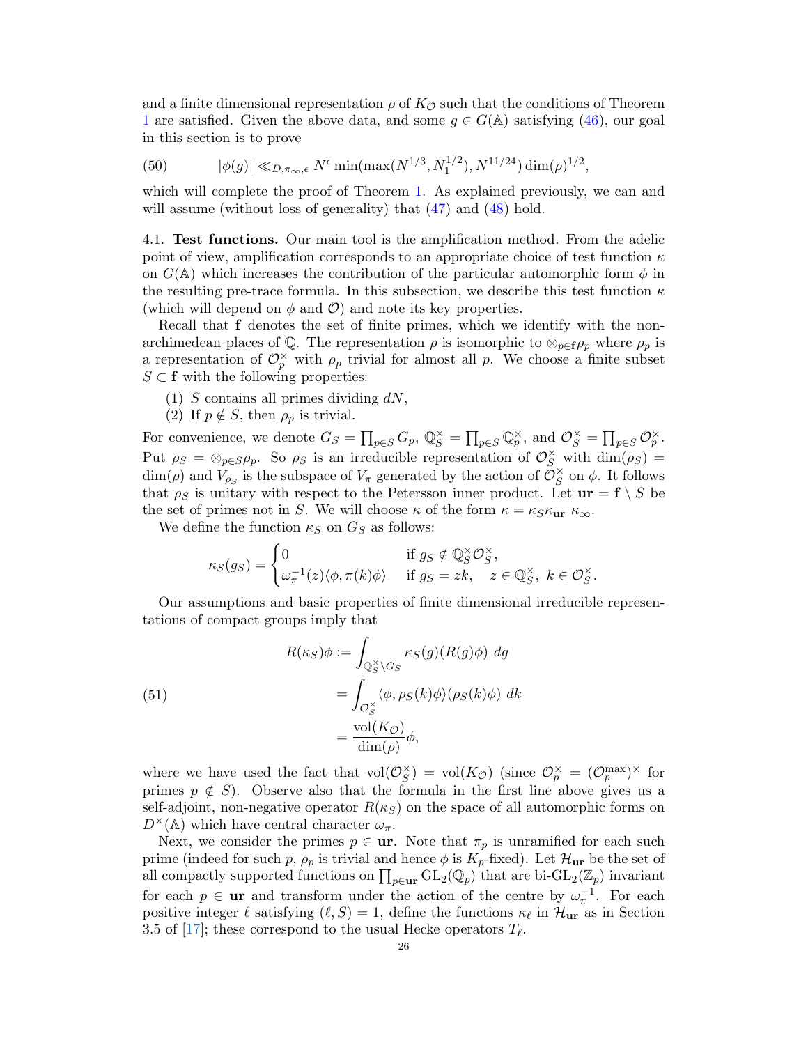and a finite dimensional representation $\rho$ of $K_{\mathcal{O}}$ such that the conditions of Theorem 1 are satisfied. Given the above data, and some $g \in G(\mathbb{A})$ satisfying (46), our goal in this section is to prove

$$|\phi(g)| \ll_{D,\pi_\infty,\epsilon} N^{\epsilon} \min(\max(N^{1/3}, N_1^{1/2}), N^{11/24}) \dim(\rho)^{1/2}, \tag{50}$$

which will complete the proof of Theorem 1. As explained previously, we can and will assume (without loss of generality) that (47) and (48) hold.

### 4.1. Test functions.

Our main tool is the amplification method. From the adelic point of view, amplification corresponds to an appropriate choice of test function $\kappa$ on $G(\mathbb{A})$ which increases the contribution of the particular automorphic form $\phi$ in the resulting pre-trace formula. In this subsection, we describe this test function $\kappa$ (which will depend on $\phi$ and $\mathcal{O}$) and note its key properties.

Recall that $\mathbf{f}$ denotes the set of finite primes, which we identify with the non-archimedean places of $\mathbb{Q}$. The representation $\rho$ is isomorphic to $\otimes_{p\in\mathbf{f}}\rho_p$ where $\rho_p$ is a representation of $\mathcal{O}_p^\times$ with $\rho_p$ trivial for almost all $p$. We choose a finite subset $S \subset \mathbf{f}$ with the following properties:

1. $S$ contains all primes dividing $dN$,
2. If $p \notin S$, then $\rho_p$ is trivial.

For convenience, we denote $G_S = \prod_{p\in S} G_p$, $\mathbb{Q}_S^\times = \prod_{p\in S}\mathbb{Q}_p^\times$, and $\mathcal{O}_S^\times = \prod_{p\in S}\mathcal{O}_p^\times$. Put $\rho_S = \otimes_{p\in S}\rho_p$. So $\rho_S$ is an irreducible representation of $\mathcal{O}_S^\times$ with $\dim(\rho_S) = \dim(\rho)$ and $V_{\rho_S}$ is the subspace of $V_\pi$ generated by the action of $\mathcal{O}_S^\times$ on $\phi$. It follows that $\rho_S$ is unitary with respect to the Petersson inner product. Let $\mathbf{ur} = \mathbf{f} \setminus S$ be the set of primes not in $S$. We will choose $\kappa$ of the form $\kappa = \kappa_S \kappa_{\mathbf{ur}}\ \kappa_\infty$.

We define the function $\kappa_S$ on $G_S$ as follows:

$$\kappa_S(g_S) = \begin{cases} 0 & \text{if } g_S \notin \mathbb{Q}_S^\times \mathcal{O}_S^\times, \\ \omega_\pi^{-1}(z)\langle \phi, \pi(k)\phi\rangle & \text{if } g_S = zk, \quad z\in\mathbb{Q}_S^\times,\ k\in\mathcal{O}_S^\times. \end{cases}$$

Our assumptions and basic properties of finite dimensional irreducible representations of compact groups imply that

$$\begin{aligned} R(\kappa_S)\phi &:= \int_{\mathbb{Q}_S^\times\backslash G_S} \kappa_S(g)(R(g)\phi)\ dg \\ &= \int_{\mathcal{O}_S^\times} \langle \phi, \rho_S(k)\phi\rangle(\rho_S(k)\phi)\ dk \\ &= \frac{\mathrm{vol}(K_{\mathcal{O}})}{\dim(\rho)}\phi, \end{aligned} \tag{51}$$

where we have used the fact that $\mathrm{vol}(\mathcal{O}_S^\times) = \mathrm{vol}(K_{\mathcal{O}})$ (since $\mathcal{O}_p^\times = (\mathcal{O}_p^{\max})^\times$ for primes $p \notin S$). Observe also that the formula in the first line above gives us a self-adjoint, non-negative operator $R(\kappa_S)$ on the space of all automorphic forms on $D^\times(\mathbb{A})$ which have central character $\omega_\pi$.

Next, we consider the primes $p \in \mathbf{ur}$. Note that $\pi_p$ is unramified for each such prime (indeed for such $p$, $\rho_p$ is trivial and hence $\phi$ is $K_p$-fixed). Let $\mathcal{H}_{\mathbf{ur}}$ be the set of all compactly supported functions on $\prod_{p\in\mathbf{ur}}\mathrm{GL}_2(\mathbb{Q}_p)$ that are bi-$\mathrm{GL}_2(\mathbb{Z}_p)$ invariant for each $p \in \mathbf{ur}$ and transform under the action of the centre by $\omega_\pi^{-1}$. For each positive integer $\ell$ satisfying $(\ell, S) = 1$, define the functions $\kappa_\ell$ in $\mathcal{H}_{\mathbf{ur}}$ as in Section 3.5 of [17]; these correspond to the usual Hecke operators $T_\ell$.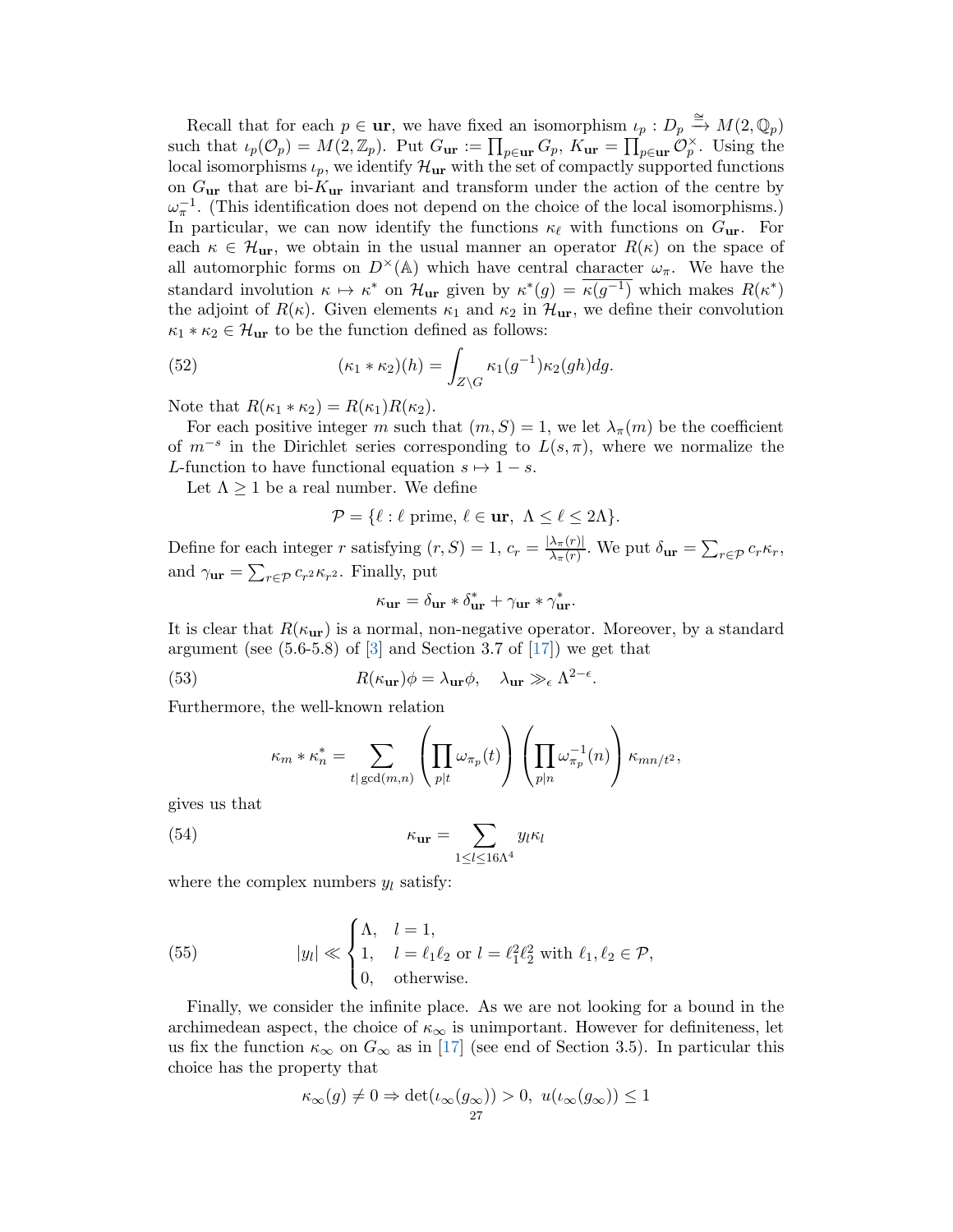Recall that for each $p \in \mathbf{ur}$, we have fixed an isomorphism $\iota_p : D_p \xrightarrow{\cong} M(2,\mathbb{Q}_p)$ such that $\iota_p(\mathcal{O}_p) = M(2,\mathbb{Z}_p)$. Put $G_{\mathbf{ur}} := \prod_{p\in\mathbf{ur}} G_p$, $K_{\mathbf{ur}} = \prod_{p\in\mathbf{ur}} \mathcal{O}_p^\times$. Using the local isomorphisms $\iota_p$, we identify $\mathcal{H}_{\mathbf{ur}}$ with the set of compactly supported functions on $G_{\mathbf{ur}}$ that are bi-$K_{\mathbf{ur}}$ invariant and transform under the action of the centre by $\omega_\pi^{-1}$. (This identification does not depend on the choice of the local isomorphisms.) In particular, we can now identify the functions $\kappa_\ell$ with functions on $G_{\mathbf{ur}}$. For each $\kappa \in \mathcal{H}_{\mathbf{ur}}$, we obtain in the usual manner an operator $R(\kappa)$ on the space of all automorphic forms on $D^\times(\mathbb{A})$ which have central character $\omega_\pi$. We have the standard involution $\kappa \mapsto \kappa^*$ on $\mathcal{H}_{\mathbf{ur}}$ given by $\kappa^*(g) = \overline{\kappa(g^{-1})}$ which makes $R(\kappa^*)$ the adjoint of $R(\kappa)$. Given elements $\kappa_1$ and $\kappa_2$ in $\mathcal{H}_{\mathbf{ur}}$, we define their convolution $\kappa_1 * \kappa_2 \in \mathcal{H}_{\mathbf{ur}}$ to be the function defined as follows:

$$(\kappa_1 * \kappa_2)(h) = \int_{Z\backslash G} \kappa_1(g^{-1})\kappa_2(gh)dg. \tag{52}$$

Note that $R(\kappa_1 * \kappa_2) = R(\kappa_1)R(\kappa_2)$.

For each positive integer $m$ such that $(m,S) = 1$, we let $\lambda_\pi(m)$ be the coefficient of $m^{-s}$ in the Dirichlet series corresponding to $L(s,\pi)$, where we normalize the $L$-function to have functional equation $s \mapsto 1-s$.

Let $\Lambda \geq 1$ be a real number. We define

$$\mathcal{P} = \{\ell : \ell \text{ prime},\ \ell \in \mathbf{ur},\ \Lambda \leq \ell \leq 2\Lambda\}.$$

Define for each integer $r$ satisfying $(r,S) = 1$, $c_r = \frac{|\lambda_\pi(r)|}{\lambda_\pi(r)}$. We put $\delta_{\mathbf{ur}} = \sum_{r\in\mathcal{P}} c_r\kappa_r$, and $\gamma_{\mathbf{ur}} = \sum_{r\in\mathcal{P}} c_{r^2}\kappa_{r^2}$. Finally, put

$$\kappa_{\mathbf{ur}} = \delta_{\mathbf{ur}} * \delta_{\mathbf{ur}}^* + \gamma_{\mathbf{ur}} * \gamma_{\mathbf{ur}}^*.$$

It is clear that $R(\kappa_{\mathbf{ur}})$ is a normal, non-negative operator. Moreover, by a standard argument (see (5.6-5.8) of [3] and Section 3.7 of [17]) we get that

$$R(\kappa_{\mathbf{ur}})\phi = \lambda_{\mathbf{ur}}\phi, \quad \lambda_{\mathbf{ur}} \gg_\epsilon \Lambda^{2-\epsilon}. \tag{53}$$

Furthermore, the well-known relation

$$\kappa_m * \kappa_n^* = \sum_{t|\gcd(m,n)} \left(\prod_{p|t}\omega_{\pi_p}(t)\right)\left(\prod_{p|n}\omega_{\pi_p}^{-1}(n)\right)\kappa_{mn/t^2},$$

gives us that

$$\kappa_{\mathbf{ur}} = \sum_{1\leq l\leq 16\Lambda^4} y_l\kappa_l \tag{54}$$

where the complex numbers $y_l$ satisfy:

$$|y_l| \ll \begin{cases} \Lambda, & l = 1, \\ 1, & l = \ell_1\ell_2 \text{ or } l = \ell_1^2\ell_2^2 \text{ with } \ell_1,\ell_2 \in \mathcal{P}, \\ 0, & \text{otherwise.} \end{cases} \tag{55}$$

Finally, we consider the infinite place. As we are not looking for a bound in the archimedean aspect, the choice of $\kappa_\infty$ is unimportant. However for definiteness, let us fix the function $\kappa_\infty$ on $G_\infty$ as in [17] (see end of Section 3.5). In particular this choice has the property that

$$\kappa_\infty(g) \neq 0 \Rightarrow \det(\iota_\infty(g_\infty)) > 0,\ u(\iota_\infty(g_\infty)) \leq 1$$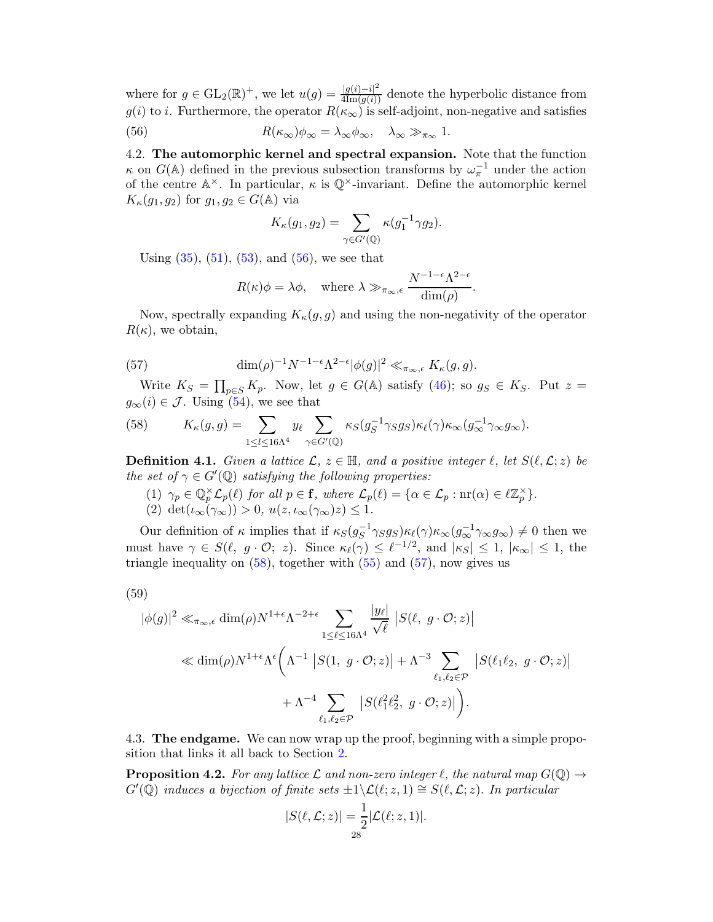where for $g \in \mathrm{GL}_2(\mathbb{R})^+$, we let $u(g) = \frac{|g(i)-i|^2}{4\mathrm{Im}(g(i))}$ denote the hyperbolic distance from $g(i)$ to $i$. Furthermore, the operator $R(\kappa_\infty)$ is self-adjoint, non-negative and satisfies

$$R(\kappa_\infty)\phi_\infty = \lambda_\infty \phi_\infty, \quad \lambda_\infty \gg_{\pi_\infty} 1. \tag{56}$$

**4.2. The automorphic kernel and spectral expansion.** Note that the function $\kappa$ on $G(\mathbb{A})$ defined in the previous subsection transforms by $\omega_\pi^{-1}$ under the action of the centre $\mathbb{A}^\times$. In particular, $\kappa$ is $\mathbb{Q}^\times$-invariant. Define the automorphic kernel $K_\kappa(g_1, g_2)$ for $g_1, g_2 \in G(\mathbb{A})$ via

$$K_\kappa(g_1, g_2) = \sum_{\gamma \in G'(\mathbb{Q})} \kappa(g_1^{-1}\gamma g_2).$$

Using (35), (51), (53), and (56), we see that

$$R(\kappa)\phi = \lambda\phi, \quad \text{where } \lambda \gg_{\pi_\infty, \epsilon} \frac{N^{-1-\epsilon}\Lambda^{2-\epsilon}}{\dim(\rho)}.$$

Now, spectrally expanding $K_\kappa(g,g)$ and using the non-negativity of the operator $R(\kappa)$, we obtain,

$$\dim(\rho)^{-1} N^{-1-\epsilon}\Lambda^{2-\epsilon}|\phi(g)|^2 \ll_{\pi_\infty, \epsilon} K_\kappa(g,g). \tag{57}$$

Write $K_S = \prod_{p \in S} K_p$. Now, let $g \in G(\mathbb{A})$ satisfy (46); so $g_S \in K_S$. Put $z = g_\infty(i) \in \mathcal{J}$. Using (54), we see that

$$K_\kappa(g,g) = \sum_{1 \le \ell \le 16\Lambda^4} y_\ell \sum_{\gamma \in G'(\mathbb{Q})} \kappa_S(g_S^{-1}\gamma_S g_S)\kappa_\ell(\gamma)\kappa_\infty(g_\infty^{-1}\gamma_\infty g_\infty). \tag{58}$$

**Definition 4.1.** *Given a lattice $\mathcal{L}$, $z \in \mathbb{H}$, and a positive integer $\ell$, let $S(\ell, \mathcal{L}; z)$ be the set of $\gamma \in G'(\mathbb{Q})$ satisfying the following properties:*

1. *$\gamma_p \in \mathbb{Q}_p^\times \mathcal{L}_p(\ell)$ for all $p \in \mathbf{f}$, where $\mathcal{L}_p(\ell) = \{\alpha \in \mathcal{L}_p : \mathrm{nr}(\alpha) \in \ell\mathbb{Z}_p^\times\}$.*
2. *$\det(\iota_\infty(\gamma_\infty)) > 0$, $u(z, \iota_\infty(\gamma_\infty)z) \le 1$.*

Our definition of $\kappa$ implies that if $\kappa_S(g_S^{-1}\gamma_S g_S)\kappa_\ell(\gamma)\kappa_\infty(g_\infty^{-1}\gamma_\infty g_\infty) \neq 0$ then we must have $\gamma \in S(\ell,\ g\cdot\mathcal{O};\ z)$. Since $\kappa_\ell(\gamma) \le \ell^{-1/2}$, and $|\kappa_S| \le 1$, $|\kappa_\infty| \le 1$, the triangle inequality on (58), together with (55) and (57), now gives us

$$\begin{aligned}
|\phi(g)|^2 &\ll_{\pi_\infty,\epsilon} \dim(\rho) N^{1+\epsilon}\Lambda^{-2+\epsilon} \sum_{1 \le \ell \le 16\Lambda^4} \frac{|y_\ell|}{\sqrt{\ell}} \left|S(\ell,\ g\cdot\mathcal{O}; z)\right| \\
&\ll \dim(\rho) N^{1+\epsilon}\Lambda^{\epsilon}\Bigg(\Lambda^{-1}\left|S(1,\ g\cdot\mathcal{O}; z)\right| + \Lambda^{-3}\sum_{\ell_1,\ell_2 \in \mathcal{P}} \left|S(\ell_1\ell_2,\ g\cdot\mathcal{O}; z)\right| \\
&\qquad + \Lambda^{-4}\sum_{\ell_1,\ell_2 \in \mathcal{P}} \left|S(\ell_1^2\ell_2^2,\ g\cdot\mathcal{O}; z)\right|\Bigg).
\end{aligned} \tag{59}$$

**4.3. The endgame.** We can now wrap up the proof, beginning with a simple proposition that links it all back to Section 2.

**Proposition 4.2.** *For any lattice $\mathcal{L}$ and non-zero integer $\ell$, the natural map $G(\mathbb{Q}) \to G'(\mathbb{Q})$ induces a bijection of finite sets $\pm 1\backslash\mathcal{L}(\ell; z, 1) \cong S(\ell, \mathcal{L}; z)$. In particular*

$$|S(\ell, \mathcal{L}; z)| = \frac{1}{2}|\mathcal{L}(\ell; z, 1)|.$$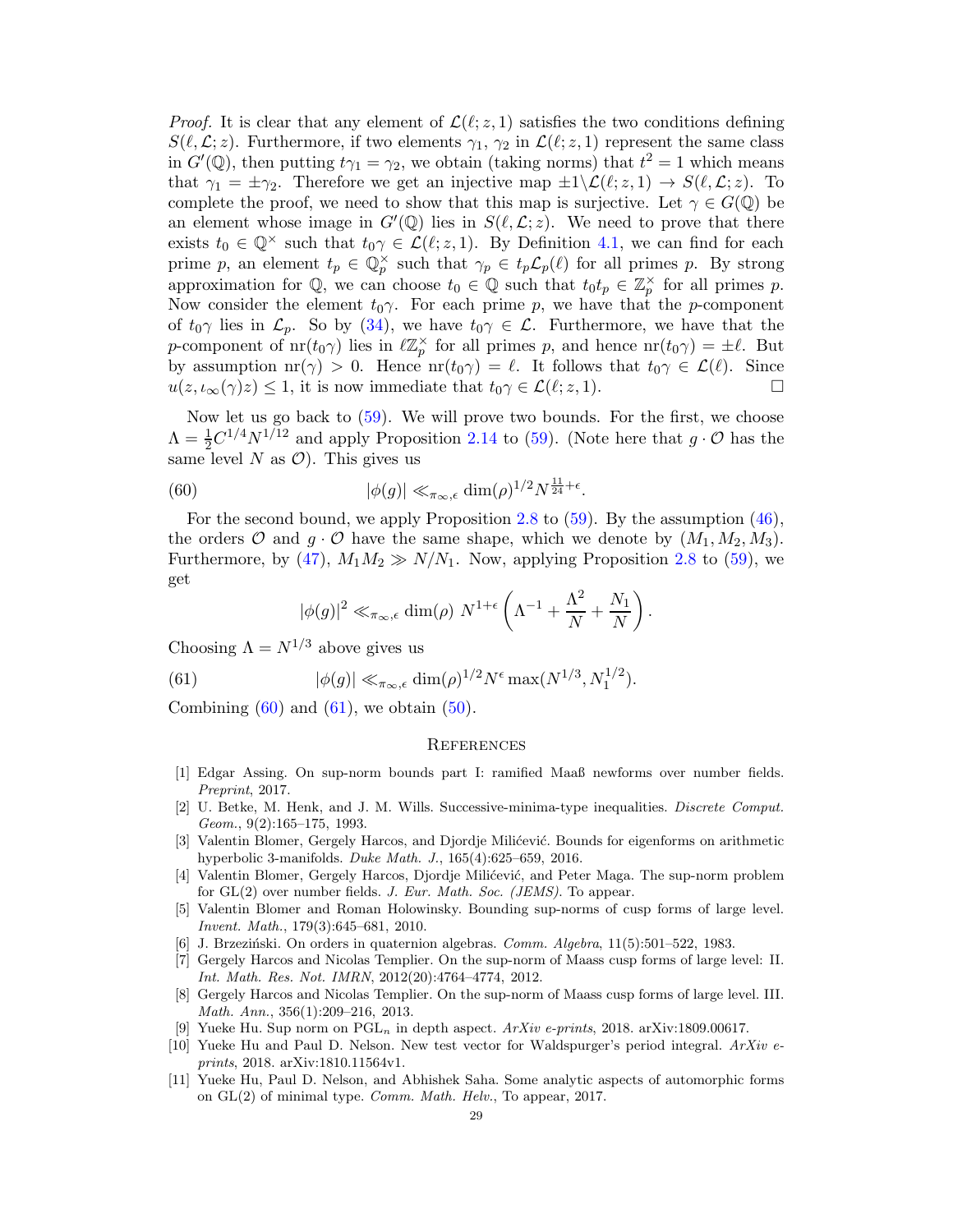*Proof.* It is clear that any element of $\mathcal{L}(\ell; z, 1)$ satisfies the two conditions defining $S(\ell, \mathcal{L}; z)$. Furthermore, if two elements $\gamma_1$, $\gamma_2$ in $\mathcal{L}(\ell; z, 1)$ represent the same class in $G'(\mathbb{Q})$, then putting $t\gamma_1 = \gamma_2$, we obtain (taking norms) that $t^2 = 1$ which means that $\gamma_1 = \pm\gamma_2$. Therefore we get an injective map $\pm 1 \backslash \mathcal{L}(\ell; z, 1) \to S(\ell, \mathcal{L}; z)$. To complete the proof, we need to show that this map is surjective. Let $\gamma \in G(\mathbb{Q})$ be an element whose image in $G'(\mathbb{Q})$ lies in $S(\ell, \mathcal{L}; z)$. We need to prove that there exists $t_0 \in \mathbb{Q}^\times$ such that $t_0\gamma \in \mathcal{L}(\ell; z, 1)$. By Definition 4.1, we can find for each prime $p$, an element $t_p \in \mathbb{Q}_p^\times$ such that $\gamma_p \in t_p \mathcal{L}_p(\ell)$ for all primes $p$. By strong approximation for $\mathbb{Q}$, we can choose $t_0 \in \mathbb{Q}$ such that $t_0 t_p \in \mathbb{Z}_p^\times$ for all primes $p$. Now consider the element $t_0\gamma$. For each prime $p$, we have that the $p$-component of $t_0\gamma$ lies in $\mathcal{L}_p$. So by (34), we have $t_0\gamma \in \mathcal{L}$. Furthermore, we have that the $p$-component of $\mathrm{nr}(t_0\gamma)$ lies in $\ell\mathbb{Z}_p^\times$ for all primes $p$, and hence $\mathrm{nr}(t_0\gamma) = \pm\ell$. But by assumption $\mathrm{nr}(\gamma) > 0$. Hence $\mathrm{nr}(t_0\gamma) = \ell$. It follows that $t_0\gamma \in \mathcal{L}(\ell)$. Since $u(z, \iota_\infty(\gamma)z) \leq 1$, it is now immediate that $t_0\gamma \in \mathcal{L}(\ell; z, 1)$. □

Now let us go back to (59). We will prove two bounds. For the first, we choose $\Lambda = \frac{1}{2} C^{1/4} N^{1/12}$ and apply Proposition 2.14 to (59). (Note here that $g \cdot \mathcal{O}$ has the same level $N$ as $\mathcal{O}$). This gives us

$$|\phi(g)| \ll_{\pi_\infty, \epsilon} \dim(\rho)^{1/2} N^{\frac{11}{24}+\epsilon}. \tag{60}$$

For the second bound, we apply Proposition 2.8 to (59). By the assumption (46), the orders $\mathcal{O}$ and $g \cdot \mathcal{O}$ have the same shape, which we denote by $(M_1, M_2, M_3)$. Furthermore, by (47), $M_1 M_2 \gg N/N_1$. Now, applying Proposition 2.8 to (59), we get

$$|\phi(g)|^2 \ll_{\pi_\infty, \epsilon} \dim(\rho)\ N^{1+\epsilon} \left( \Lambda^{-1} + \frac{\Lambda^2}{N} + \frac{N_1}{N} \right).$$

Choosing $\Lambda = N^{1/3}$ above gives us

$$|\phi(g)| \ll_{\pi_\infty, \epsilon} \dim(\rho)^{1/2} N^{\epsilon} \max(N^{1/3}, N_1^{1/2}). \tag{61}$$

Combining (60) and (61), we obtain (50).

## References

[1] Edgar Assing. On sup-norm bounds part I: ramified Maaß newforms over number fields. *Preprint*, 2017.

[2] U. Betke, M. Henk, and J. M. Wills. Successive-minima-type inequalities. *Discrete Comput. Geom.*, 9(2):165–175, 1993.

[3] Valentin Blomer, Gergely Harcos, and Djordje Milićević. Bounds for eigenforms on arithmetic hyperbolic 3-manifolds. *Duke Math. J.*, 165(4):625–659, 2016.

[4] Valentin Blomer, Gergely Harcos, Djordje Milićević, and Peter Maga. The sup-norm problem for GL(2) over number fields. *J. Eur. Math. Soc. (JEMS)*. To appear.

[5] Valentin Blomer and Roman Holowinsky. Bounding sup-norms of cusp forms of large level. *Invent. Math.*, 179(3):645–681, 2010.

[6] J. Brzeziński. On orders in quaternion algebras. *Comm. Algebra*, 11(5):501–522, 1983.

[7] Gergely Harcos and Nicolas Templier. On the sup-norm of Maass cusp forms of large level: II. *Int. Math. Res. Not. IMRN*, 2012(20):4764–4774, 2012.

[8] Gergely Harcos and Nicolas Templier. On the sup-norm of Maass cusp forms of large level. III. *Math. Ann.*, 356(1):209–216, 2013.

[9] Yueke Hu. Sup norm on $\mathrm{PGL}_n$ in depth aspect. *ArXiv e-prints*, 2018. arXiv:1809.00617.

[10] Yueke Hu and Paul D. Nelson. New test vector for Waldspurger's period integral. *ArXiv e-prints*, 2018. arXiv:1810.11564v1.

[11] Yueke Hu, Paul D. Nelson, and Abhishek Saha. Some analytic aspects of automorphic forms on GL(2) of minimal type. *Comm. Math. Helv.*, To appear, 2017.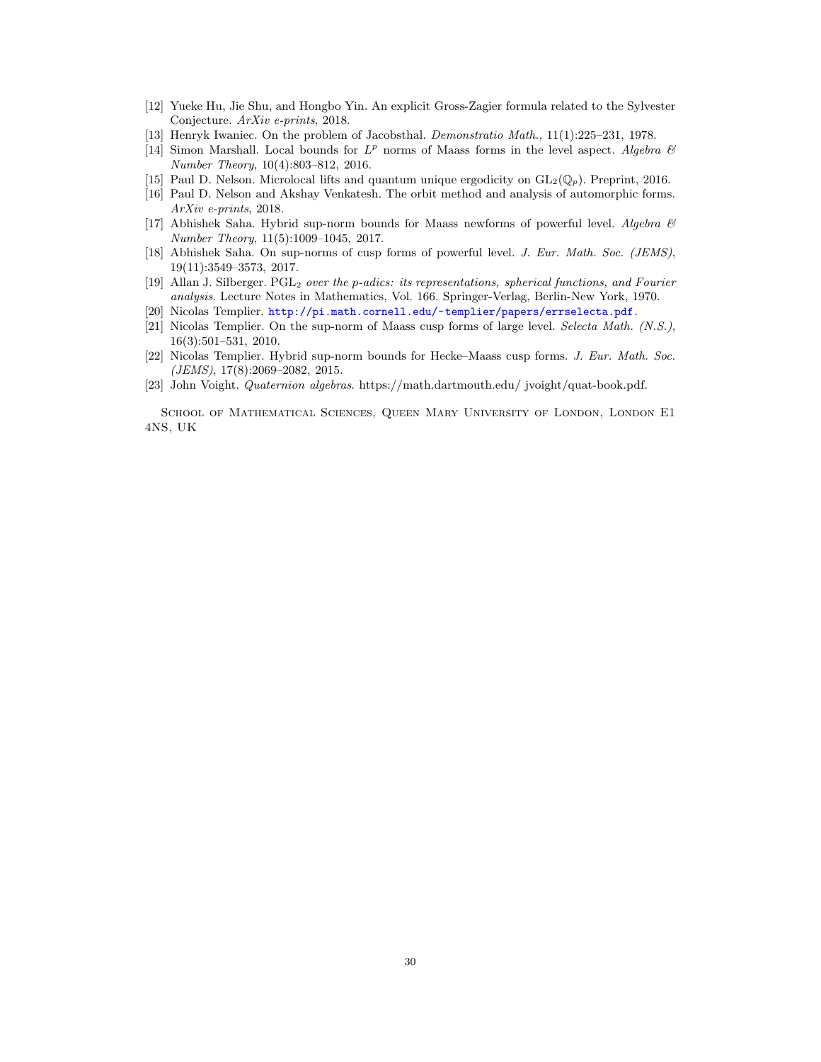[12] Yueke Hu, Jie Shu, and Hongbo Yin. An explicit Gross-Zagier formula related to the Sylvester Conjecture. *ArXiv e-prints*, 2018.

[13] Henryk Iwaniec. On the problem of Jacobsthal. *Demonstratio Math.*, 11(1):225–231, 1978.

[14] Simon Marshall. Local bounds for $L^p$ norms of Maass forms in the level aspect. *Algebra & Number Theory*, 10(4):803–812, 2016.

[15] Paul D. Nelson. Microlocal lifts and quantum unique ergodicity on $\mathrm{GL}_2(\mathbb{Q}_p)$. Preprint, 2016.

[16] Paul D. Nelson and Akshay Venkatesh. The orbit method and analysis of automorphic forms. *ArXiv e-prints*, 2018.

[17] Abhishek Saha. Hybrid sup-norm bounds for Maass newforms of powerful level. *Algebra & Number Theory*, 11(5):1009–1045, 2017.

[18] Abhishek Saha. On sup-norms of cusp forms of powerful level. *J. Eur. Math. Soc. (JEMS)*, 19(11):3549–3573, 2017.

[19] Allan J. Silberger. $\mathrm{PGL}_2$ *over the p-adics: its representations, spherical functions, and Fourier analysis*. Lecture Notes in Mathematics, Vol. 166. Springer-Verlag, Berlin-New York, 1970.

[20] Nicolas Templier. http://pi.math.cornell.edu/~templier/papers/errselecta.pdf.

[21] Nicolas Templier. On the sup-norm of Maass cusp forms of large level. *Selecta Math. (N.S.)*, 16(3):501–531, 2010.

[22] Nicolas Templier. Hybrid sup-norm bounds for Hecke–Maass cusp forms. *J. Eur. Math. Soc. (JEMS)*, 17(8):2069–2082, 2015.

[23] John Voight. *Quaternion algebras*. https://math.dartmouth.edu/ jvoight/quat-book.pdf.

School of Mathematical Sciences, Queen Mary University of London, London E1 4NS, UK